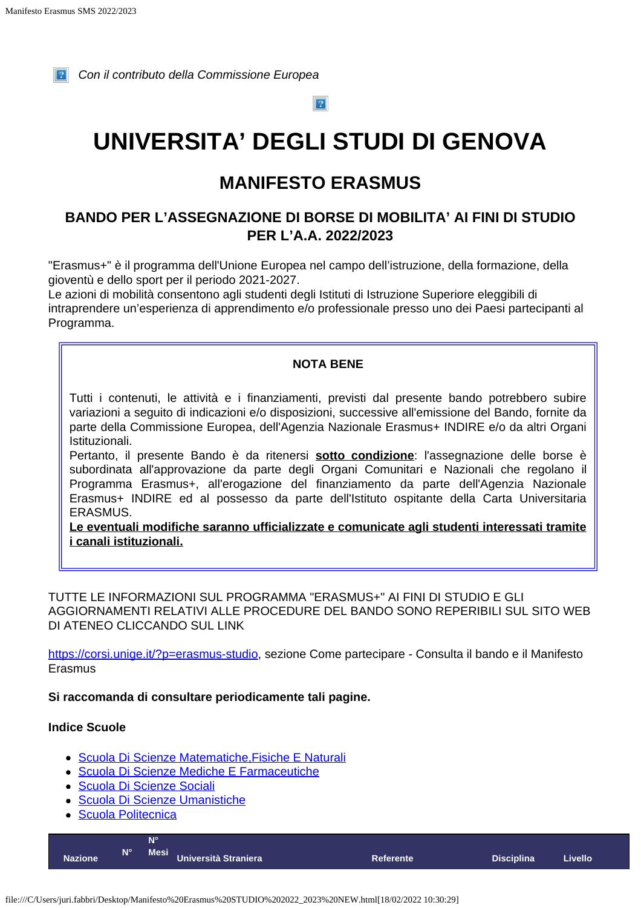*Con il contributo della Commissione Europea*

# UNIVERSITA' DEGLI STUDI DI GENOVA

## MANIFESTO ERASMUS

### BANDO PER L'ASSEGNAZIONE DI BORSE DI MOBILITA' AI FINI DI STUDIO PER L'A.A. 2022/2023

"Erasmus+" è il programma dell'Unione Europea nel campo dell'istruzione, della formazione, della gioventù e dello sport per il periodo 2021-2027.
Le azioni di mobilità consentono agli studenti degli Istituti di Istruzione Superiore eleggibili di intraprendere un'esperienza di apprendimento e/o professionale presso uno dei Paesi partecipanti al Programma.

**NOTA BENE**

Tutti i contenuti, le attività e i finanziamenti, previsti dal presente bando potrebbero subire variazioni a seguito di indicazioni e/o disposizioni, successive all'emissione del Bando, fornite da parte della Commissione Europea, dell'Agenzia Nazionale Erasmus+ INDIRE e/o da altri Organi Istituzionali.
Pertanto, il presente Bando è da ritenersi **sotto condizione**: l'assegnazione delle borse è subordinata all'approvazione da parte degli Organi Comunitari e Nazionali che regolano il Programma Erasmus+, all'erogazione del finanziamento da parte dell'Agenzia Nazionale Erasmus+ INDIRE ed al possesso da parte dell'Istituto ospitante della Carta Universitaria ERASMUS.
**Le eventuali modifiche saranno ufficializzate e comunicate agli studenti interessati tramite i canali istituzionali.**

TUTTE LE INFORMAZIONI SUL PROGRAMMA "ERASMUS+" AI FINI DI STUDIO E GLI AGGIORNAMENTI RELATIVI ALLE PROCEDURE DEL BANDO SONO REPERIBILI SUL SITO WEB DI ATENEO CLICCANDO SUL LINK

https://corsi.unige.it/?p=erasmus-studio, sezione Come partecipare - Consulta il bando e il Manifesto Erasmus

**Si raccomanda di consultare periodicamente tali pagine.**

**Indice Scuole**

- Scuola Di Scienze Matematiche,Fisiche E Naturali
- Scuola Di Scienze Mediche E Farmaceutiche
- Scuola Di Scienze Sociali
- Scuola Di Scienze Umanistiche
- Scuola Politecnica

| Nazione | N° | N° Mesi | Università Straniera | Referente | Disciplina | Livello |
|---|---|---|---|---|---|---|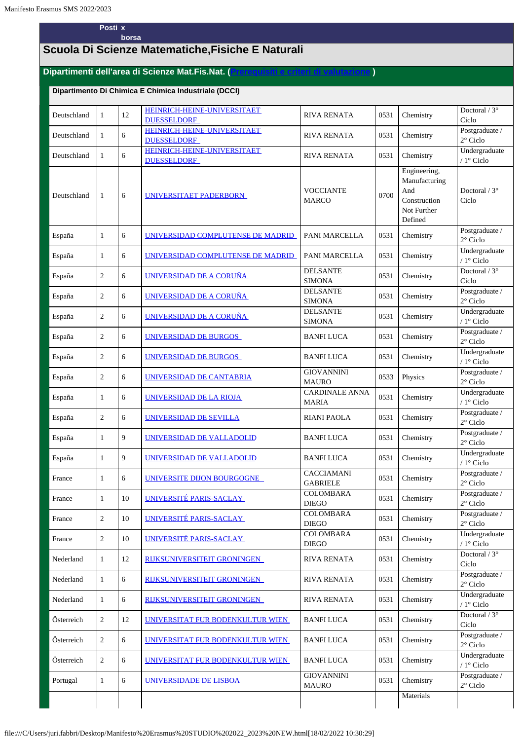| | Posti | x borsa | | | | | |
|---|---|---|---|---|---|---|---|

## Scuola Di Scienze Matematiche,Fisiche E Naturali

### Dipartimenti dell'area di Scienze Mat.Fis.Nat. (Prerequisiti e criteri di valutazione )

#### Dipartimento Di Chimica E Chimica Industriale (DCCI)

| | | | | | | | |
|---|---|---|---|---|---|---|---|
| Deutschland | 1 | 12 | HEINRICH-HEINE-UNIVERSITAET DUESSELDORF | RIVA RENATA | 0531 | Chemistry | Doctoral / 3° Ciclo |
| Deutschland | 1 | 6 | HEINRICH-HEINE-UNIVERSITAET DUESSELDORF | RIVA RENATA | 0531 | Chemistry | Postgraduate / 2° Ciclo |
| Deutschland | 1 | 6 | HEINRICH-HEINE-UNIVERSITAET DUESSELDORF | RIVA RENATA | 0531 | Chemistry | Undergraduate / 1° Ciclo |
| Deutschland | 1 | 6 | UNIVERSITAET PADERBORN | VOCCIANTE MARCO | 0700 | Engineering, Manufacturing And Construction Not Further Defined | Doctoral / 3° Ciclo |
| España | 1 | 6 | UNIVERSIDAD COMPLUTENSE DE MADRID | PANI MARCELLA | 0531 | Chemistry | Postgraduate / 2° Ciclo |
| España | 1 | 6 | UNIVERSIDAD COMPLUTENSE DE MADRID | PANI MARCELLA | 0531 | Chemistry | Undergraduate / 1° Ciclo |
| España | 2 | 6 | UNIVERSIDAD DE A CORUÑA | DELSANTE SIMONA | 0531 | Chemistry | Doctoral / 3° Ciclo |
| España | 2 | 6 | UNIVERSIDAD DE A CORUÑA | DELSANTE SIMONA | 0531 | Chemistry | Postgraduate / 2° Ciclo |
| España | 2 | 6 | UNIVERSIDAD DE A CORUÑA | DELSANTE SIMONA | 0531 | Chemistry | Undergraduate / 1° Ciclo |
| España | 2 | 6 | UNIVERSIDAD DE BURGOS | BANFI LUCA | 0531 | Chemistry | Postgraduate / 2° Ciclo |
| España | 2 | 6 | UNIVERSIDAD DE BURGOS | BANFI LUCA | 0531 | Chemistry | Undergraduate / 1° Ciclo |
| España | 2 | 6 | UNIVERSIDAD DE CANTABRIA | GIOVANNINI MAURO | 0533 | Physics | Postgraduate / 2° Ciclo |
| España | 1 | 6 | UNIVERSIDAD DE LA RIOJA | CARDINALE ANNA MARIA | 0531 | Chemistry | Undergraduate / 1° Ciclo |
| España | 2 | 6 | UNIVERSIDAD DE SEVILLA | RIANI PAOLA | 0531 | Chemistry | Postgraduate / 2° Ciclo |
| España | 1 | 9 | UNIVERSIDAD DE VALLADOLID | BANFI LUCA | 0531 | Chemistry | Postgraduate / 2° Ciclo |
| España | 1 | 9 | UNIVERSIDAD DE VALLADOLID | BANFI LUCA | 0531 | Chemistry | Undergraduate / 1° Ciclo |
| France | 1 | 6 | UNIVERSITE DIJON BOURGOGNE | CACCIAMANI GABRIELE | 0531 | Chemistry | Postgraduate / 2° Ciclo |
| France | 1 | 10 | UNIVERSITÉ PARIS-SACLAY | COLOMBARA DIEGO | 0531 | Chemistry | Postgraduate / 2° Ciclo |
| France | 2 | 10 | UNIVERSITÉ PARIS-SACLAY | COLOMBARA DIEGO | 0531 | Chemistry | Postgraduate / 2° Ciclo |
| France | 2 | 10 | UNIVERSITÉ PARIS-SACLAY | COLOMBARA DIEGO | 0531 | Chemistry | Undergraduate / 1° Ciclo |
| Nederland | 1 | 12 | RIJKSUNIVERSITEIT GRONINGEN | RIVA RENATA | 0531 | Chemistry | Doctoral / 3° Ciclo |
| Nederland | 1 | 6 | RIJKSUNIVERSITEIT GRONINGEN | RIVA RENATA | 0531 | Chemistry | Postgraduate / 2° Ciclo |
| Nederland | 1 | 6 | RIJKSUNIVERSITEIT GRONINGEN | RIVA RENATA | 0531 | Chemistry | Undergraduate / 1° Ciclo |
| Österreich | 2 | 12 | UNIVERSITAT FUR BODENKULTUR WIEN | BANFI LUCA | 0531 | Chemistry | Doctoral / 3° Ciclo |
| Österreich | 2 | 6 | UNIVERSITAT FUR BODENKULTUR WIEN | BANFI LUCA | 0531 | Chemistry | Postgraduate / 2° Ciclo |
| Österreich | 2 | 6 | UNIVERSITAT FUR BODENKULTUR WIEN | BANFI LUCA | 0531 | Chemistry | Undergraduate / 1° Ciclo |
| Portugal | 1 | 6 | UNIVERSIDADE DE LISBOA | GIOVANNINI MAURO | 0531 | Chemistry | Postgraduate / 2° Ciclo |
| | | | | | | Materials | |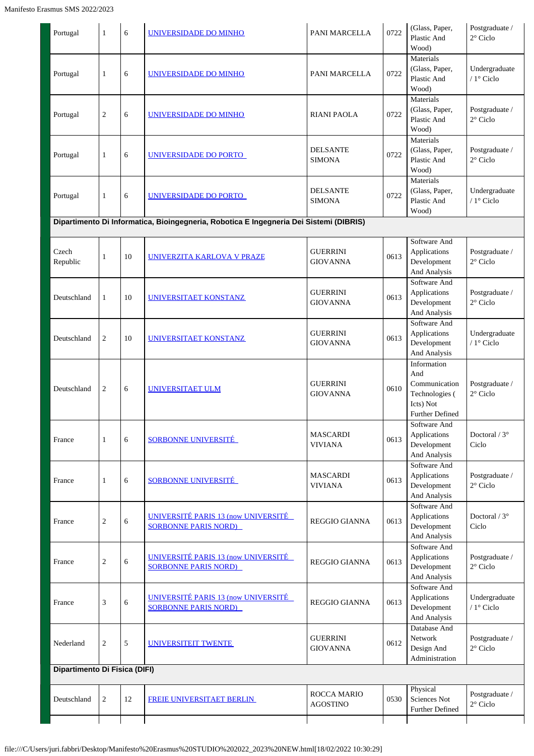| | | | | | | | |
|---|---|---|---|---|---|---|---|
| Portugal | 1 | 6 | UNIVERSIDADE DO MINHO | PANI MARCELLA | 0722 | (Glass, Paper, Plastic And Wood) | Postgraduate / 2° Ciclo |
| Portugal | 1 | 6 | UNIVERSIDADE DO MINHO | PANI MARCELLA | 0722 | Materials (Glass, Paper, Plastic And Wood) | Undergraduate / 1° Ciclo |
| Portugal | 2 | 6 | UNIVERSIDADE DO MINHO | RIANI PAOLA | 0722 | Materials (Glass, Paper, Plastic And Wood) | Postgraduate / 2° Ciclo |
| Portugal | 1 | 6 | UNIVERSIDADE DO PORTO | DELSANTE SIMONA | 0722 | Materials (Glass, Paper, Plastic And Wood) | Postgraduate / 2° Ciclo |
| Portugal | 1 | 6 | UNIVERSIDADE DO PORTO | DELSANTE SIMONA | 0722 | Materials (Glass, Paper, Plastic And Wood) | Undergraduate / 1° Ciclo |
| **Dipartimento Di Informatica, Bioingegneria, Robotica E Ingegneria Dei Sistemi (DIBRIS)** | | | | | | | |
| Czech Republic | 1 | 10 | UNIVERZITA KARLOVA V PRAZE | GUERRINI GIOVANNA | 0613 | Software And Applications Development And Analysis | Postgraduate / 2° Ciclo |
| Deutschland | 1 | 10 | UNIVERSITAET KONSTANZ | GUERRINI GIOVANNA | 0613 | Software And Applications Development And Analysis | Postgraduate / 2° Ciclo |
| Deutschland | 2 | 10 | UNIVERSITAET KONSTANZ | GUERRINI GIOVANNA | 0613 | Software And Applications Development And Analysis | Undergraduate / 1° Ciclo |
| Deutschland | 2 | 6 | UNIVERSITAET ULM | GUERRINI GIOVANNA | 0610 | Information And Communication Technologies ( Icts) Not Further Defined | Postgraduate / 2° Ciclo |
| France | 1 | 6 | SORBONNE UNIVERSITÉ | MASCARDI VIVIANA | 0613 | Software And Applications Development And Analysis | Doctoral / 3° Ciclo |
| France | 1 | 6 | SORBONNE UNIVERSITÉ | MASCARDI VIVIANA | 0613 | Software And Applications Development And Analysis | Postgraduate / 2° Ciclo |
| France | 2 | 6 | UNIVERSITÉ PARIS 13 (now UNIVERSITÉ SORBONNE PARIS NORD) | REGGIO GIANNA | 0613 | Software And Applications Development And Analysis | Doctoral / 3° Ciclo |
| France | 2 | 6 | UNIVERSITÉ PARIS 13 (now UNIVERSITÉ SORBONNE PARIS NORD) | REGGIO GIANNA | 0613 | Software And Applications Development And Analysis | Postgraduate / 2° Ciclo |
| France | 3 | 6 | UNIVERSITÉ PARIS 13 (now UNIVERSITÉ SORBONNE PARIS NORD) | REGGIO GIANNA | 0613 | Software And Applications Development And Analysis | Undergraduate / 1° Ciclo |
| Nederland | 2 | 5 | UNIVERSITEIT TWENTE | GUERRINI GIOVANNA | 0612 | Database And Network Design And Administration | Postgraduate / 2° Ciclo |
| **Dipartimento Di Fisica (DIFI)** | | | | | | | |
| Deutschland | 2 | 12 | FREIE UNIVERSITAET BERLIN | ROCCA MARIO AGOSTINO | 0530 | Physical Sciences Not Further Defined | Postgraduate / 2° Ciclo |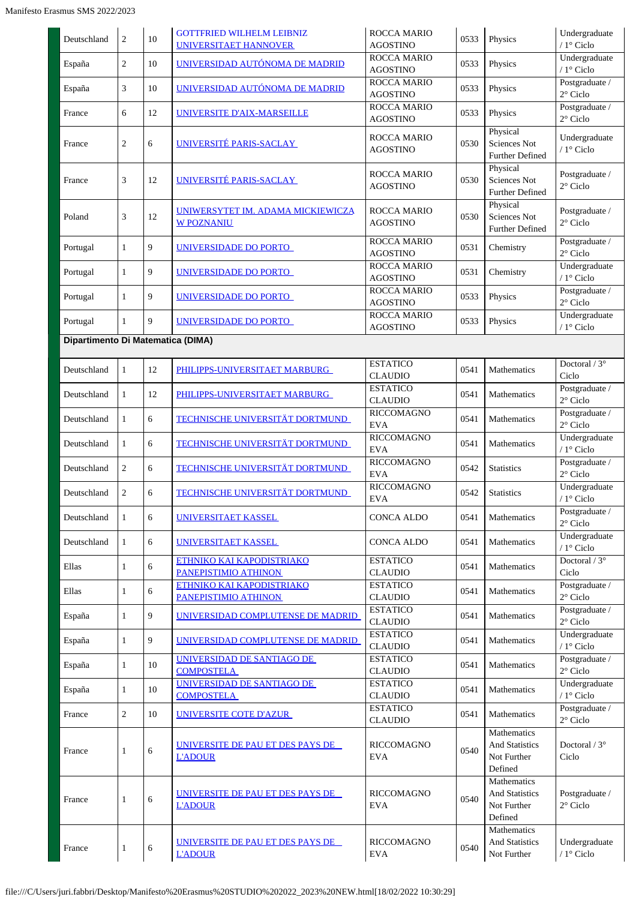| | | | | | | |
|---|---|---|---|---|---|---|
| Deutschland | 2 | 10 | GOTTFRIED WILHELM LEIBNIZ UNIVERSITAET HANNOVER | ROCCA MARIO AGOSTINO | 0533 | Physics | Undergraduate / 1° Ciclo |
| España | 2 | 10 | UNIVERSIDAD AUTÓNOMA DE MADRID | ROCCA MARIO AGOSTINO | 0533 | Physics | Undergraduate / 1° Ciclo |
| España | 3 | 10 | UNIVERSIDAD AUTÓNOMA DE MADRID | ROCCA MARIO AGOSTINO | 0533 | Physics | Postgraduate / 2° Ciclo |
| France | 6 | 12 | UNIVERSITE D'AIX-MARSEILLE | ROCCA MARIO AGOSTINO | 0533 | Physics | Postgraduate / 2° Ciclo |
| France | 2 | 6 | UNIVERSITÉ PARIS-SACLAY | ROCCA MARIO AGOSTINO | 0530 | Physical Sciences Not Further Defined | Undergraduate / 1° Ciclo |
| France | 3 | 12 | UNIVERSITÉ PARIS-SACLAY | ROCCA MARIO AGOSTINO | 0530 | Physical Sciences Not Further Defined | Postgraduate / 2° Ciclo |
| Poland | 3 | 12 | UNIWERSYTET IM. ADAMA MICKIEWICZA W POZNANIU | ROCCA MARIO AGOSTINO | 0530 | Physical Sciences Not Further Defined | Postgraduate / 2° Ciclo |
| Portugal | 1 | 9 | UNIVERSIDADE DO PORTO | ROCCA MARIO AGOSTINO | 0531 | Chemistry | Postgraduate / 2° Ciclo |
| Portugal | 1 | 9 | UNIVERSIDADE DO PORTO | ROCCA MARIO AGOSTINO | 0531 | Chemistry | Undergraduate / 1° Ciclo |
| Portugal | 1 | 9 | UNIVERSIDADE DO PORTO | ROCCA MARIO AGOSTINO | 0533 | Physics | Postgraduate / 2° Ciclo |
| Portugal | 1 | 9 | UNIVERSIDADE DO PORTO | ROCCA MARIO AGOSTINO | 0533 | Physics | Undergraduate / 1° Ciclo |
| **Dipartimento Di Matematica (DIMA)** | | | | | | | |
| Deutschland | 1 | 12 | PHILIPPS-UNIVERSITAET MARBURG | ESTATICO CLAUDIO | 0541 | Mathematics | Doctoral / 3° Ciclo |
| Deutschland | 1 | 12 | PHILIPPS-UNIVERSITAET MARBURG | ESTATICO CLAUDIO | 0541 | Mathematics | Postgraduate / 2° Ciclo |
| Deutschland | 1 | 6 | TECHNISCHE UNIVERSITÄT DORTMUND | RICCOMAGNO EVA | 0541 | Mathematics | Postgraduate / 2° Ciclo |
| Deutschland | 1 | 6 | TECHNISCHE UNIVERSITÄT DORTMUND | RICCOMAGNO EVA | 0541 | Mathematics | Undergraduate / 1° Ciclo |
| Deutschland | 2 | 6 | TECHNISCHE UNIVERSITÄT DORTMUND | RICCOMAGNO EVA | 0542 | Statistics | Postgraduate / 2° Ciclo |
| Deutschland | 2 | 6 | TECHNISCHE UNIVERSITÄT DORTMUND | RICCOMAGNO EVA | 0542 | Statistics | Undergraduate / 1° Ciclo |
| Deutschland | 1 | 6 | UNIVERSITAET KASSEL | CONCA ALDO | 0541 | Mathematics | Postgraduate / 2° Ciclo |
| Deutschland | 1 | 6 | UNIVERSITAET KASSEL | CONCA ALDO | 0541 | Mathematics | Undergraduate / 1° Ciclo |
| Ellas | 1 | 6 | ETHNIKO KAI KAPODISTRIAKO PANEPISTIMIO ATHINON | ESTATICO CLAUDIO | 0541 | Mathematics | Doctoral / 3° Ciclo |
| Ellas | 1 | 6 | ETHNIKO KAI KAPODISTRIAKO PANEPISTIMIO ATHINON | ESTATICO CLAUDIO | 0541 | Mathematics | Postgraduate / 2° Ciclo |
| España | 1 | 9 | UNIVERSIDAD COMPLUTENSE DE MADRID | ESTATICO CLAUDIO | 0541 | Mathematics | Postgraduate / 2° Ciclo |
| España | 1 | 9 | UNIVERSIDAD COMPLUTENSE DE MADRID | ESTATICO CLAUDIO | 0541 | Mathematics | Undergraduate / 1° Ciclo |
| España | 1 | 10 | UNIVERSIDAD DE SANTIAGO DE COMPOSTELA | ESTATICO CLAUDIO | 0541 | Mathematics | Postgraduate / 2° Ciclo |
| España | 1 | 10 | UNIVERSIDAD DE SANTIAGO DE COMPOSTELA | ESTATICO CLAUDIO | 0541 | Mathematics | Undergraduate / 1° Ciclo |
| France | 2 | 10 | UNIVERSITE COTE D'AZUR | ESTATICO CLAUDIO | 0541 | Mathematics | Postgraduate / 2° Ciclo |
| France | 1 | 6 | UNIVERSITE DE PAU ET DES PAYS DE L'ADOUR | RICCOMAGNO EVA | 0540 | Mathematics And Statistics Not Further Defined | Doctoral / 3° Ciclo |
| France | 1 | 6 | UNIVERSITE DE PAU ET DES PAYS DE L'ADOUR | RICCOMAGNO EVA | 0540 | Mathematics And Statistics Not Further Defined | Postgraduate / 2° Ciclo |
| France | 1 | 6 | UNIVERSITE DE PAU ET DES PAYS DE L'ADOUR | RICCOMAGNO EVA | 0540 | Mathematics And Statistics Not Further | Undergraduate / 1° Ciclo |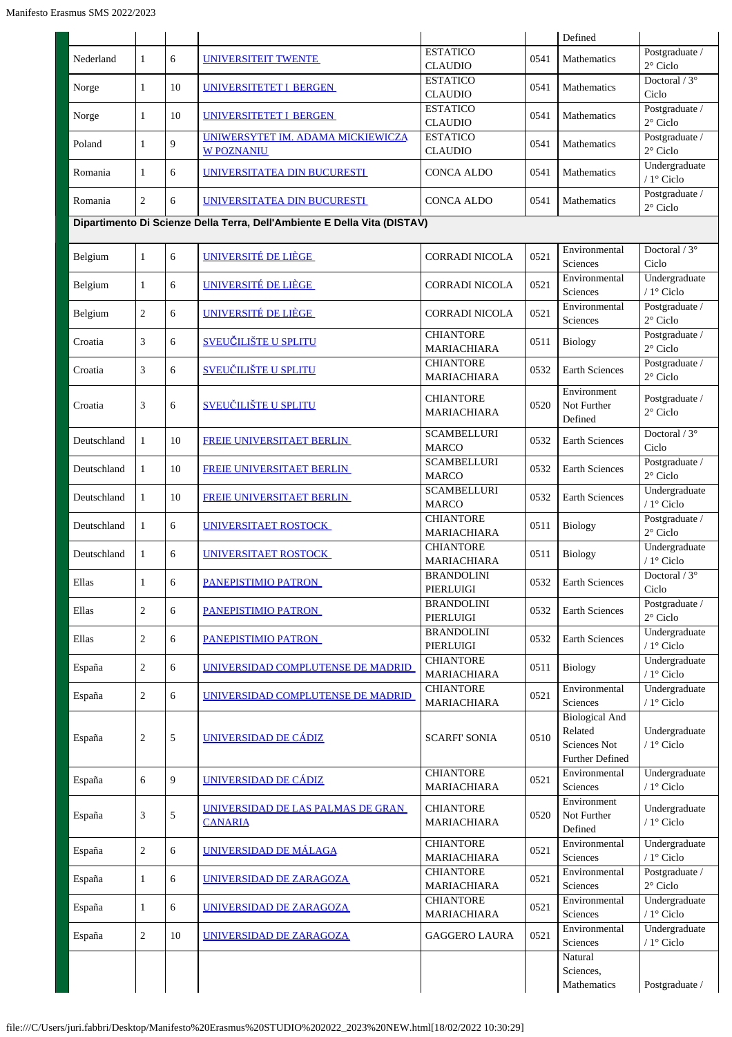| | | | | | | |
|---|---|---|---|---|---|---|
| | | | | | | Defined | |
| Nederland | 1 | 6 | UNIVERSITEIT TWENTE | ESTATICO CLAUDIO | 0541 | Mathematics | Postgraduate / 2° Ciclo |
| Norge | 1 | 10 | UNIVERSITETET I BERGEN | ESTATICO CLAUDIO | 0541 | Mathematics | Doctoral / 3° Ciclo |
| Norge | 1 | 10 | UNIVERSITETET I BERGEN | ESTATICO CLAUDIO | 0541 | Mathematics | Postgraduate / 2° Ciclo |
| Poland | 1 | 9 | UNIWERSYTET IM. ADAMA MICKIEWICZA W POZNANIU | ESTATICO CLAUDIO | 0541 | Mathematics | Postgraduate / 2° Ciclo |
| Romania | 1 | 6 | UNIVERSITATEA DIN BUCURESTI | CONCA ALDO | 0541 | Mathematics | Undergraduate / 1° Ciclo |
| Romania | 2 | 6 | UNIVERSITATEA DIN BUCURESTI | CONCA ALDO | 0541 | Mathematics | Postgraduate / 2° Ciclo |
| **Dipartimento Di Scienze Della Terra, Dell'Ambiente E Della Vita (DISTAV)** | | | | | | | |
| Belgium | 1 | 6 | UNIVERSITÉ DE LIÈGE | CORRADI NICOLA | 0521 | Environmental Sciences | Doctoral / 3° Ciclo |
| Belgium | 1 | 6 | UNIVERSITÉ DE LIÈGE | CORRADI NICOLA | 0521 | Environmental Sciences | Undergraduate / 1° Ciclo |
| Belgium | 2 | 6 | UNIVERSITÉ DE LIÈGE | CORRADI NICOLA | 0521 | Environmental Sciences | Postgraduate / 2° Ciclo |
| Croatia | 3 | 6 | SVEUČILIŠTE U SPLITU | CHIANTORE MARIACHIARA | 0511 | Biology | Postgraduate / 2° Ciclo |
| Croatia | 3 | 6 | SVEUČILIŠTE U SPLITU | CHIANTORE MARIACHIARA | 0532 | Earth Sciences | Postgraduate / 2° Ciclo |
| Croatia | 3 | 6 | SVEUČILIŠTE U SPLITU | CHIANTORE MARIACHIARA | 0520 | Environment Not Further Defined | Postgraduate / 2° Ciclo |
| Deutschland | 1 | 10 | FREIE UNIVERSITAET BERLIN | SCAMBELLURI MARCO | 0532 | Earth Sciences | Doctoral / 3° Ciclo |
| Deutschland | 1 | 10 | FREIE UNIVERSITAET BERLIN | SCAMBELLURI MARCO | 0532 | Earth Sciences | Postgraduate / 2° Ciclo |
| Deutschland | 1 | 10 | FREIE UNIVERSITAET BERLIN | SCAMBELLURI MARCO | 0532 | Earth Sciences | Undergraduate / 1° Ciclo |
| Deutschland | 1 | 6 | UNIVERSITAET ROSTOCK | CHIANTORE MARIACHIARA | 0511 | Biology | Postgraduate / 2° Ciclo |
| Deutschland | 1 | 6 | UNIVERSITAET ROSTOCK | CHIANTORE MARIACHIARA | 0511 | Biology | Undergraduate / 1° Ciclo |
| Ellas | 1 | 6 | PANEPISTIMIO PATRON | BRANDOLINI PIERLUIGI | 0532 | Earth Sciences | Doctoral / 3° Ciclo |
| Ellas | 2 | 6 | PANEPISTIMIO PATRON | BRANDOLINI PIERLUIGI | 0532 | Earth Sciences | Postgraduate / 2° Ciclo |
| Ellas | 2 | 6 | PANEPISTIMIO PATRON | BRANDOLINI PIERLUIGI | 0532 | Earth Sciences | Undergraduate / 1° Ciclo |
| España | 2 | 6 | UNIVERSIDAD COMPLUTENSE DE MADRID | CHIANTORE MARIACHIARA | 0511 | Biology | Undergraduate / 1° Ciclo |
| España | 2 | 6 | UNIVERSIDAD COMPLUTENSE DE MADRID | CHIANTORE MARIACHIARA | 0521 | Environmental Sciences | Undergraduate / 1° Ciclo |
| España | 2 | 5 | UNIVERSIDAD DE CÁDIZ | SCARFI' SONIA | 0510 | Biological And Related Sciences Not Further Defined | Undergraduate / 1° Ciclo |
| España | 6 | 9 | UNIVERSIDAD DE CÁDIZ | CHIANTORE MARIACHIARA | 0521 | Environmental Sciences | Undergraduate / 1° Ciclo |
| España | 3 | 5 | UNIVERSIDAD DE LAS PALMAS DE GRAN CANARIA | CHIANTORE MARIACHIARA | 0520 | Environment Not Further Defined | Undergraduate / 1° Ciclo |
| España | 2 | 6 | UNIVERSIDAD DE MÁLAGA | CHIANTORE MARIACHIARA | 0521 | Environmental Sciences | Undergraduate / 1° Ciclo |
| España | 1 | 6 | UNIVERSIDAD DE ZARAGOZA | CHIANTORE MARIACHIARA | 0521 | Environmental Sciences | Postgraduate / 2° Ciclo |
| España | 1 | 6 | UNIVERSIDAD DE ZARAGOZA | CHIANTORE MARIACHIARA | 0521 | Environmental Sciences | Undergraduate / 1° Ciclo |
| España | 2 | 10 | UNIVERSIDAD DE ZARAGOZA | GAGGERO LAURA | 0521 | Environmental Sciences | Undergraduate / 1° Ciclo |
| | | | | | | Natural Sciences, Mathematics | Postgraduate / |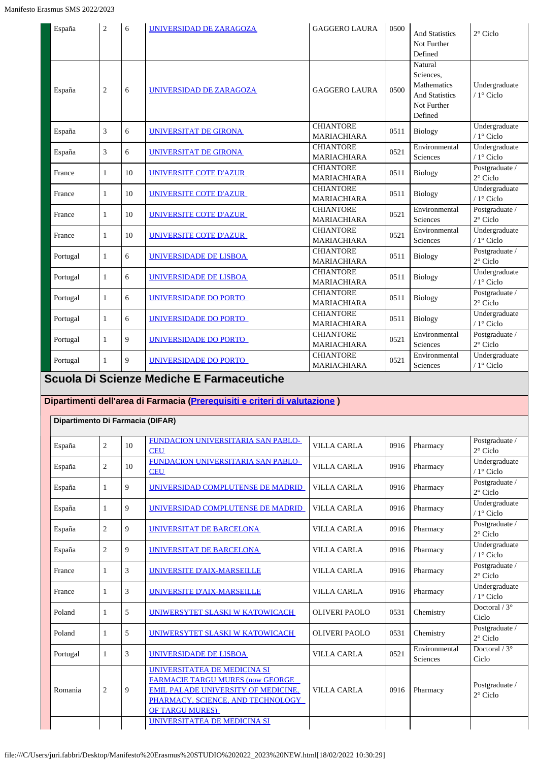| | | | | | | | |
|---|---|---|---|---|---|---|---|
| España | 2 | 6 | UNIVERSIDAD DE ZARAGOZA | GAGGERO LAURA | 0500 | And Statistics Not Further Defined | 2° Ciclo |
| España | 2 | 6 | UNIVERSIDAD DE ZARAGOZA | GAGGERO LAURA | 0500 | Natural Sciences, Mathematics And Statistics Not Further Defined | Undergraduate / 1° Ciclo |
| España | 3 | 6 | UNIVERSITAT DE GIRONA | CHIANTORE MARIACHIARA | 0511 | Biology | Undergraduate / 1° Ciclo |
| España | 3 | 6 | UNIVERSITAT DE GIRONA | CHIANTORE MARIACHIARA | 0521 | Environmental Sciences | Undergraduate / 1° Ciclo |
| France | 1 | 10 | UNIVERSITE COTE D'AZUR | CHIANTORE MARIACHIARA | 0511 | Biology | Postgraduate / 2° Ciclo |
| France | 1 | 10 | UNIVERSITE COTE D'AZUR | CHIANTORE MARIACHIARA | 0511 | Biology | Undergraduate / 1° Ciclo |
| France | 1 | 10 | UNIVERSITE COTE D'AZUR | CHIANTORE MARIACHIARA | 0521 | Environmental Sciences | Postgraduate / 2° Ciclo |
| France | 1 | 10 | UNIVERSITE COTE D'AZUR | CHIANTORE MARIACHIARA | 0521 | Environmental Sciences | Undergraduate / 1° Ciclo |
| Portugal | 1 | 6 | UNIVERSIDADE DE LISBOA | CHIANTORE MARIACHIARA | 0511 | Biology | Postgraduate / 2° Ciclo |
| Portugal | 1 | 6 | UNIVERSIDADE DE LISBOA | CHIANTORE MARIACHIARA | 0511 | Biology | Undergraduate / 1° Ciclo |
| Portugal | 1 | 6 | UNIVERSIDADE DO PORTO | CHIANTORE MARIACHIARA | 0511 | Biology | Postgraduate / 2° Ciclo |
| Portugal | 1 | 6 | UNIVERSIDADE DO PORTO | CHIANTORE MARIACHIARA | 0511 | Biology | Undergraduate / 1° Ciclo |
| Portugal | 1 | 9 | UNIVERSIDADE DO PORTO | CHIANTORE MARIACHIARA | 0521 | Environmental Sciences | Postgraduate / 2° Ciclo |
| Portugal | 1 | 9 | UNIVERSIDADE DO PORTO | CHIANTORE MARIACHIARA | 0521 | Environmental Sciences | Undergraduate / 1° Ciclo |

## Scuola Di Scienze Mediche E Farmaceutiche

### Dipartimenti dell'area di Farmacia (Prerequisiti e criteri di valutazione )

**Dipartimento Di Farmacia (DIFAR)**

| | | | | | | | |
|---|---|---|---|---|---|---|---|
| España | 2 | 10 | FUNDACION UNIVERSITARIA SAN PABLO-CEU | VILLA CARLA | 0916 | Pharmacy | Postgraduate / 2° Ciclo |
| España | 2 | 10 | FUNDACION UNIVERSITARIA SAN PABLO-CEU | VILLA CARLA | 0916 | Pharmacy | Undergraduate / 1° Ciclo |
| España | 1 | 9 | UNIVERSIDAD COMPLUTENSE DE MADRID | VILLA CARLA | 0916 | Pharmacy | Postgraduate / 2° Ciclo |
| España | 1 | 9 | UNIVERSIDAD COMPLUTENSE DE MADRID | VILLA CARLA | 0916 | Pharmacy | Undergraduate / 1° Ciclo |
| España | 2 | 9 | UNIVERSITAT DE BARCELONA | VILLA CARLA | 0916 | Pharmacy | Postgraduate / 2° Ciclo |
| España | 2 | 9 | UNIVERSITAT DE BARCELONA | VILLA CARLA | 0916 | Pharmacy | Undergraduate / 1° Ciclo |
| France | 1 | 3 | UNIVERSITE D'AIX-MARSEILLE | VILLA CARLA | 0916 | Pharmacy | Postgraduate / 2° Ciclo |
| France | 1 | 3 | UNIVERSITE D'AIX-MARSEILLE | VILLA CARLA | 0916 | Pharmacy | Undergraduate / 1° Ciclo |
| Poland | 1 | 5 | UNIWERSYTET SLASKI W KATOWICACH | OLIVERI PAOLO | 0531 | Chemistry | Doctoral / 3° Ciclo |
| Poland | 1 | 5 | UNIWERSYTET SLASKI W KATOWICACH | OLIVERI PAOLO | 0531 | Chemistry | Postgraduate / 2° Ciclo |
| Portugal | 1 | 3 | UNIVERSIDADE DE LISBOA | VILLA CARLA | 0521 | Environmental Sciences | Doctoral / 3° Ciclo |
| Romania | 2 | 9 | UNIVERSITATEA DE MEDICINA SI FARMACIE TARGU MURES (now GEORGE EMIL PALADE UNIVERSITY OF MEDICINE, PHARMACY, SCIENCE, AND TECHNOLOGY OF TARGU MURES) | VILLA CARLA | 0916 | Pharmacy | Postgraduate / 2° Ciclo |
| | | | UNIVERSITATEA DE MEDICINA SI | | | | |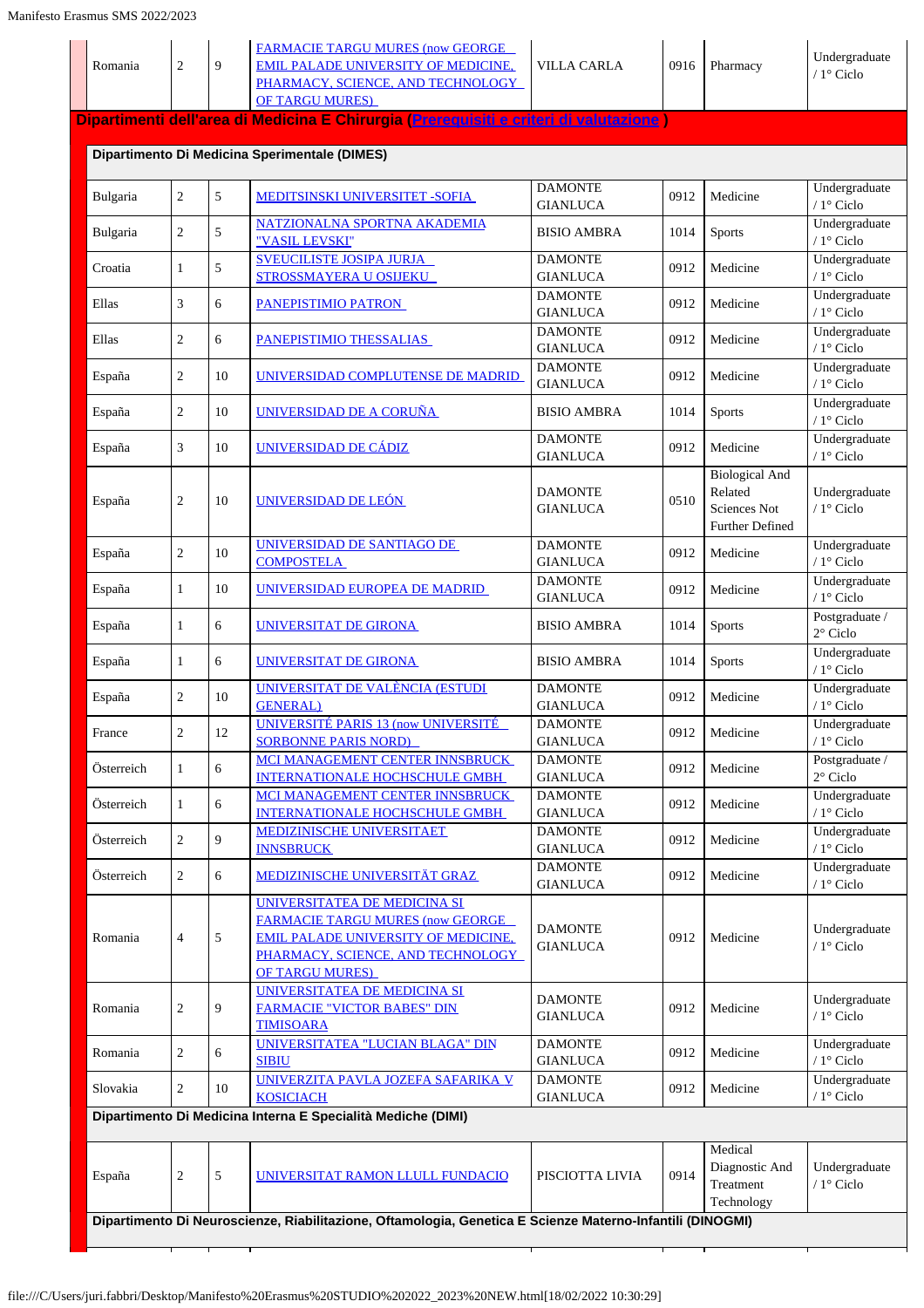| Romania | 2 | 9 | FARMACIE TARGU MURES (now GEORGE EMIL PALADE UNIVERSITY OF MEDICINE, PHARMACY, SCIENCE, AND TECHNOLOGY OF TARGU MURES) | VILLA CARLA | 0916 | Pharmacy | Undergraduate / 1° Ciclo |
|---|---|---|---|---|---|---|---|

## Dipartimenti dell'area di Medicina E Chirurgia (Prerequisiti e criteri di valutazione )

### Dipartimento Di Medicina Sperimentale (DIMES)

| | | | | | | | |
|---|---|---|---|---|---|---|---|
| Bulgaria | 2 | 5 | MEDITSINSKI UNIVERSITET -SOFIA | DAMONTE GIANLUCA | 0912 | Medicine | Undergraduate / 1° Ciclo |
| Bulgaria | 2 | 5 | NATZIONALNA SPORTNA AKADEMIA "VASIL LEVSKI" | BISIO AMBRA | 1014 | Sports | Undergraduate / 1° Ciclo |
| Croatia | 1 | 5 | SVEUCILISTE JOSIPA JURJA STROSSMAYERA U OSIJEKU | DAMONTE GIANLUCA | 0912 | Medicine | Undergraduate / 1° Ciclo |
| Ellas | 3 | 6 | PANEPISTIMIO PATRON | DAMONTE GIANLUCA | 0912 | Medicine | Undergraduate / 1° Ciclo |
| Ellas | 2 | 6 | PANEPISTIMIO THESSALIAS | DAMONTE GIANLUCA | 0912 | Medicine | Undergraduate / 1° Ciclo |
| España | 2 | 10 | UNIVERSIDAD COMPLUTENSE DE MADRID | DAMONTE GIANLUCA | 0912 | Medicine | Undergraduate / 1° Ciclo |
| España | 2 | 10 | UNIVERSIDAD DE A CORUÑA | BISIO AMBRA | 1014 | Sports | Undergraduate / 1° Ciclo |
| España | 3 | 10 | UNIVERSIDAD DE CÁDIZ | DAMONTE GIANLUCA | 0912 | Medicine | Undergraduate / 1° Ciclo |
| España | 2 | 10 | UNIVERSIDAD DE LEÓN | DAMONTE GIANLUCA | 0510 | Biological And Related Sciences Not Further Defined | Undergraduate / 1° Ciclo |
| España | 2 | 10 | UNIVERSIDAD DE SANTIAGO DE COMPOSTELA | DAMONTE GIANLUCA | 0912 | Medicine | Undergraduate / 1° Ciclo |
| España | 1 | 10 | UNIVERSIDAD EUROPEA DE MADRID | DAMONTE GIANLUCA | 0912 | Medicine | Undergraduate / 1° Ciclo |
| España | 1 | 6 | UNIVERSITAT DE GIRONA | BISIO AMBRA | 1014 | Sports | Postgraduate / 2° Ciclo |
| España | 1 | 6 | UNIVERSITAT DE GIRONA | BISIO AMBRA | 1014 | Sports | Undergraduate / 1° Ciclo |
| España | 2 | 10 | UNIVERSITAT DE VALÈNCIA (ESTUDI GENERAL) | DAMONTE GIANLUCA | 0912 | Medicine | Undergraduate / 1° Ciclo |
| France | 2 | 12 | UNIVERSITÉ PARIS 13 (now UNIVERSITÉ SORBONNE PARIS NORD) | DAMONTE GIANLUCA | 0912 | Medicine | Undergraduate / 1° Ciclo |
| Österreich | 1 | 6 | MCI MANAGEMENT CENTER INNSBRUCK INTERNATIONALE HOCHSCHULE GMBH | DAMONTE GIANLUCA | 0912 | Medicine | Postgraduate / 2° Ciclo |
| Österreich | 1 | 6 | MCI MANAGEMENT CENTER INNSBRUCK INTERNATIONALE HOCHSCHULE GMBH | DAMONTE GIANLUCA | 0912 | Medicine | Undergraduate / 1° Ciclo |
| Österreich | 2 | 9 | MEDIZINISCHE UNIVERSITAET INNSBRUCK | DAMONTE GIANLUCA | 0912 | Medicine | Undergraduate / 1° Ciclo |
| Österreich | 2 | 6 | MEDIZINISCHE UNIVERSITÄT GRAZ | DAMONTE GIANLUCA | 0912 | Medicine | Undergraduate / 1° Ciclo |
| Romania | 4 | 5 | UNIVERSITATEA DE MEDICINA SI FARMACIE TARGU MURES (now GEORGE EMIL PALADE UNIVERSITY OF MEDICINE, PHARMACY, SCIENCE, AND TECHNOLOGY OF TARGU MURES) | DAMONTE GIANLUCA | 0912 | Medicine | Undergraduate / 1° Ciclo |
| Romania | 2 | 9 | UNIVERSITATEA DE MEDICINA SI FARMACIE "VICTOR BABES" DIN TIMISOARA | DAMONTE GIANLUCA | 0912 | Medicine | Undergraduate / 1° Ciclo |
| Romania | 2 | 6 | UNIVERSITATEA "LUCIAN BLAGA" DIN SIBIU | DAMONTE GIANLUCA | 0912 | Medicine | Undergraduate / 1° Ciclo |
| Slovakia | 2 | 10 | UNIVERZITA PAVLA JOZEFA SAFARIKA V KOSICIACH | DAMONTE GIANLUCA | 0912 | Medicine | Undergraduate / 1° Ciclo |

### Dipartimento Di Medicina Interna E Specialità Mediche (DIMI)

| | | | | | | | |
|---|---|---|---|---|---|---|---|
| España | 2 | 5 | UNIVERSITAT RAMON LLULL FUNDACIO | PISCIOTTA LIVIA | 0914 | Medical Diagnostic And Treatment Technology | Undergraduate / 1° Ciclo |

### Dipartimento Di Neuroscienze, Riabilitazione, Oftamologia, Genetica E Scienze Materno-Infantili (DINOGMI)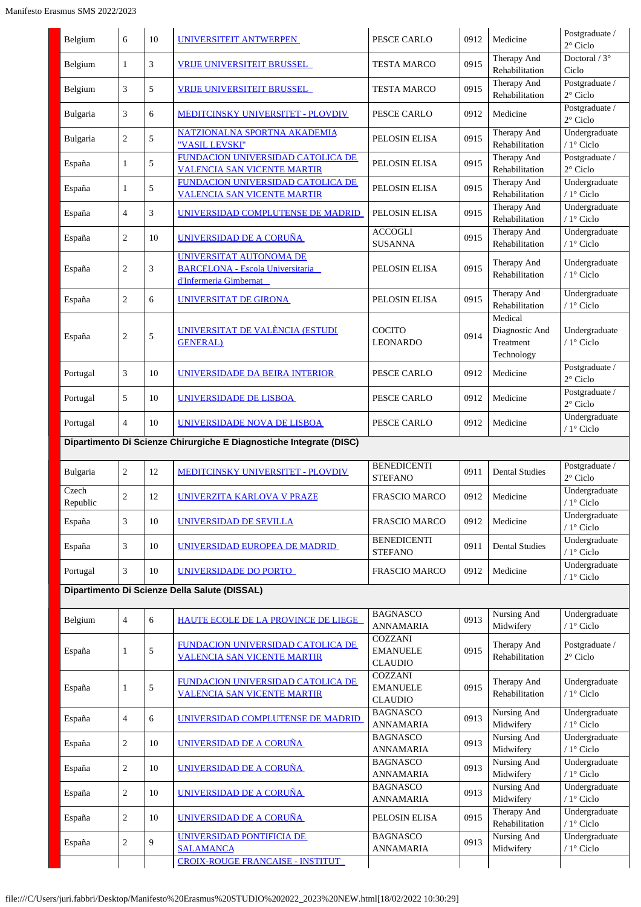| | | | | | | | |
|---|---|---|---|---|---|---|---|
| Belgium | 6 | 10 | UNIVERSITEIT ANTWERPEN | PESCE CARLO | 0912 | Medicine | Postgraduate / 2° Ciclo |
| Belgium | 1 | 3 | VRIJE UNIVERSITEIT BRUSSEL | TESTA MARCO | 0915 | Therapy And Rehabilitation | Doctoral / 3° Ciclo |
| Belgium | 3 | 5 | VRIJE UNIVERSITEIT BRUSSEL | TESTA MARCO | 0915 | Therapy And Rehabilitation | Postgraduate / 2° Ciclo |
| Bulgaria | 3 | 6 | MEDITCINSKY UNIVERSITET - PLOVDIV | PESCE CARLO | 0912 | Medicine | Postgraduate / 2° Ciclo |
| Bulgaria | 2 | 5 | NATZIONALNA SPORTNA AKADEMIA "VASIL LEVSKI" | PELOSIN ELISA | 0915 | Therapy And Rehabilitation | Undergraduate / 1° Ciclo |
| España | 1 | 5 | FUNDACION UNIVERSIDAD CATOLICA DE VALENCIA SAN VICENTE MARTIR | PELOSIN ELISA | 0915 | Therapy And Rehabilitation | Postgraduate / 2° Ciclo |
| España | 1 | 5 | FUNDACION UNIVERSIDAD CATOLICA DE VALENCIA SAN VICENTE MARTIR | PELOSIN ELISA | 0915 | Therapy And Rehabilitation | Undergraduate / 1° Ciclo |
| España | 4 | 3 | UNIVERSIDAD COMPLUTENSE DE MADRID | PELOSIN ELISA | 0915 | Therapy And Rehabilitation | Undergraduate / 1° Ciclo |
| España | 2 | 10 | UNIVERSIDAD DE A CORUÑA | ACCOGLI SUSANNA | 0915 | Therapy And Rehabilitation | Undergraduate / 1° Ciclo |
| España | 2 | 3 | UNIVERSITAT AUTONOMA DE BARCELONA - Escola Universitaria d'Infermeria Gimbernat | PELOSIN ELISA | 0915 | Therapy And Rehabilitation | Undergraduate / 1° Ciclo |
| España | 2 | 6 | UNIVERSITAT DE GIRONA | PELOSIN ELISA | 0915 | Therapy And Rehabilitation | Undergraduate / 1° Ciclo |
| España | 2 | 5 | UNIVERSITAT DE VALÈNCIA (ESTUDI GENERAL) | COCITO LEONARDO | 0914 | Medical Diagnostic And Treatment Technology | Undergraduate / 1° Ciclo |
| Portugal | 3 | 10 | UNIVERSIDADE DA BEIRA INTERIOR | PESCE CARLO | 0912 | Medicine | Postgraduate / 2° Ciclo |
| Portugal | 5 | 10 | UNIVERSIDADE DE LISBOA | PESCE CARLO | 0912 | Medicine | Postgraduate / 2° Ciclo |
| Portugal | 4 | 10 | UNIVERSIDADE NOVA DE LISBOA | PESCE CARLO | 0912 | Medicine | Undergraduate / 1° Ciclo |
| **Dipartimento Di Scienze Chirurgiche E Diagnostiche Integrate (DISC)** | | | | | | | |
| Bulgaria | 2 | 12 | MEDITCINSKY UNIVERSITET - PLOVDIV | BENEDICENTI STEFANO | 0911 | Dental Studies | Postgraduate / 2° Ciclo |
| Czech Republic | 2 | 12 | UNIVERZITA KARLOVA V PRAZE | FRASCIO MARCO | 0912 | Medicine | Undergraduate / 1° Ciclo |
| España | 3 | 10 | UNIVERSIDAD DE SEVILLA | FRASCIO MARCO | 0912 | Medicine | Undergraduate / 1° Ciclo |
| España | 3 | 10 | UNIVERSIDAD EUROPEA DE MADRID | BENEDICENTI STEFANO | 0911 | Dental Studies | Undergraduate / 1° Ciclo |
| Portugal | 3 | 10 | UNIVERSIDADE DO PORTO | FRASCIO MARCO | 0912 | Medicine | Undergraduate / 1° Ciclo |
| **Dipartimento Di Scienze Della Salute (DISSAL)** | | | | | | | |
| Belgium | 4 | 6 | HAUTE ECOLE DE LA PROVINCE DE LIEGE | BAGNASCO ANNAMARIA | 0913 | Nursing And Midwifery | Undergraduate / 1° Ciclo |
| España | 1 | 5 | FUNDACION UNIVERSIDAD CATOLICA DE VALENCIA SAN VICENTE MARTIR | COZZANI EMANUELE CLAUDIO | 0915 | Therapy And Rehabilitation | Postgraduate / 2° Ciclo |
| España | 1 | 5 | FUNDACION UNIVERSIDAD CATOLICA DE VALENCIA SAN VICENTE MARTIR | COZZANI EMANUELE CLAUDIO | 0915 | Therapy And Rehabilitation | Undergraduate / 1° Ciclo |
| España | 4 | 6 | UNIVERSIDAD COMPLUTENSE DE MADRID | BAGNASCO ANNAMARIA | 0913 | Nursing And Midwifery | Undergraduate / 1° Ciclo |
| España | 2 | 10 | UNIVERSIDAD DE A CORUÑA | BAGNASCO ANNAMARIA | 0913 | Nursing And Midwifery | Undergraduate / 1° Ciclo |
| España | 2 | 10 | UNIVERSIDAD DE A CORUÑA | BAGNASCO ANNAMARIA | 0913 | Nursing And Midwifery | Undergraduate / 1° Ciclo |
| España | 2 | 10 | UNIVERSIDAD DE A CORUÑA | BAGNASCO ANNAMARIA | 0913 | Nursing And Midwifery | Undergraduate / 1° Ciclo |
| España | 2 | 10 | UNIVERSIDAD DE A CORUÑA | PELOSIN ELISA | 0915 | Therapy And Rehabilitation | Undergraduate / 1° Ciclo |
| España | 2 | 9 | UNIVERSIDAD PONTIFICIA DE SALAMANCA | BAGNASCO ANNAMARIA | 0913 | Nursing And Midwifery | Undergraduate / 1° Ciclo |
| | | | CROIX-ROUGE FRANCAISE - INSTITUT | | | | |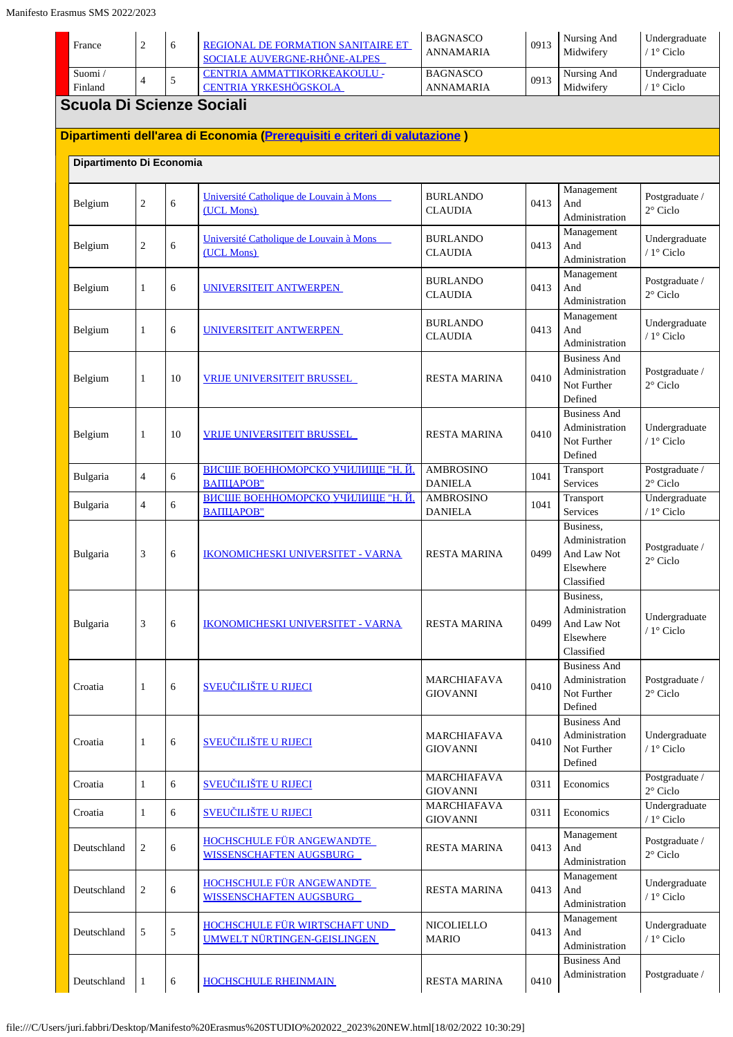| France | 2 | 6 | REGIONAL DE FORMATION SANITAIRE ET SOCIALE AUVERGNE-RHÔNE-ALPES | BAGNASCO ANNAMARIA | 0913 | Nursing And Midwifery | Undergraduate / 1° Ciclo |
|---|---|---|---|---|---|---|---|
| Suomi / Finland | 4 | 5 | CENTRIA AMMATTIKORKEAKOULU - CENTRIA YRKESHÖGSKOLA | BAGNASCO ANNAMARIA | 0913 | Nursing And Midwifery | Undergraduate / 1° Ciclo |

## Scuola Di Scienze Sociali

### Dipartimenti dell'area di Economia (Prerequisiti e criteri di valutazione )

#### Dipartimento Di Economia

| Belgium | 2 | 6 | Université Catholique de Louvain à Mons (UCL Mons) | BURLANDO CLAUDIA | 0413 | Management And Administration | Postgraduate / 2° Ciclo |
|---|---|---|---|---|---|---|---|
| Belgium | 2 | 6 | Université Catholique de Louvain à Mons (UCL Mons) | BURLANDO CLAUDIA | 0413 | Management And Administration | Undergraduate / 1° Ciclo |
| Belgium | 1 | 6 | UNIVERSITEIT ANTWERPEN | BURLANDO CLAUDIA | 0413 | Management And Administration | Postgraduate / 2° Ciclo |
| Belgium | 1 | 6 | UNIVERSITEIT ANTWERPEN | BURLANDO CLAUDIA | 0413 | Management And Administration | Undergraduate / 1° Ciclo |
| Belgium | 1 | 10 | VRIJE UNIVERSITEIT BRUSSEL | RESTA MARINA | 0410 | Business And Administration Not Further Defined | Postgraduate / 2° Ciclo |
| Belgium | 1 | 10 | VRIJE UNIVERSITEIT BRUSSEL | RESTA MARINA | 0410 | Business And Administration Not Further Defined | Undergraduate / 1° Ciclo |
| Bulgaria | 4 | 6 | ВИСШЕ ВОЕННОМОРСКО УЧИЛИЩЕ "Н. Й. ВАПЦАРОВ" | AMBROSINO DANIELA | 1041 | Transport Services | Postgraduate / 2° Ciclo |
| Bulgaria | 4 | 6 | ВИСШЕ ВОЕННОМОРСКО УЧИЛИЩЕ "Н. Й. ВАПЦАРОВ" | AMBROSINO DANIELA | 1041 | Transport Services | Undergraduate / 1° Ciclo |
| Bulgaria | 3 | 6 | IKONOMICHESKI UNIVERSITET - VARNA | RESTA MARINA | 0499 | Business, Administration And Law Not Elsewhere Classified | Postgraduate / 2° Ciclo |
| Bulgaria | 3 | 6 | IKONOMICHESKI UNIVERSITET - VARNA | RESTA MARINA | 0499 | Business, Administration And Law Not Elsewhere Classified | Undergraduate / 1° Ciclo |
| Croatia | 1 | 6 | SVEUČILIŠTE U RIJECI | MARCHIAFAVA GIOVANNI | 0410 | Business And Administration Not Further Defined | Postgraduate / 2° Ciclo |
| Croatia | 1 | 6 | SVEUČILIŠTE U RIJECI | MARCHIAFAVA GIOVANNI | 0410 | Business And Administration Not Further Defined | Undergraduate / 1° Ciclo |
| Croatia | 1 | 6 | SVEUČILIŠTE U RIJECI | MARCHIAFAVA GIOVANNI | 0311 | Economics | Postgraduate / 2° Ciclo |
| Croatia | 1 | 6 | SVEUČILIŠTE U RIJECI | MARCHIAFAVA GIOVANNI | 0311 | Economics | Undergraduate / 1° Ciclo |
| Deutschland | 2 | 6 | HOCHSCHULE FÜR ANGEWANDTE WISSENSCHAFTEN AUGSBURG | RESTA MARINA | 0413 | Management And Administration | Postgraduate / 2° Ciclo |
| Deutschland | 2 | 6 | HOCHSCHULE FÜR ANGEWANDTE WISSENSCHAFTEN AUGSBURG | RESTA MARINA | 0413 | Management And Administration | Undergraduate / 1° Ciclo |
| Deutschland | 5 | 5 | HOCHSCHULE FÜR WIRTSCHAFT UND UMWELT NÜRTINGEN-GEISLINGEN | NICOLIELLO MARIO | 0413 | Management And Administration | Undergraduate / 1° Ciclo |
| Deutschland | 1 | 6 | HOCHSCHULE RHEINMAIN | RESTA MARINA | 0410 | Business And Administration | Postgraduate / |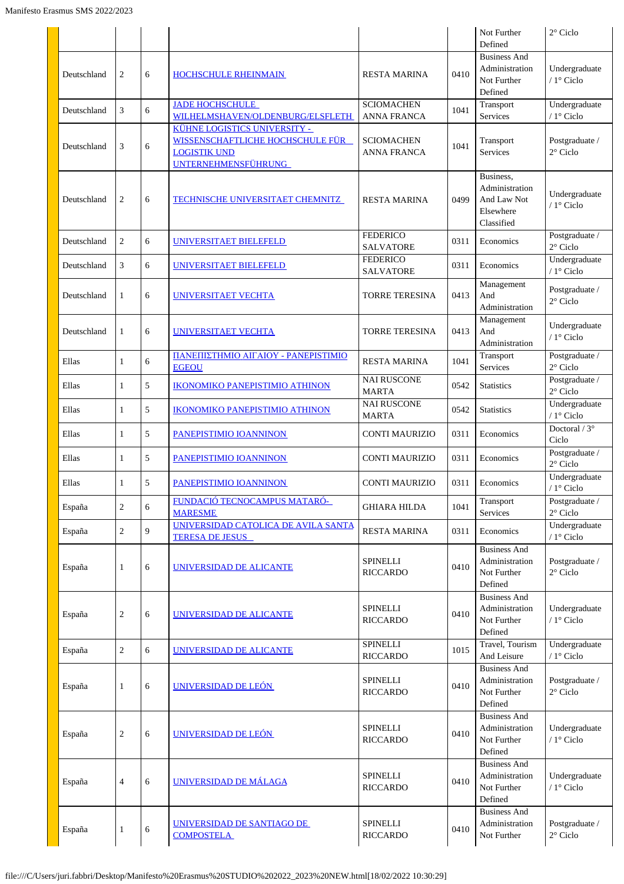| | | | | | | Not Further Defined | 2° Ciclo |
|---|---|---|---|---|---|---|---|
| Deutschland | 2 | 6 | HOCHSCHULE RHEINMAIN | RESTA MARINA | 0410 | Business And Administration Not Further Defined | Undergraduate / 1° Ciclo |
| Deutschland | 3 | 6 | JADE HOCHSCHULE WILHELMSHAVEN/OLDENBURG/ELSFLETH | SCIOMACHEN ANNA FRANCA | 1041 | Transport Services | Undergraduate / 1° Ciclo |
| Deutschland | 3 | 6 | KÜHNE LOGISTICS UNIVERSITY - WISSENSCHAFTLICHE HOCHSCHULE FÜR LOGISTIK UND UNTERNEHMENSFÜHRUNG | SCIOMACHEN ANNA FRANCA | 1041 | Transport Services | Postgraduate / 2° Ciclo |
| Deutschland | 2 | 6 | TECHNISCHE UNIVERSITAET CHEMNITZ | RESTA MARINA | 0499 | Business, Administration And Law Not Elsewhere Classified | Undergraduate / 1° Ciclo |
| Deutschland | 2 | 6 | UNIVERSITAET BIELEFELD | FEDERICO SALVATORE | 0311 | Economics | Postgraduate / 2° Ciclo |
| Deutschland | 3 | 6 | UNIVERSITAET BIELEFELD | FEDERICO SALVATORE | 0311 | Economics | Undergraduate / 1° Ciclo |
| Deutschland | 1 | 6 | UNIVERSITAET VECHTA | TORRE TERESINA | 0413 | Management And Administration | Postgraduate / 2° Ciclo |
| Deutschland | 1 | 6 | UNIVERSITAET VECHTA | TORRE TERESINA | 0413 | Management And Administration | Undergraduate / 1° Ciclo |
| Ellas | 1 | 6 | ΠΑΝΕΠΙΣΤΗΜΙΟ ΑΙΓΑΙΟΥ - PANEPISTIMIO EGEOU | RESTA MARINA | 1041 | Transport Services | Postgraduate / 2° Ciclo |
| Ellas | 1 | 5 | IKONOMIKO PANEPISTIMIO ATHINON | NAI RUSCONE MARTA | 0542 | Statistics | Postgraduate / 2° Ciclo |
| Ellas | 1 | 5 | IKONOMIKO PANEPISTIMIO ATHINON | NAI RUSCONE MARTA | 0542 | Statistics | Undergraduate / 1° Ciclo |
| Ellas | 1 | 5 | PANEPISTIMIO IOANNINON | CONTI MAURIZIO | 0311 | Economics | Doctoral / 3° Ciclo |
| Ellas | 1 | 5 | PANEPISTIMIO IOANNINON | CONTI MAURIZIO | 0311 | Economics | Postgraduate / 2° Ciclo |
| Ellas | 1 | 5 | PANEPISTIMIO IOANNINON | CONTI MAURIZIO | 0311 | Economics | Undergraduate / 1° Ciclo |
| España | 2 | 6 | FUNDACIÓ TECNOCAMPUS MATARÓ-MARESME | GHIARA HILDA | 1041 | Transport Services | Postgraduate / 2° Ciclo |
| España | 2 | 9 | UNIVERSIDAD CATOLICA DE AVILA SANTA TERESA DE JESUS | RESTA MARINA | 0311 | Economics | Undergraduate / 1° Ciclo |
| España | 1 | 6 | UNIVERSIDAD DE ALICANTE | SPINELLI RICCARDO | 0410 | Business And Administration Not Further Defined | Postgraduate / 2° Ciclo |
| España | 2 | 6 | UNIVERSIDAD DE ALICANTE | SPINELLI RICCARDO | 0410 | Business And Administration Not Further Defined | Undergraduate / 1° Ciclo |
| España | 2 | 6 | UNIVERSIDAD DE ALICANTE | SPINELLI RICCARDO | 1015 | Travel, Tourism And Leisure | Undergraduate / 1° Ciclo |
| España | 1 | 6 | UNIVERSIDAD DE LEÓN | SPINELLI RICCARDO | 0410 | Business And Administration Not Further Defined | Postgraduate / 2° Ciclo |
| España | 2 | 6 | UNIVERSIDAD DE LEÓN | SPINELLI RICCARDO | 0410 | Business And Administration Not Further Defined | Undergraduate / 1° Ciclo |
| España | 4 | 6 | UNIVERSIDAD DE MÁLAGA | SPINELLI RICCARDO | 0410 | Business And Administration Not Further Defined | Undergraduate / 1° Ciclo |
| España | 1 | 6 | UNIVERSIDAD DE SANTIAGO DE COMPOSTELA | SPINELLI RICCARDO | 0410 | Business And Administration Not Further | Postgraduate / 2° Ciclo |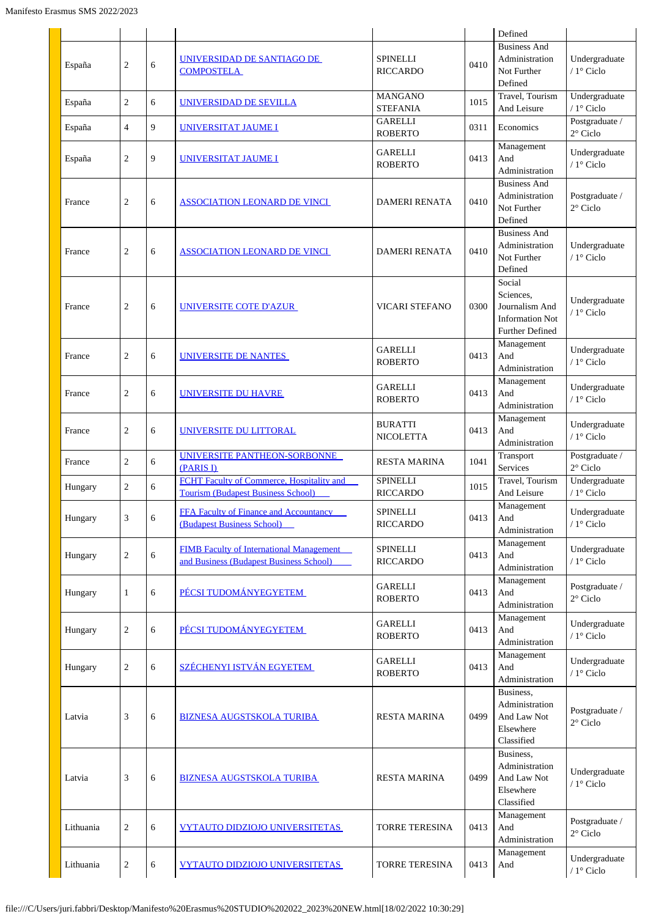| | | | | | | Defined | |
|---|---|---|---|---|---|---|---|
| | España | 2 | 6 | UNIVERSIDAD DE SANTIAGO DE COMPOSTELA | SPINELLI RICCARDO | 0410 | Business And Administration Not Further Defined | Undergraduate / 1° Ciclo |
| | España | 2 | 6 | UNIVERSIDAD DE SEVILLA | MANGANO STEFANIA | 1015 | Travel, Tourism And Leisure | Undergraduate / 1° Ciclo |
| | España | 4 | 9 | UNIVERSITAT JAUME I | GARELLI ROBERTO | 0311 | Economics | Postgraduate / 2° Ciclo |
| | España | 2 | 9 | UNIVERSITAT JAUME I | GARELLI ROBERTO | 0413 | Management And Administration | Undergraduate / 1° Ciclo |
| | France | 2 | 6 | ASSOCIATION LEONARD DE VINCI | DAMERI RENATA | 0410 | Business And Administration Not Further Defined | Postgraduate / 2° Ciclo |
| | France | 2 | 6 | ASSOCIATION LEONARD DE VINCI | DAMERI RENATA | 0410 | Business And Administration Not Further Defined | Undergraduate / 1° Ciclo |
| | France | 2 | 6 | UNIVERSITE COTE D'AZUR | VICARI STEFANO | 0300 | Social Sciences, Journalism And Information Not Further Defined | Undergraduate / 1° Ciclo |
| | France | 2 | 6 | UNIVERSITE DE NANTES | GARELLI ROBERTO | 0413 | Management And Administration | Undergraduate / 1° Ciclo |
| | France | 2 | 6 | UNIVERSITE DU HAVRE | GARELLI ROBERTO | 0413 | Management And Administration | Undergraduate / 1° Ciclo |
| | France | 2 | 6 | UNIVERSITE DU LITTORAL | BURATTI NICOLETTA | 0413 | Management And Administration | Undergraduate / 1° Ciclo |
| | France | 2 | 6 | UNIVERSITE PANTHEON-SORBONNE (PARIS I) | RESTA MARINA | 1041 | Transport Services | Postgraduate / 2° Ciclo |
| | Hungary | 2 | 6 | FCHT Faculty of Commerce, Hospitality and Tourism (Budapest Business School) | SPINELLI RICCARDO | 1015 | Travel, Tourism And Leisure | Undergraduate / 1° Ciclo |
| | Hungary | 3 | 6 | FFA Faculty of Finance and Accountancy (Budapest Business School) | SPINELLI RICCARDO | 0413 | Management And Administration | Undergraduate / 1° Ciclo |
| | Hungary | 2 | 6 | FIMB Faculty of International Management and Business (Budapest Business School) | SPINELLI RICCARDO | 0413 | Management And Administration | Undergraduate / 1° Ciclo |
| | Hungary | 1 | 6 | PÉCSI TUDOMÁNYEGYETEM | GARELLI ROBERTO | 0413 | Management And Administration | Postgraduate / 2° Ciclo |
| | Hungary | 2 | 6 | PÉCSI TUDOMÁNYEGYETEM | GARELLI ROBERTO | 0413 | Management And Administration | Undergraduate / 1° Ciclo |
| | Hungary | 2 | 6 | SZÉCHENYI ISTVÁN EGYETEM | GARELLI ROBERTO | 0413 | Management And Administration | Undergraduate / 1° Ciclo |
| | Latvia | 3 | 6 | BIZNESA AUGSTSKOLA TURIBA | RESTA MARINA | 0499 | Business, Administration And Law Not Elsewhere Classified | Postgraduate / 2° Ciclo |
| | Latvia | 3 | 6 | BIZNESA AUGSTSKOLA TURIBA | RESTA MARINA | 0499 | Business, Administration And Law Not Elsewhere Classified | Undergraduate / 1° Ciclo |
| | Lithuania | 2 | 6 | VYTAUTO DIDZIOJO UNIVERSITETAS | TORRE TERESINA | 0413 | Management And Administration | Postgraduate / 2° Ciclo |
| | Lithuania | 2 | 6 | VYTAUTO DIDZIOJO UNIVERSITETAS | TORRE TERESINA | 0413 | Management And | Undergraduate / 1° Ciclo |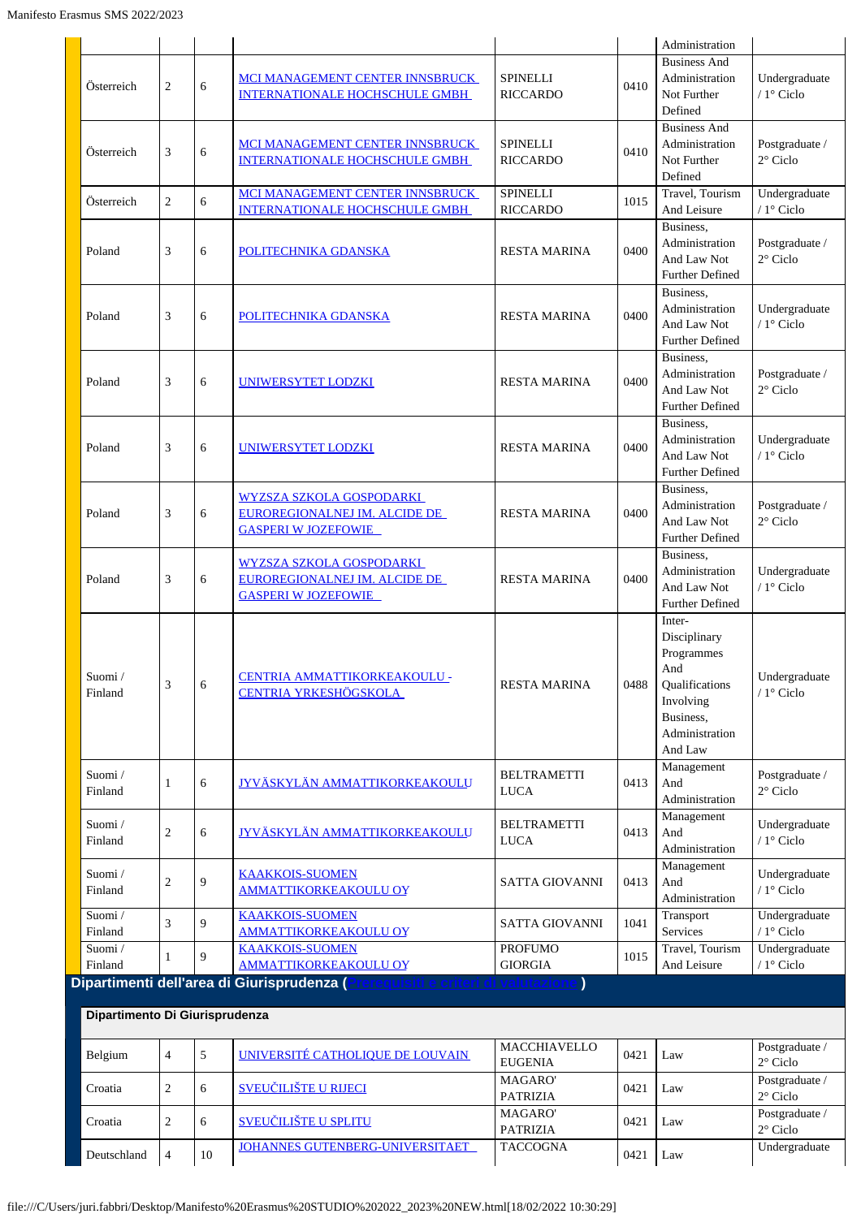| | | | | | | Administration | |
|---|---|---|---|---|---|---|---|
| Österreich | 2 | 6 | MCI MANAGEMENT CENTER INNSBRUCK INTERNATIONALE HOCHSCHULE GMBH | SPINELLI RICCARDO | 0410 | Business And Administration Not Further Defined | Undergraduate / 1° Ciclo |
| Österreich | 3 | 6 | MCI MANAGEMENT CENTER INNSBRUCK INTERNATIONALE HOCHSCHULE GMBH | SPINELLI RICCARDO | 0410 | Business And Administration Not Further Defined | Postgraduate / 2° Ciclo |
| Österreich | 2 | 6 | MCI MANAGEMENT CENTER INNSBRUCK INTERNATIONALE HOCHSCHULE GMBH | SPINELLI RICCARDO | 1015 | Travel, Tourism And Leisure | Undergraduate / 1° Ciclo |
| Poland | 3 | 6 | POLITECHNIKA GDANSKA | RESTA MARINA | 0400 | Business, Administration And Law Not Further Defined | Postgraduate / 2° Ciclo |
| Poland | 3 | 6 | POLITECHNIKA GDANSKA | RESTA MARINA | 0400 | Business, Administration And Law Not Further Defined | Undergraduate / 1° Ciclo |
| Poland | 3 | 6 | UNIWERSYTET LODZKI | RESTA MARINA | 0400 | Business, Administration And Law Not Further Defined | Postgraduate / 2° Ciclo |
| Poland | 3 | 6 | UNIWERSYTET LODZKI | RESTA MARINA | 0400 | Business, Administration And Law Not Further Defined | Undergraduate / 1° Ciclo |
| Poland | 3 | 6 | WYZSZA SZKOLA GOSPODARKI EUROREGIONALNEJ IM. ALCIDE DE GASPERI W JOZEFOWIE | RESTA MARINA | 0400 | Business, Administration And Law Not Further Defined | Postgraduate / 2° Ciclo |
| Poland | 3 | 6 | WYZSZA SZKOLA GOSPODARKI EUROREGIONALNEJ IM. ALCIDE DE GASPERI W JOZEFOWIE | RESTA MARINA | 0400 | Business, Administration And Law Not Further Defined | Undergraduate / 1° Ciclo |
| Suomi / Finland | 3 | 6 | CENTRIA AMMATTIKORKEAKOULU - CENTRIA YRKESHÖGSKOLA | RESTA MARINA | 0488 | Inter-Disciplinary Programmes And Qualifications Involving Business, Administration And Law | Undergraduate / 1° Ciclo |
| Suomi / Finland | 1 | 6 | JYVÄSKYLÄN AMMATTIKORKEAKOULU | BELTRAMETTI LUCA | 0413 | Management And Administration | Postgraduate / 2° Ciclo |
| Suomi / Finland | 2 | 6 | JYVÄSKYLÄN AMMATTIKORKEAKOULU | BELTRAMETTI LUCA | 0413 | Management And Administration | Undergraduate / 1° Ciclo |
| Suomi / Finland | 2 | 9 | KAAKKOIS-SUOMEN AMMATTIKORKEAKOULU OY | SATTA GIOVANNI | 0413 | Management And Administration | Undergraduate / 1° Ciclo |
| Suomi / Finland | 3 | 9 | KAAKKOIS-SUOMEN AMMATTIKORKEAKOULU OY | SATTA GIOVANNI | 1041 | Transport Services | Undergraduate / 1° Ciclo |
| Suomi / Finland | 1 | 9 | KAAKKOIS-SUOMEN AMMATTIKORKEAKOULU OY | PROFUMO GIORGIA | 1015 | Travel, Tourism And Leisure | Undergraduate / 1° Ciclo |

## Dipartimenti dell'area di Giurisprudenza (Prerequisiti e criteri di valutazione)

### Dipartimento Di Giurisprudenza

| | | | | | | | |
|---|---|---|---|---|---|---|---|
| Belgium | 4 | 5 | UNIVERSITÉ CATHOLIQUE DE LOUVAIN | MACCHIAVELLO EUGENIA | 0421 | Law | Postgraduate / 2° Ciclo |
| Croatia | 2 | 6 | SVEUČILIŠTE U RIJECI | MAGARO' PATRIZIA | 0421 | Law | Postgraduate / 2° Ciclo |
| Croatia | 2 | 6 | SVEUČILIŠTE U SPLITU | MAGARO' PATRIZIA | 0421 | Law | Postgraduate / 2° Ciclo |
| Deutschland | 4 | 10 | JOHANNES GUTENBERG-UNIVERSITAET | TACCOGNA | 0421 | Law | Undergraduate |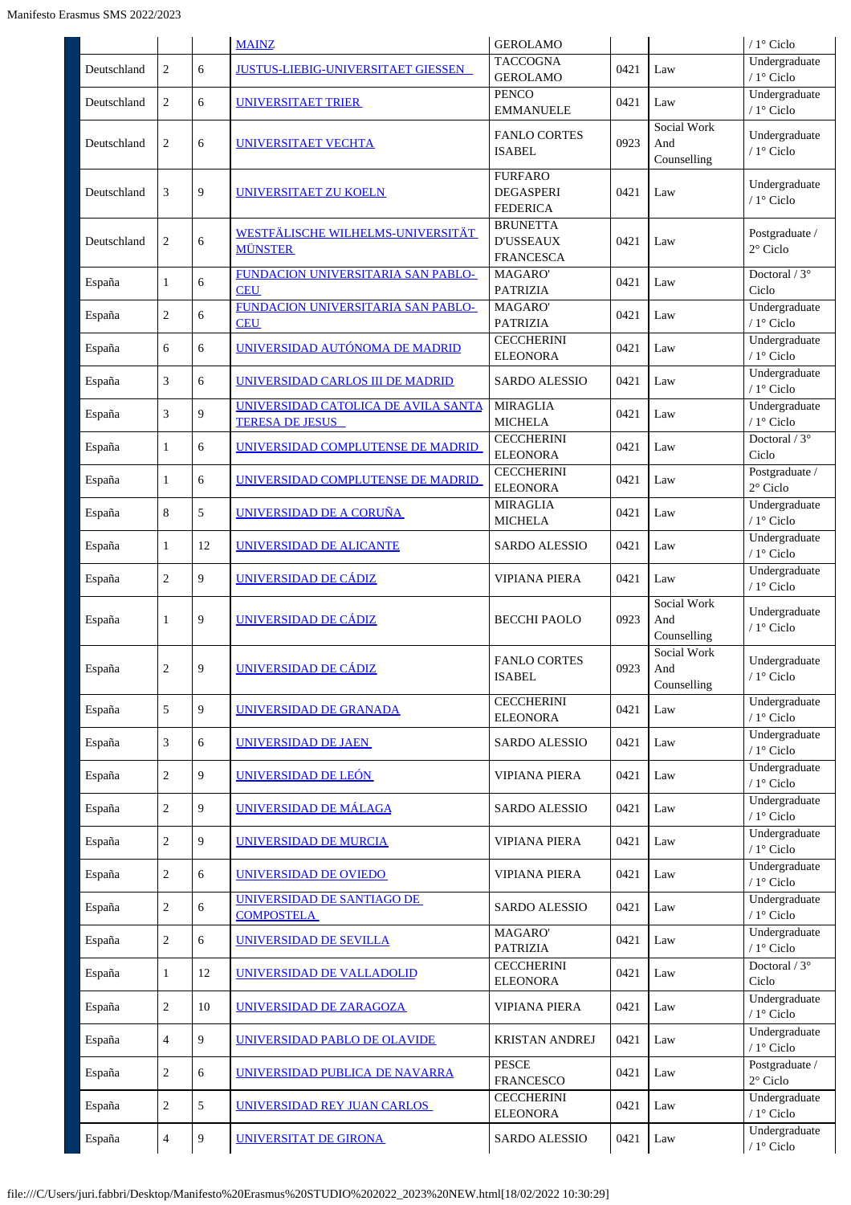|  |  |  | MAINZ | GEROLAMO |  |  | / 1° Ciclo |
|---|---|---|---|---|---|---|---|
| Deutschland | 2 | 6 | JUSTUS-LIEBIG-UNIVERSITAET GIESSEN | TACCOGNA GEROLAMO | 0421 | Law | Undergraduate / 1° Ciclo |
| Deutschland | 2 | 6 | UNIVERSITAET TRIER | PENCO EMMANUELE | 0421 | Law | Undergraduate / 1° Ciclo |
| Deutschland | 2 | 6 | UNIVERSITAET VECHTA | FANLO CORTES ISABEL | 0923 | Social Work And Counselling | Undergraduate / 1° Ciclo |
| Deutschland | 3 | 9 | UNIVERSITAET ZU KOELN | FURFARO DEGASPERI FEDERICA | 0421 | Law | Undergraduate / 1° Ciclo |
| Deutschland | 2 | 6 | WESTFÄLISCHE WILHELMS-UNIVERSITÄT MÜNSTER | BRUNETTA D'USSEAUX FRANCESCA | 0421 | Law | Postgraduate / 2° Ciclo |
| España | 1 | 6 | FUNDACION UNIVERSITARIA SAN PABLO-CEU | MAGARO' PATRIZIA | 0421 | Law | Doctoral / 3° Ciclo |
| España | 2 | 6 | FUNDACION UNIVERSITARIA SAN PABLO-CEU | MAGARO' PATRIZIA | 0421 | Law | Undergraduate / 1° Ciclo |
| España | 6 | 6 | UNIVERSIDAD AUTÓNOMA DE MADRID | CECCHERINI ELEONORA | 0421 | Law | Undergraduate / 1° Ciclo |
| España | 3 | 6 | UNIVERSIDAD CARLOS III DE MADRID | SARDO ALESSIO | 0421 | Law | Undergraduate / 1° Ciclo |
| España | 3 | 9 | UNIVERSIDAD CATOLICA DE AVILA SANTA TERESA DE JESUS | MIRAGLIA MICHELA | 0421 | Law | Undergraduate / 1° Ciclo |
| España | 1 | 6 | UNIVERSIDAD COMPLUTENSE DE MADRID | CECCHERINI ELEONORA | 0421 | Law | Doctoral / 3° Ciclo |
| España | 1 | 6 | UNIVERSIDAD COMPLUTENSE DE MADRID | CECCHERINI ELEONORA | 0421 | Law | Postgraduate / 2° Ciclo |
| España | 8 | 5 | UNIVERSIDAD DE A CORUÑA | MIRAGLIA MICHELA | 0421 | Law | Undergraduate / 1° Ciclo |
| España | 1 | 12 | UNIVERSIDAD DE ALICANTE | SARDO ALESSIO | 0421 | Law | Undergraduate / 1° Ciclo |
| España | 2 | 9 | UNIVERSIDAD DE CÁDIZ | VIPIANA PIERA | 0421 | Law | Undergraduate / 1° Ciclo |
| España | 1 | 9 | UNIVERSIDAD DE CÁDIZ | BECCHI PAOLO | 0923 | Social Work And Counselling | Undergraduate / 1° Ciclo |
| España | 2 | 9 | UNIVERSIDAD DE CÁDIZ | FANLO CORTES ISABEL | 0923 | Social Work And Counselling | Undergraduate / 1° Ciclo |
| España | 5 | 9 | UNIVERSIDAD DE GRANADA | CECCHERINI ELEONORA | 0421 | Law | Undergraduate / 1° Ciclo |
| España | 3 | 6 | UNIVERSIDAD DE JAEN | SARDO ALESSIO | 0421 | Law | Undergraduate / 1° Ciclo |
| España | 2 | 9 | UNIVERSIDAD DE LEÓN | VIPIANA PIERA | 0421 | Law | Undergraduate / 1° Ciclo |
| España | 2 | 9 | UNIVERSIDAD DE MÁLAGA | SARDO ALESSIO | 0421 | Law | Undergraduate / 1° Ciclo |
| España | 2 | 9 | UNIVERSIDAD DE MURCIA | VIPIANA PIERA | 0421 | Law | Undergraduate / 1° Ciclo |
| España | 2 | 6 | UNIVERSIDAD DE OVIEDO | VIPIANA PIERA | 0421 | Law | Undergraduate / 1° Ciclo |
| España | 2 | 6 | UNIVERSIDAD DE SANTIAGO DE COMPOSTELA | SARDO ALESSIO | 0421 | Law | Undergraduate / 1° Ciclo |
| España | 2 | 6 | UNIVERSIDAD DE SEVILLA | MAGARO' PATRIZIA | 0421 | Law | Undergraduate / 1° Ciclo |
| España | 1 | 12 | UNIVERSIDAD DE VALLADOLID | CECCHERINI ELEONORA | 0421 | Law | Doctoral / 3° Ciclo |
| España | 2 | 10 | UNIVERSIDAD DE ZARAGOZA | VIPIANA PIERA | 0421 | Law | Undergraduate / 1° Ciclo |
| España | 4 | 9 | UNIVERSIDAD PABLO DE OLAVIDE | KRISTAN ANDREJ | 0421 | Law | Undergraduate / 1° Ciclo |
| España | 2 | 6 | UNIVERSIDAD PUBLICA DE NAVARRA | PESCE FRANCESCO | 0421 | Law | Postgraduate / 2° Ciclo |
| España | 2 | 5 | UNIVERSIDAD REY JUAN CARLOS | CECCHERINI ELEONORA | 0421 | Law | Undergraduate / 1° Ciclo |
| España | 4 | 9 | UNIVERSITAT DE GIRONA | SARDO ALESSIO | 0421 | Law | Undergraduate / 1° Ciclo |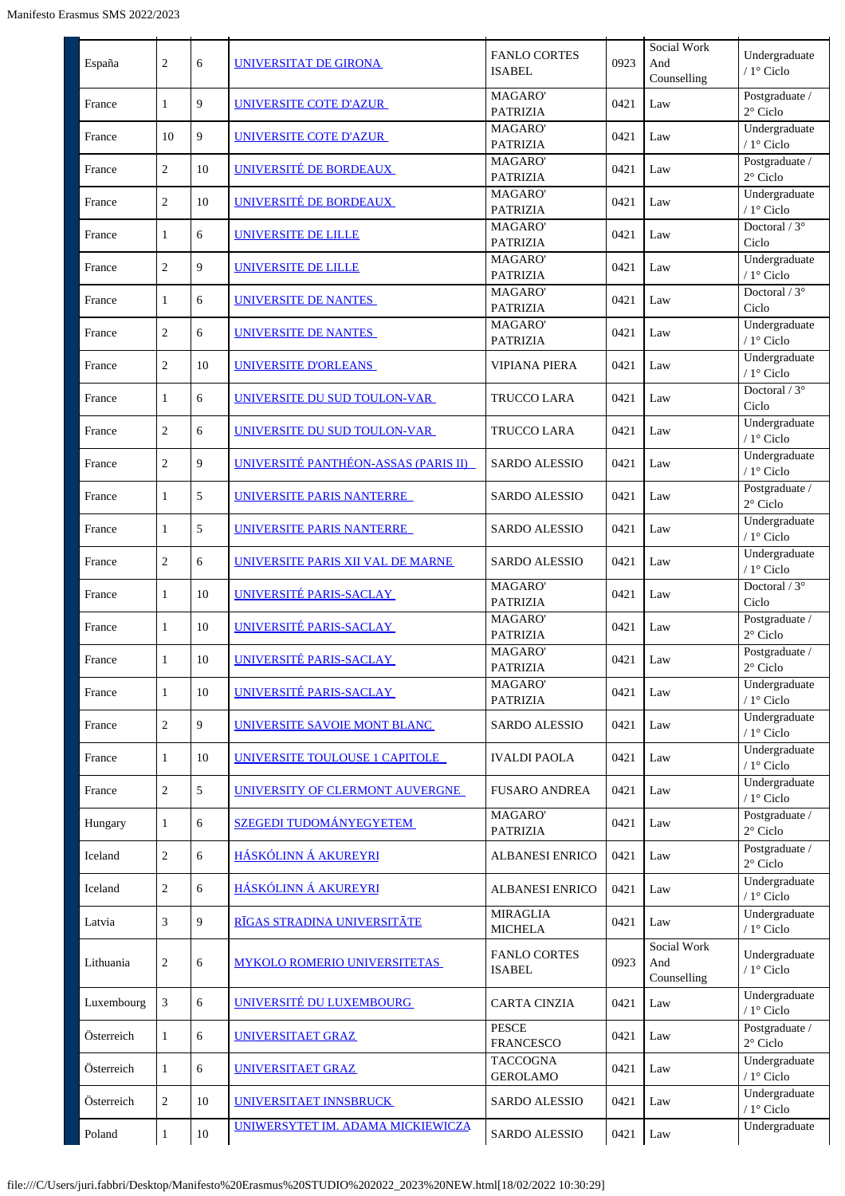| | | | | | | | |
|---|---|---|---|---|---|---|---|
| España | 2 | 6 | UNIVERSITAT DE GIRONA | FANLO CORTES ISABEL | 0923 | Social Work And Counselling | Undergraduate / 1° Ciclo |
| France | 1 | 9 | UNIVERSITE COTE D'AZUR | MAGARO' PATRIZIA | 0421 | Law | Postgraduate / 2° Ciclo |
| France | 10 | 9 | UNIVERSITE COTE D'AZUR | MAGARO' PATRIZIA | 0421 | Law | Undergraduate / 1° Ciclo |
| France | 2 | 10 | UNIVERSITÉ DE BORDEAUX | MAGARO' PATRIZIA | 0421 | Law | Postgraduate / 2° Ciclo |
| France | 2 | 10 | UNIVERSITÉ DE BORDEAUX | MAGARO' PATRIZIA | 0421 | Law | Undergraduate / 1° Ciclo |
| France | 1 | 6 | UNIVERSITE DE LILLE | MAGARO' PATRIZIA | 0421 | Law | Doctoral / 3° Ciclo |
| France | 2 | 9 | UNIVERSITE DE LILLE | MAGARO' PATRIZIA | 0421 | Law | Undergraduate / 1° Ciclo |
| France | 1 | 6 | UNIVERSITE DE NANTES | MAGARO' PATRIZIA | 0421 | Law | Doctoral / 3° Ciclo |
| France | 2 | 6 | UNIVERSITE DE NANTES | MAGARO' PATRIZIA | 0421 | Law | Undergraduate / 1° Ciclo |
| France | 2 | 10 | UNIVERSITE D'ORLEANS | VIPIANA PIERA | 0421 | Law | Undergraduate / 1° Ciclo |
| France | 1 | 6 | UNIVERSITE DU SUD TOULON-VAR | TRUCCO LARA | 0421 | Law | Doctoral / 3° Ciclo |
| France | 2 | 6 | UNIVERSITE DU SUD TOULON-VAR | TRUCCO LARA | 0421 | Law | Undergraduate / 1° Ciclo |
| France | 2 | 9 | UNIVERSITÉ PANTHÉON-ASSAS (PARIS II) | SARDO ALESSIO | 0421 | Law | Undergraduate / 1° Ciclo |
| France | 1 | 5 | UNIVERSITE PARIS NANTERRE | SARDO ALESSIO | 0421 | Law | Postgraduate / 2° Ciclo |
| France | 1 | 5 | UNIVERSITE PARIS NANTERRE | SARDO ALESSIO | 0421 | Law | Undergraduate / 1° Ciclo |
| France | 2 | 6 | UNIVERSITE PARIS XII VAL DE MARNE | SARDO ALESSIO | 0421 | Law | Undergraduate / 1° Ciclo |
| France | 1 | 10 | UNIVERSITÉ PARIS-SACLAY | MAGARO' PATRIZIA | 0421 | Law | Doctoral / 3° Ciclo |
| France | 1 | 10 | UNIVERSITÉ PARIS-SACLAY | MAGARO' PATRIZIA | 0421 | Law | Postgraduate / 2° Ciclo |
| France | 1 | 10 | UNIVERSITÉ PARIS-SACLAY | MAGARO' PATRIZIA | 0421 | Law | Postgraduate / 2° Ciclo |
| France | 1 | 10 | UNIVERSITÉ PARIS-SACLAY | MAGARO' PATRIZIA | 0421 | Law | Undergraduate / 1° Ciclo |
| France | 2 | 9 | UNIVERSITE SAVOIE MONT BLANC | SARDO ALESSIO | 0421 | Law | Undergraduate / 1° Ciclo |
| France | 1 | 10 | UNIVERSITE TOULOUSE 1 CAPITOLE | IVALDI PAOLA | 0421 | Law | Undergraduate / 1° Ciclo |
| France | 2 | 5 | UNIVERSITY OF CLERMONT AUVERGNE | FUSARO ANDREA | 0421 | Law | Undergraduate / 1° Ciclo |
| Hungary | 1 | 6 | SZEGEDI TUDOMÁNYEGYETEM | MAGARO' PATRIZIA | 0421 | Law | Postgraduate / 2° Ciclo |
| Iceland | 2 | 6 | HÁSKÓLINN Á AKUREYRI | ALBANESI ENRICO | 0421 | Law | Postgraduate / 2° Ciclo |
| Iceland | 2 | 6 | HÁSKÓLINN Á AKUREYRI | ALBANESI ENRICO | 0421 | Law | Undergraduate / 1° Ciclo |
| Latvia | 3 | 9 | RĪGAS STRADIŅA UNIVERSITĀTE | MIRAGLIA MICHELA | 0421 | Law | Undergraduate / 1° Ciclo |
| Lithuania | 2 | 6 | MYKOLO ROMERIO UNIVERSITETAS | FANLO CORTES ISABEL | 0923 | Social Work And Counselling | Undergraduate / 1° Ciclo |
| Luxembourg | 3 | 6 | UNIVERSITÉ DU LUXEMBOURG | CARTA CINZIA | 0421 | Law | Undergraduate / 1° Ciclo |
| Österreich | 1 | 6 | UNIVERSITAET GRAZ | PESCE FRANCESCO | 0421 | Law | Postgraduate / 2° Ciclo |
| Österreich | 1 | 6 | UNIVERSITAET GRAZ | TACCOGNA GEROLAMO | 0421 | Law | Undergraduate / 1° Ciclo |
| Österreich | 2 | 10 | UNIVERSITAET INNSBRUCK | SARDO ALESSIO | 0421 | Law | Undergraduate / 1° Ciclo |
| Poland | 1 | 10 | UNIWERSYTET IM. ADAMA MICKIEWICZA | SARDO ALESSIO | 0421 | Law | Undergraduate |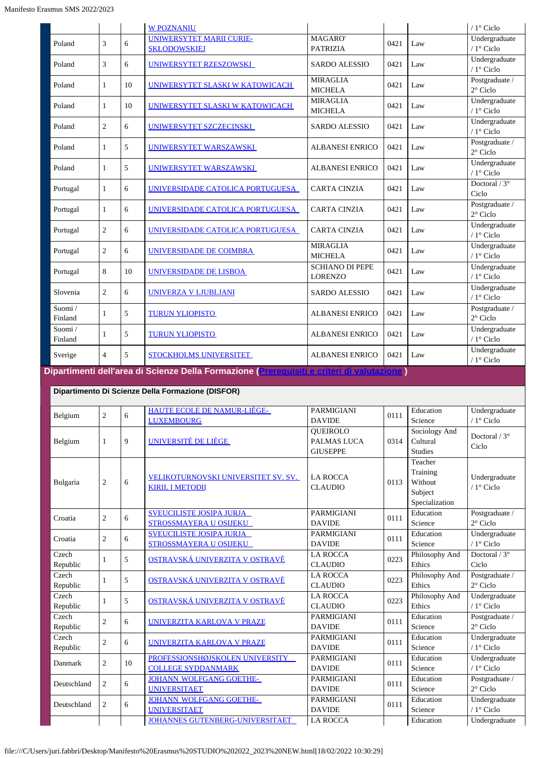| | | | W POZNANIU | | | | / 1° Ciclo |
|---|---|---|---|---|---|---|---|
| Poland | 3 | 6 | UNIWERSYTET MARII CURIE-SKŁODOWSKIEJ | MAGARO' PATRIZIA | 0421 | Law | Undergraduate / 1° Ciclo |
| Poland | 3 | 6 | UNIWERSYTET RZESZOWSKI | SARDO ALESSIO | 0421 | Law | Undergraduate / 1° Ciclo |
| Poland | 1 | 10 | UNIWERSYTET SLASKI W KATOWICACH | MIRAGLIA MICHELA | 0421 | Law | Postgraduate / 2° Ciclo |
| Poland | 1 | 10 | UNIWERSYTET SLASKI W KATOWICACH | MIRAGLIA MICHELA | 0421 | Law | Undergraduate / 1° Ciclo |
| Poland | 2 | 6 | UNIWERSYTET SZCZECINSKI | SARDO ALESSIO | 0421 | Law | Undergraduate / 1° Ciclo |
| Poland | 1 | 5 | UNIWERSYTET WARSZAWSKI | ALBANESI ENRICO | 0421 | Law | Postgraduate / 2° Ciclo |
| Poland | 1 | 5 | UNIWERSYTET WARSZAWSKI | ALBANESI ENRICO | 0421 | Law | Undergraduate / 1° Ciclo |
| Portugal | 1 | 6 | UNIVERSIDADE CATOLICA PORTUGUESA | CARTA CINZIA | 0421 | Law | Doctoral / 3° Ciclo |
| Portugal | 1 | 6 | UNIVERSIDADE CATOLICA PORTUGUESA | CARTA CINZIA | 0421 | Law | Postgraduate / 2° Ciclo |
| Portugal | 2 | 6 | UNIVERSIDADE CATOLICA PORTUGUESA | CARTA CINZIA | 0421 | Law | Undergraduate / 1° Ciclo |
| Portugal | 2 | 6 | UNIVERSIDADE DE COIMBRA | MIRAGLIA MICHELA | 0421 | Law | Undergraduate / 1° Ciclo |
| Portugal | 8 | 10 | UNIVERSIDADE DE LISBOA | SCHIANO DI PEPE LORENZO | 0421 | Law | Undergraduate / 1° Ciclo |
| Slovenia | 2 | 6 | UNIVERZA V LJUBLJANI | SARDO ALESSIO | 0421 | Law | Undergraduate / 1° Ciclo |
| Suomi / Finland | 1 | 5 | TURUN YLIOPISTO | ALBANESI ENRICO | 0421 | Law | Postgraduate / 2° Ciclo |
| Suomi / Finland | 1 | 5 | TURUN YLIOPISTO | ALBANESI ENRICO | 0421 | Law | Undergraduate / 1° Ciclo |
| Sverige | 4 | 5 | STOCKHOLMS UNIVERSITET | ALBANESI ENRICO | 0421 | Law | Undergraduate / 1° Ciclo |

## Dipartimenti dell'area di Scienze Della Formazione (Prerequisiti e criteri di valutazione)

### Dipartimento Di Scienze Della Formazione (DISFOR)

| | | | | | | | |
|---|---|---|---|---|---|---|---|
| Belgium | 2 | 6 | HAUTE ECOLE DE NAMUR-LIÈGE-LUXEMBOURG | PARMIGIANI DAVIDE | 0111 | Education Science | Undergraduate / 1° Ciclo |
| Belgium | 1 | 9 | UNIVERSITÉ DE LIÈGE | QUEIROLO PALMAS LUCA GIUSEPPE | 0314 | Sociology And Cultural Studies | Doctoral / 3° Ciclo |
| Bulgaria | 2 | 6 | VELIKOTURNOVSKI UNIVERSITET SV. SV. KIRIL I METODII | LA ROCCA CLAUDIO | 0113 | Teacher Training Without Subject Specialization | Undergraduate / 1° Ciclo |
| Croatia | 2 | 6 | SVEUCILISTE JOSIPA JURJA STROSSMAYERA U OSIJEKU | PARMIGIANI DAVIDE | 0111 | Education Science | Postgraduate / 2° Ciclo |
| Croatia | 2 | 6 | SVEUCILISTE JOSIPA JURJA STROSSMAYERA U OSIJEKU | PARMIGIANI DAVIDE | 0111 | Education Science | Undergraduate / 1° Ciclo |
| Czech Republic | 1 | 5 | OSTRAVSKÁ UNIVERZITA V OSTRAVĚ | LA ROCCA CLAUDIO | 0223 | Philosophy And Ethics | Doctoral / 3° Ciclo |
| Czech Republic | 1 | 5 | OSTRAVSKÁ UNIVERZITA V OSTRAVĚ | LA ROCCA CLAUDIO | 0223 | Philosophy And Ethics | Postgraduate / 2° Ciclo |
| Czech Republic | 1 | 5 | OSTRAVSKÁ UNIVERZITA V OSTRAVĚ | LA ROCCA CLAUDIO | 0223 | Philosophy And Ethics | Undergraduate / 1° Ciclo |
| Czech Republic | 2 | 6 | UNIVERZITA KARLOVA V PRAZE | PARMIGIANI DAVIDE | 0111 | Education Science | Postgraduate / 2° Ciclo |
| Czech Republic | 2 | 6 | UNIVERZITA KARLOVA V PRAZE | PARMIGIANI DAVIDE | 0111 | Education Science | Undergraduate / 1° Ciclo |
| Danmark | 2 | 10 | PROFESSIONSHØJSKOLEN UNIVERSITY COLLEGE SYDDANMARK | PARMIGIANI DAVIDE | 0111 | Education Science | Undergraduate / 1° Ciclo |
| Deutschland | 2 | 6 | JOHANN WOLFGANG GOETHE-UNIVERSITAET | PARMIGIANI DAVIDE | 0111 | Education Science | Postgraduate / 2° Ciclo |
| Deutschland | 2 | 6 | JOHANN WOLFGANG GOETHE-UNIVERSITAET | PARMIGIANI DAVIDE | 0111 | Education Science | Undergraduate / 1° Ciclo |
| | | | JOHANNES GUTENBERG-UNIVERSITAET | LA ROCCA | | Education | Undergraduate |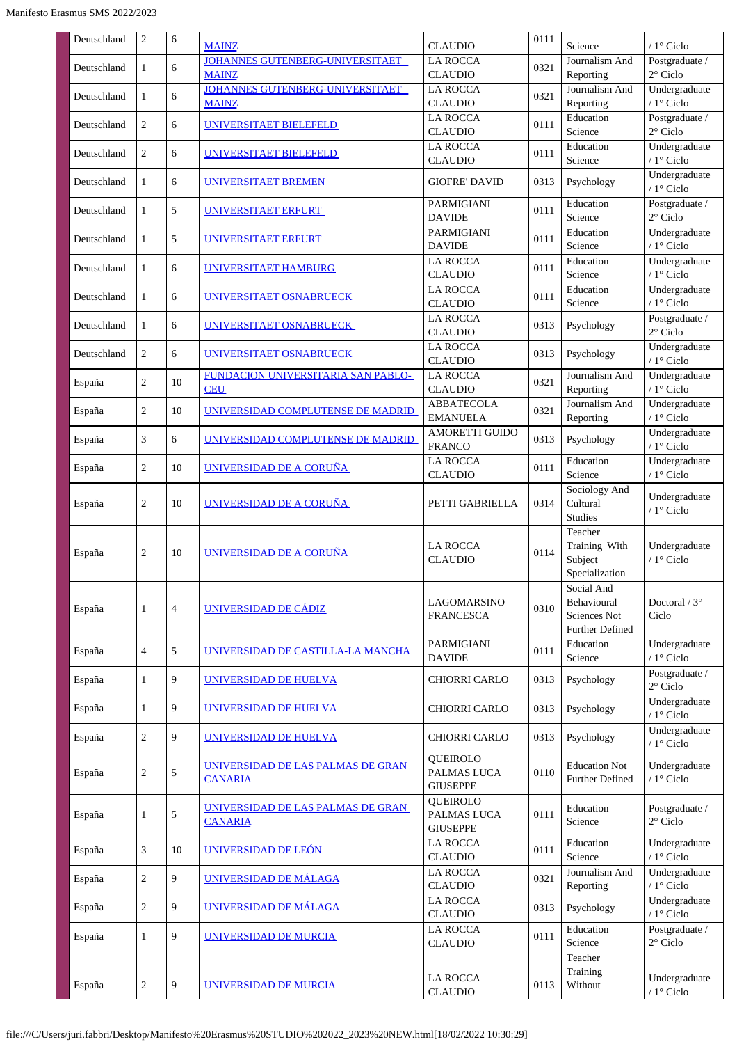| Deutschland | 2 | 6 | MAINZ | CLAUDIO | 0111 | Science | / 1° Ciclo |
|---|---|---|---|---|---|---|---|
| Deutschland | 1 | 6 | JOHANNES GUTENBERG-UNIVERSITAET MAINZ | LA ROCCA CLAUDIO | 0321 | Journalism And Reporting | Postgraduate / 2° Ciclo |
| Deutschland | 1 | 6 | JOHANNES GUTENBERG-UNIVERSITAET MAINZ | LA ROCCA CLAUDIO | 0321 | Journalism And Reporting | Undergraduate / 1° Ciclo |
| Deutschland | 2 | 6 | UNIVERSITAET BIELEFELD | LA ROCCA CLAUDIO | 0111 | Education Science | Postgraduate / 2° Ciclo |
| Deutschland | 2 | 6 | UNIVERSITAET BIELEFELD | LA ROCCA CLAUDIO | 0111 | Education Science | Undergraduate / 1° Ciclo |
| Deutschland | 1 | 6 | UNIVERSITAET BREMEN | GIOFRE' DAVID | 0313 | Psychology | Undergraduate / 1° Ciclo |
| Deutschland | 1 | 5 | UNIVERSITAET ERFURT | PARMIGIANI DAVIDE | 0111 | Education Science | Postgraduate / 2° Ciclo |
| Deutschland | 1 | 5 | UNIVERSITAET ERFURT | PARMIGIANI DAVIDE | 0111 | Education Science | Undergraduate / 1° Ciclo |
| Deutschland | 1 | 6 | UNIVERSITAET HAMBURG | LA ROCCA CLAUDIO | 0111 | Education Science | Undergraduate / 1° Ciclo |
| Deutschland | 1 | 6 | UNIVERSITAET OSNABRUECK | LA ROCCA CLAUDIO | 0111 | Education Science | Undergraduate / 1° Ciclo |
| Deutschland | 1 | 6 | UNIVERSITAET OSNABRUECK | LA ROCCA CLAUDIO | 0313 | Psychology | Postgraduate / 2° Ciclo |
| Deutschland | 2 | 6 | UNIVERSITAET OSNABRUECK | LA ROCCA CLAUDIO | 0313 | Psychology | Undergraduate / 1° Ciclo |
| España | 2 | 10 | FUNDACION UNIVERSITARIA SAN PABLO-CEU | LA ROCCA CLAUDIO | 0321 | Journalism And Reporting | Undergraduate / 1° Ciclo |
| España | 2 | 10 | UNIVERSIDAD COMPLUTENSE DE MADRID | ABBATECOLA EMANUELA | 0321 | Journalism And Reporting | Undergraduate / 1° Ciclo |
| España | 3 | 6 | UNIVERSIDAD COMPLUTENSE DE MADRID | AMORETTI GUIDO FRANCO | 0313 | Psychology | Undergraduate / 1° Ciclo |
| España | 2 | 10 | UNIVERSIDAD DE A CORUÑA | LA ROCCA CLAUDIO | 0111 | Education Science | Undergraduate / 1° Ciclo |
| España | 2 | 10 | UNIVERSIDAD DE A CORUÑA | PETTI GABRIELLA | 0314 | Sociology And Cultural Studies | Undergraduate / 1° Ciclo |
| España | 2 | 10 | UNIVERSIDAD DE A CORUÑA | LA ROCCA CLAUDIO | 0114 | Teacher Training With Subject Specialization | Undergraduate / 1° Ciclo |
| España | 1 | 4 | UNIVERSIDAD DE CÁDIZ | LAGOMARSINO FRANCESCA | 0310 | Social And Behavioural Sciences Not Further Defined | Doctoral / 3° Ciclo |
| España | 4 | 5 | UNIVERSIDAD DE CASTILLA-LA MANCHA | PARMIGIANI DAVIDE | 0111 | Education Science | Undergraduate / 1° Ciclo |
| España | 1 | 9 | UNIVERSIDAD DE HUELVA | CHIORRI CARLO | 0313 | Psychology | Postgraduate / 2° Ciclo |
| España | 1 | 9 | UNIVERSIDAD DE HUELVA | CHIORRI CARLO | 0313 | Psychology | Undergraduate / 1° Ciclo |
| España | 2 | 9 | UNIVERSIDAD DE HUELVA | CHIORRI CARLO | 0313 | Psychology | Undergraduate / 1° Ciclo |
| España | 2 | 5 | UNIVERSIDAD DE LAS PALMAS DE GRAN CANARIA | QUEIROLO PALMAS LUCA GIUSEPPE | 0110 | Education Not Further Defined | Undergraduate / 1° Ciclo |
| España | 1 | 5 | UNIVERSIDAD DE LAS PALMAS DE GRAN CANARIA | QUEIROLO PALMAS LUCA GIUSEPPE | 0111 | Education Science | Postgraduate / 2° Ciclo |
| España | 3 | 10 | UNIVERSIDAD DE LEÓN | LA ROCCA CLAUDIO | 0111 | Education Science | Undergraduate / 1° Ciclo |
| España | 2 | 9 | UNIVERSIDAD DE MÁLAGA | LA ROCCA CLAUDIO | 0321 | Journalism And Reporting | Undergraduate / 1° Ciclo |
| España | 2 | 9 | UNIVERSIDAD DE MÁLAGA | LA ROCCA CLAUDIO | 0313 | Psychology | Undergraduate / 1° Ciclo |
| España | 1 | 9 | UNIVERSIDAD DE MURCIA | LA ROCCA CLAUDIO | 0111 | Education Science | Postgraduate / 2° Ciclo |
| España | 2 | 9 | UNIVERSIDAD DE MURCIA | LA ROCCA CLAUDIO | 0113 | Teacher Training Without | Undergraduate / 1° Ciclo |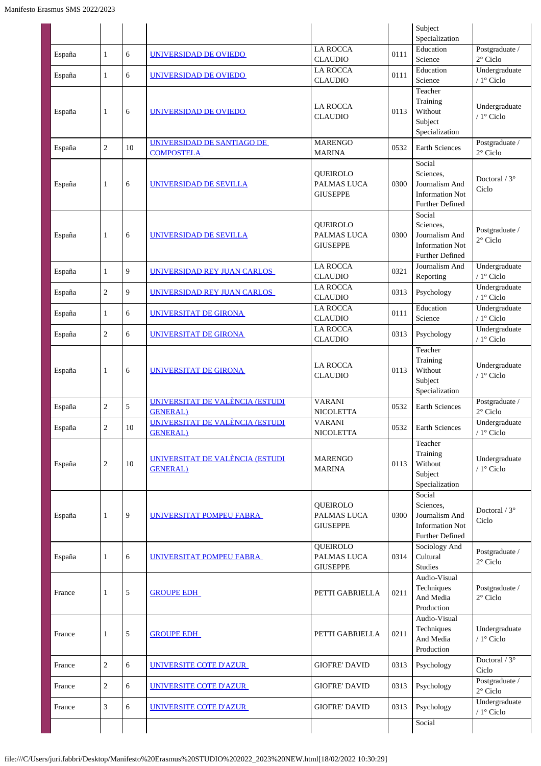| | | | | | | | |
|---|---|---|---|---|---|---|---|
| | | | | | | Subject Specialization | |
| España | 1 | 6 | UNIVERSIDAD DE OVIEDO | LA ROCCA CLAUDIO | 0111 | Education Science | Postgraduate / 2° Ciclo |
| España | 1 | 6 | UNIVERSIDAD DE OVIEDO | LA ROCCA CLAUDIO | 0111 | Education Science | Undergraduate / 1° Ciclo |
| España | 1 | 6 | UNIVERSIDAD DE OVIEDO | LA ROCCA CLAUDIO | 0113 | Teacher Training Without Subject Specialization | Undergraduate / 1° Ciclo |
| España | 2 | 10 | UNIVERSIDAD DE SANTIAGO DE COMPOSTELA | MARENGO MARINA | 0532 | Earth Sciences | Postgraduate / 2° Ciclo |
| España | 1 | 6 | UNIVERSIDAD DE SEVILLA | QUEIROLO PALMAS LUCA GIUSEPPE | 0300 | Social Sciences, Journalism And Information Not Further Defined | Doctoral / 3° Ciclo |
| España | 1 | 6 | UNIVERSIDAD DE SEVILLA | QUEIROLO PALMAS LUCA GIUSEPPE | 0300 | Social Sciences, Journalism And Information Not Further Defined | Postgraduate / 2° Ciclo |
| España | 1 | 9 | UNIVERSIDAD REY JUAN CARLOS | LA ROCCA CLAUDIO | 0321 | Journalism And Reporting | Undergraduate / 1° Ciclo |
| España | 2 | 9 | UNIVERSIDAD REY JUAN CARLOS | LA ROCCA CLAUDIO | 0313 | Psychology | Undergraduate / 1° Ciclo |
| España | 1 | 6 | UNIVERSITAT DE GIRONA | LA ROCCA CLAUDIO | 0111 | Education Science | Undergraduate / 1° Ciclo |
| España | 2 | 6 | UNIVERSITAT DE GIRONA | LA ROCCA CLAUDIO | 0313 | Psychology | Undergraduate / 1° Ciclo |
| España | 1 | 6 | UNIVERSITAT DE GIRONA | LA ROCCA CLAUDIO | 0113 | Teacher Training Without Subject Specialization | Undergraduate / 1° Ciclo |
| España | 2 | 5 | UNIVERSITAT DE VALÈNCIA (ESTUDI GENERAL) | VARANI NICOLETTA | 0532 | Earth Sciences | Postgraduate / 2° Ciclo |
| España | 2 | 10 | UNIVERSITAT DE VALÈNCIA (ESTUDI GENERAL) | VARANI NICOLETTA | 0532 | Earth Sciences | Undergraduate / 1° Ciclo |
| España | 2 | 10 | UNIVERSITAT DE VALÈNCIA (ESTUDI GENERAL) | MARENGO MARINA | 0113 | Teacher Training Without Subject Specialization | Undergraduate / 1° Ciclo |
| España | 1 | 9 | UNIVERSITAT POMPEU FABRA | QUEIROLO PALMAS LUCA GIUSEPPE | 0300 | Social Sciences, Journalism And Information Not Further Defined | Doctoral / 3° Ciclo |
| España | 1 | 6 | UNIVERSITAT POMPEU FABRA | QUEIROLO PALMAS LUCA GIUSEPPE | 0314 | Sociology And Cultural Studies | Postgraduate / 2° Ciclo |
| France | 1 | 5 | GROUPE EDH | PETTI GABRIELLA | 0211 | Audio-Visual Techniques And Media Production | Postgraduate / 2° Ciclo |
| France | 1 | 5 | GROUPE EDH | PETTI GABRIELLA | 0211 | Audio-Visual Techniques And Media Production | Undergraduate / 1° Ciclo |
| France | 2 | 6 | UNIVERSITE COTE D'AZUR | GIOFRE' DAVID | 0313 | Psychology | Doctoral / 3° Ciclo |
| France | 2 | 6 | UNIVERSITE COTE D'AZUR | GIOFRE' DAVID | 0313 | Psychology | Postgraduate / 2° Ciclo |
| France | 3 | 6 | UNIVERSITE COTE D'AZUR | GIOFRE' DAVID | 0313 | Psychology | Undergraduate / 1° Ciclo |
| | | | | | | Social | |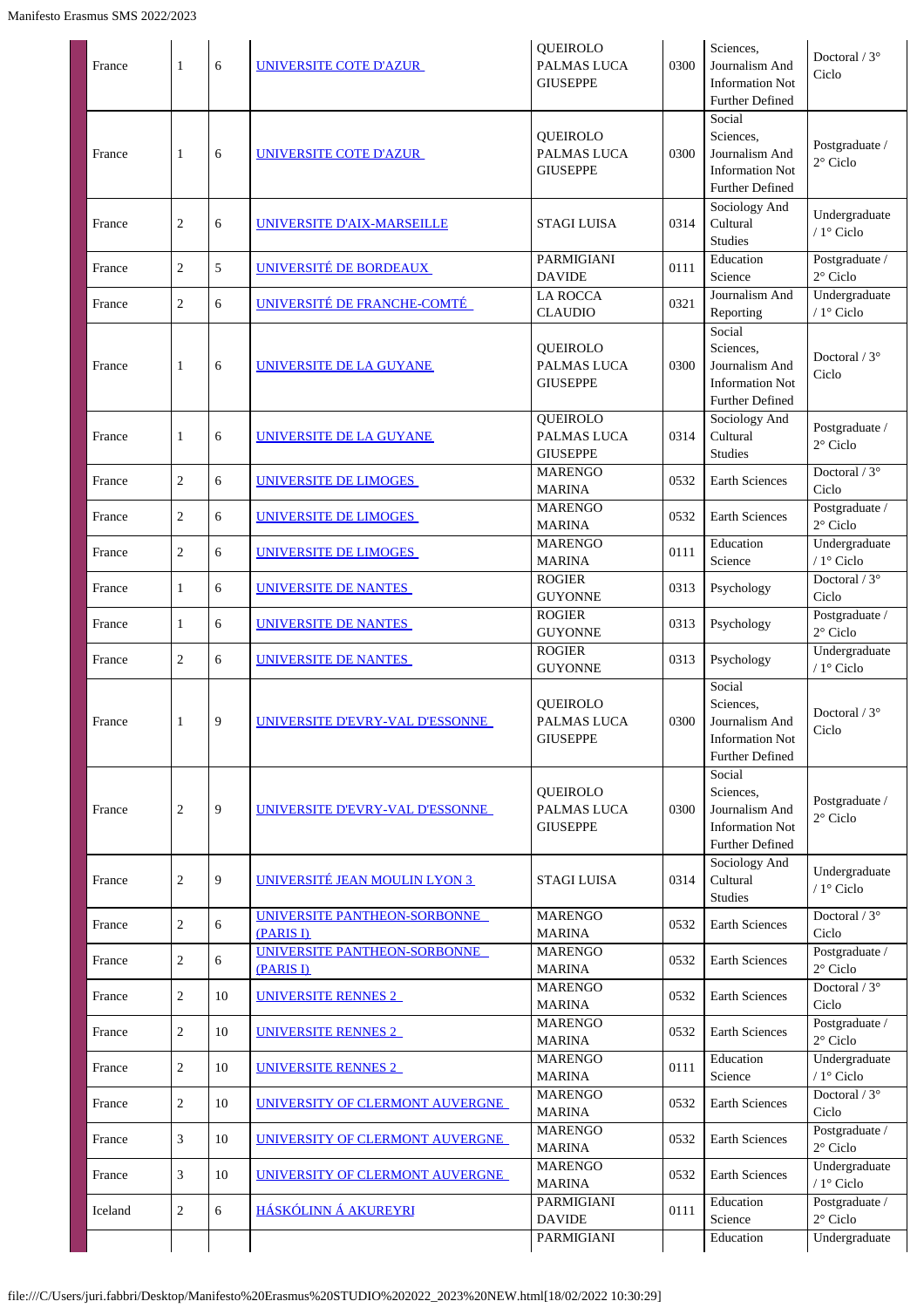| | | | | | | |
|---|---|---|---|---|---|---|
| France | 1 | 6 | UNIVERSITE COTE D'AZUR | QUEIROLO PALMAS LUCA GIUSEPPE | 0300 | Sciences, Journalism And Information Not Further Defined | Doctoral / 3° Ciclo |
| France | 1 | 6 | UNIVERSITE COTE D'AZUR | QUEIROLO PALMAS LUCA GIUSEPPE | 0300 | Social Sciences, Journalism And Information Not Further Defined | Postgraduate / 2° Ciclo |
| France | 2 | 6 | UNIVERSITE D'AIX-MARSEILLE | STAGI LUISA | 0314 | Sociology And Cultural Studies | Undergraduate / 1° Ciclo |
| France | 2 | 5 | UNIVERSITÉ DE BORDEAUX | PARMIGIANI DAVIDE | 0111 | Education Science | Postgraduate / 2° Ciclo |
| France | 2 | 6 | UNIVERSITÉ DE FRANCHE-COMTÉ | LA ROCCA CLAUDIO | 0321 | Journalism And Reporting | Undergraduate / 1° Ciclo |
| France | 1 | 6 | UNIVERSITE DE LA GUYANE | QUEIROLO PALMAS LUCA GIUSEPPE | 0300 | Social Sciences, Journalism And Information Not Further Defined | Doctoral / 3° Ciclo |
| France | 1 | 6 | UNIVERSITE DE LA GUYANE | QUEIROLO PALMAS LUCA GIUSEPPE | 0314 | Sociology And Cultural Studies | Postgraduate / 2° Ciclo |
| France | 2 | 6 | UNIVERSITE DE LIMOGES | MARENGO MARINA | 0532 | Earth Sciences | Doctoral / 3° Ciclo |
| France | 2 | 6 | UNIVERSITE DE LIMOGES | MARENGO MARINA | 0532 | Earth Sciences | Postgraduate / 2° Ciclo |
| France | 2 | 6 | UNIVERSITE DE LIMOGES | MARENGO MARINA | 0111 | Education Science | Undergraduate / 1° Ciclo |
| France | 1 | 6 | UNIVERSITE DE NANTES | ROGIER GUYONNE | 0313 | Psychology | Doctoral / 3° Ciclo |
| France | 1 | 6 | UNIVERSITE DE NANTES | ROGIER GUYONNE | 0313 | Psychology | Postgraduate / 2° Ciclo |
| France | 2 | 6 | UNIVERSITE DE NANTES | ROGIER GUYONNE | 0313 | Psychology | Undergraduate / 1° Ciclo |
| France | 1 | 9 | UNIVERSITE D'EVRY-VAL D'ESSONNE | QUEIROLO PALMAS LUCA GIUSEPPE | 0300 | Social Sciences, Journalism And Information Not Further Defined | Doctoral / 3° Ciclo |
| France | 2 | 9 | UNIVERSITE D'EVRY-VAL D'ESSONNE | QUEIROLO PALMAS LUCA GIUSEPPE | 0300 | Social Sciences, Journalism And Information Not Further Defined | Postgraduate / 2° Ciclo |
| France | 2 | 9 | UNIVERSITÉ JEAN MOULIN LYON 3 | STAGI LUISA | 0314 | Sociology And Cultural Studies | Undergraduate / 1° Ciclo |
| France | 2 | 6 | UNIVERSITE PANTHEON-SORBONNE (PARIS I) | MARENGO MARINA | 0532 | Earth Sciences | Doctoral / 3° Ciclo |
| France | 2 | 6 | UNIVERSITE PANTHEON-SORBONNE (PARIS I) | MARENGO MARINA | 0532 | Earth Sciences | Postgraduate / 2° Ciclo |
| France | 2 | 10 | UNIVERSITE RENNES 2 | MARENGO MARINA | 0532 | Earth Sciences | Doctoral / 3° Ciclo |
| France | 2 | 10 | UNIVERSITE RENNES 2 | MARENGO MARINA | 0532 | Earth Sciences | Postgraduate / 2° Ciclo |
| France | 2 | 10 | UNIVERSITE RENNES 2 | MARENGO MARINA | 0111 | Education Science | Undergraduate / 1° Ciclo |
| France | 2 | 10 | UNIVERSITY OF CLERMONT AUVERGNE | MARENGO MARINA | 0532 | Earth Sciences | Doctoral / 3° Ciclo |
| France | 3 | 10 | UNIVERSITY OF CLERMONT AUVERGNE | MARENGO MARINA | 0532 | Earth Sciences | Postgraduate / 2° Ciclo |
| France | 3 | 10 | UNIVERSITY OF CLERMONT AUVERGNE | MARENGO MARINA | 0532 | Earth Sciences | Undergraduate / 1° Ciclo |
| Iceland | 2 | 6 | HÁSKÓLINN Á AKUREYRI | PARMIGIANI DAVIDE | 0111 | Education Science | Postgraduate / 2° Ciclo |
| | | | | PARMIGIANI | | Education | Undergraduate |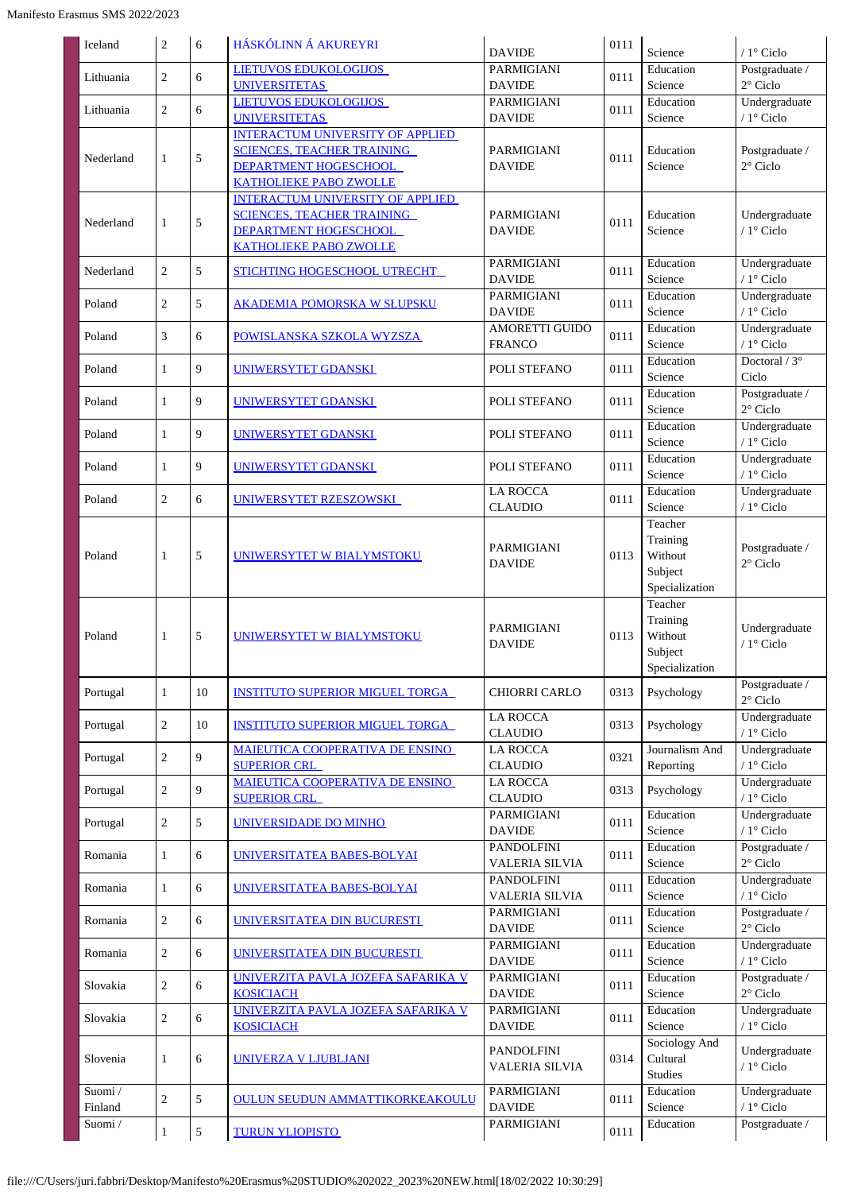| | | | | | | | |
|---|---|---|---|---|---|---|---|
| Iceland | 2 | 6 | HÁSKÓLINN Á AKUREYRI | DAVIDE | 0111 | Science | / 1° Ciclo |
| Lithuania | 2 | 6 | LIETUVOS EDUKOLOGIJOS UNIVERSITETAS | PARMIGIANI DAVIDE | 0111 | Education Science | Postgraduate / 2° Ciclo |
| Lithuania | 2 | 6 | LIETUVOS EDUKOLOGIJOS UNIVERSITETAS | PARMIGIANI DAVIDE | 0111 | Education Science | Undergraduate / 1° Ciclo |
| Nederland | 1 | 5 | INTERACTUM UNIVERSITY OF APPLIED SCIENCES, TEACHER TRAINING DEPARTMENT HOGESCHOOL KATHOLIEKE PABO ZWOLLE | PARMIGIANI DAVIDE | 0111 | Education Science | Postgraduate / 2° Ciclo |
| Nederland | 1 | 5 | INTERACTUM UNIVERSITY OF APPLIED SCIENCES, TEACHER TRAINING DEPARTMENT HOGESCHOOL KATHOLIEKE PABO ZWOLLE | PARMIGIANI DAVIDE | 0111 | Education Science | Undergraduate / 1° Ciclo |
| Nederland | 2 | 5 | STICHTING HOGESCHOOL UTRECHT | PARMIGIANI DAVIDE | 0111 | Education Science | Undergraduate / 1° Ciclo |
| Poland | 2 | 5 | AKADEMIA POMORSKA W SŁUPSKU | PARMIGIANI DAVIDE | 0111 | Education Science | Undergraduate / 1° Ciclo |
| Poland | 3 | 6 | POWISLANSKA SZKOLA WYZSZA | AMORETTI GUIDO FRANCO | 0111 | Education Science | Undergraduate / 1° Ciclo |
| Poland | 1 | 9 | UNIWERSYTET GDANSKI | POLI STEFANO | 0111 | Education Science | Doctoral / 3° Ciclo |
| Poland | 1 | 9 | UNIWERSYTET GDANSKI | POLI STEFANO | 0111 | Education Science | Postgraduate / 2° Ciclo |
| Poland | 1 | 9 | UNIWERSYTET GDANSKI | POLI STEFANO | 0111 | Education Science | Undergraduate / 1° Ciclo |
| Poland | 1 | 9 | UNIWERSYTET GDANSKI | POLI STEFANO | 0111 | Education Science | Undergraduate / 1° Ciclo |
| Poland | 2 | 6 | UNIWERSYTET RZESZOWSKI | LA ROCCA CLAUDIO | 0111 | Education Science | Undergraduate / 1° Ciclo |
| Poland | 1 | 5 | UNIWERSYTET W BIALYMSTOKU | PARMIGIANI DAVIDE | 0113 | Teacher Training Without Subject Specialization | Postgraduate / 2° Ciclo |
| Poland | 1 | 5 | UNIWERSYTET W BIALYMSTOKU | PARMIGIANI DAVIDE | 0113 | Teacher Training Without Subject Specialization | Undergraduate / 1° Ciclo |
| Portugal | 1 | 10 | INSTITUTO SUPERIOR MIGUEL TORGA | CHIORRI CARLO | 0313 | Psychology | Postgraduate / 2° Ciclo |
| Portugal | 2 | 10 | INSTITUTO SUPERIOR MIGUEL TORGA | LA ROCCA CLAUDIO | 0313 | Psychology | Undergraduate / 1° Ciclo |
| Portugal | 2 | 9 | MAIEUTICA COOPERATIVA DE ENSINO SUPERIOR CRL | LA ROCCA CLAUDIO | 0321 | Journalism And Reporting | Undergraduate / 1° Ciclo |
| Portugal | 2 | 9 | MAIEUTICA COOPERATIVA DE ENSINO SUPERIOR CRL | LA ROCCA CLAUDIO | 0313 | Psychology | Undergraduate / 1° Ciclo |
| Portugal | 2 | 5 | UNIVERSIDADE DO MINHO | PARMIGIANI DAVIDE | 0111 | Education Science | Undergraduate / 1° Ciclo |
| Romania | 1 | 6 | UNIVERSITATEA BABES-BOLYAI | PANDOLFINI VALERIA SILVIA | 0111 | Education Science | Postgraduate / 2° Ciclo |
| Romania | 1 | 6 | UNIVERSITATEA BABES-BOLYAI | PANDOLFINI VALERIA SILVIA | 0111 | Education Science | Undergraduate / 1° Ciclo |
| Romania | 2 | 6 | UNIVERSITATEA DIN BUCURESTI | PARMIGIANI DAVIDE | 0111 | Education Science | Postgraduate / 2° Ciclo |
| Romania | 2 | 6 | UNIVERSITATEA DIN BUCURESTI | PARMIGIANI DAVIDE | 0111 | Education Science | Undergraduate / 1° Ciclo |
| Slovakia | 2 | 6 | UNIVERZITA PAVLA JOZEFA SAFARIKA V KOSICIACH | PARMIGIANI DAVIDE | 0111 | Education Science | Postgraduate / 2° Ciclo |
| Slovakia | 2 | 6 | UNIVERZITA PAVLA JOZEFA SAFARIKA V KOSICIACH | PARMIGIANI DAVIDE | 0111 | Education Science | Undergraduate / 1° Ciclo |
| Slovenia | 1 | 6 | UNIVERZA V LJUBLJANI | PANDOLFINI VALERIA SILVIA | 0314 | Sociology And Cultural Studies | Undergraduate / 1° Ciclo |
| Suomi / Finland | 2 | 5 | OULUN SEUDUN AMMATTIKORKEAKOULU | PARMIGIANI DAVIDE | 0111 | Education Science | Undergraduate / 1° Ciclo |
| Suomi / | 1 | 5 | TURUN YLIOPISTO | PARMIGIANI | 0111 | Education | Postgraduate / |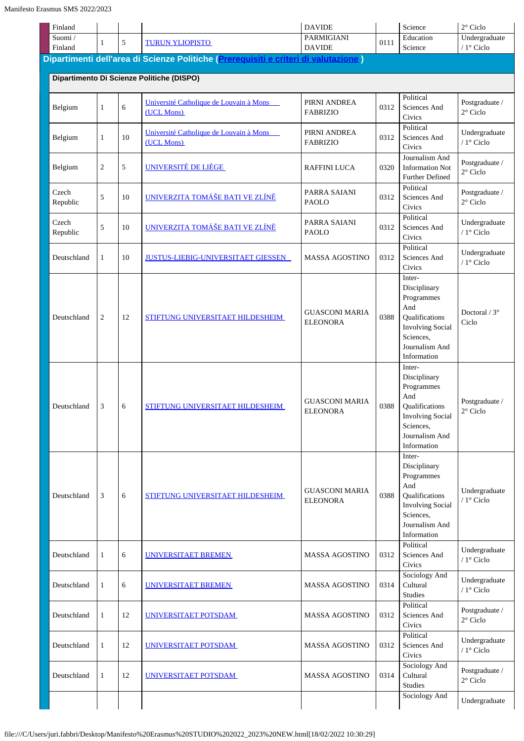| Finland | | | | DAVIDE | | Science | 2° Ciclo |
|---|---|---|---|---|---|---|---|
| Suomi / Finland | 1 | 5 | TURUN YLIOPISTO | PARMIGIANI DAVIDE | 0111 | Education Science | Undergraduate / 1° Ciclo |

## Dipartimenti dell'area di Scienze Politiche (Prerequisiti e criteri di valutazione )

### Dipartimento Di Scienze Politiche (DISPO)

| | | | | | | | |
|---|---|---|---|---|---|---|---|
| Belgium | 1 | 6 | Université Catholique de Louvain à Mons (UCL Mons) | PIRNI ANDREA FABRIZIO | 0312 | Political Sciences And Civics | Postgraduate / 2° Ciclo |
| Belgium | 1 | 10 | Université Catholique de Louvain à Mons (UCL Mons) | PIRNI ANDREA FABRIZIO | 0312 | Political Sciences And Civics | Undergraduate / 1° Ciclo |
| Belgium | 2 | 5 | UNIVERSITÉ DE LIÈGE | RAFFINI LUCA | 0320 | Journalism And Information Not Further Defined | Postgraduate / 2° Ciclo |
| Czech Republic | 5 | 10 | UNIVERZITA TOMÁŠE BATI VE ZLÍNĚ | PARRA SAIANI PAOLO | 0312 | Political Sciences And Civics | Postgraduate / 2° Ciclo |
| Czech Republic | 5 | 10 | UNIVERZITA TOMÁŠE BATI VE ZLÍNĚ | PARRA SAIANI PAOLO | 0312 | Political Sciences And Civics | Undergraduate / 1° Ciclo |
| Deutschland | 1 | 10 | JUSTUS-LIEBIG-UNIVERSITAET GIESSEN | MASSA AGOSTINO | 0312 | Political Sciences And Civics | Undergraduate / 1° Ciclo |
| Deutschland | 2 | 12 | STIFTUNG UNIVERSITAET HILDESHEIM | GUASCONI MARIA ELEONORA | 0388 | Inter-Disciplinary Programmes And Qualifications Involving Social Sciences, Journalism And Information | Doctoral / 3° Ciclo |
| Deutschland | 3 | 6 | STIFTUNG UNIVERSITAET HILDESHEIM | GUASCONI MARIA ELEONORA | 0388 | Inter-Disciplinary Programmes And Qualifications Involving Social Sciences, Journalism And Information | Postgraduate / 2° Ciclo |
| Deutschland | 3 | 6 | STIFTUNG UNIVERSITAET HILDESHEIM | GUASCONI MARIA ELEONORA | 0388 | Inter-Disciplinary Programmes And Qualifications Involving Social Sciences, Journalism And Information | Undergraduate / 1° Ciclo |
| Deutschland | 1 | 6 | UNIVERSITAET BREMEN | MASSA AGOSTINO | 0312 | Political Sciences And Civics | Undergraduate / 1° Ciclo |
| Deutschland | 1 | 6 | UNIVERSITAET BREMEN | MASSA AGOSTINO | 0314 | Sociology And Cultural Studies | Undergraduate / 1° Ciclo |
| Deutschland | 1 | 12 | UNIVERSITAET POTSDAM | MASSA AGOSTINO | 0312 | Political Sciences And Civics | Postgraduate / 2° Ciclo |
| Deutschland | 1 | 12 | UNIVERSITAET POTSDAM | MASSA AGOSTINO | 0312 | Political Sciences And Civics | Undergraduate / 1° Ciclo |
| Deutschland | 1 | 12 | UNIVERSITAET POTSDAM | MASSA AGOSTINO | 0314 | Sociology And Cultural Studies | Postgraduate / 2° Ciclo |
| | | | | | | Sociology And | Undergraduate |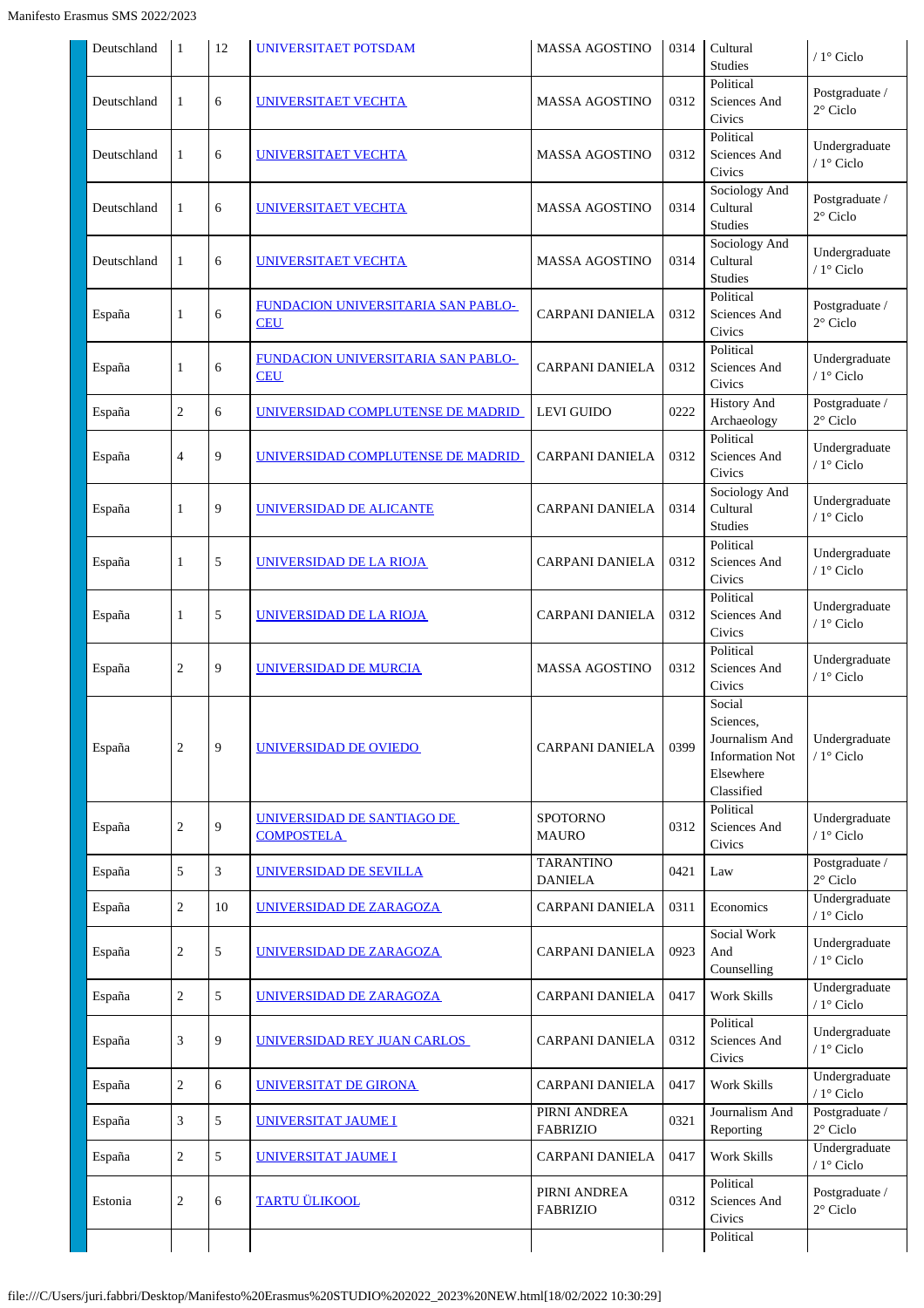| Deutschland | 1 | 12 | UNIVERSITAET POTSDAM | MASSA AGOSTINO | 0314 | Cultural Studies | / 1° Ciclo |
|---|---|---|---|---|---|---|---|
| Deutschland | 1 | 6 | UNIVERSITAET VECHTA | MASSA AGOSTINO | 0312 | Political Sciences And Civics | Postgraduate / 2° Ciclo |
| Deutschland | 1 | 6 | UNIVERSITAET VECHTA | MASSA AGOSTINO | 0312 | Political Sciences And Civics | Undergraduate / 1° Ciclo |
| Deutschland | 1 | 6 | UNIVERSITAET VECHTA | MASSA AGOSTINO | 0314 | Sociology And Cultural Studies | Postgraduate / 2° Ciclo |
| Deutschland | 1 | 6 | UNIVERSITAET VECHTA | MASSA AGOSTINO | 0314 | Sociology And Cultural Studies | Undergraduate / 1° Ciclo |
| España | 1 | 6 | FUNDACION UNIVERSITARIA SAN PABLO-CEU | CARPANI DANIELA | 0312 | Political Sciences And Civics | Postgraduate / 2° Ciclo |
| España | 1 | 6 | FUNDACION UNIVERSITARIA SAN PABLO-CEU | CARPANI DANIELA | 0312 | Political Sciences And Civics | Undergraduate / 1° Ciclo |
| España | 2 | 6 | UNIVERSIDAD COMPLUTENSE DE MADRID | LEVI GUIDO | 0222 | History And Archaeology | Postgraduate / 2° Ciclo |
| España | 4 | 9 | UNIVERSIDAD COMPLUTENSE DE MADRID | CARPANI DANIELA | 0312 | Political Sciences And Civics | Undergraduate / 1° Ciclo |
| España | 1 | 9 | UNIVERSIDAD DE ALICANTE | CARPANI DANIELA | 0314 | Sociology And Cultural Studies | Undergraduate / 1° Ciclo |
| España | 1 | 5 | UNIVERSIDAD DE LA RIOJA | CARPANI DANIELA | 0312 | Political Sciences And Civics | Undergraduate / 1° Ciclo |
| España | 1 | 5 | UNIVERSIDAD DE LA RIOJA | CARPANI DANIELA | 0312 | Political Sciences And Civics | Undergraduate / 1° Ciclo |
| España | 2 | 9 | UNIVERSIDAD DE MURCIA | MASSA AGOSTINO | 0312 | Political Sciences And Civics | Undergraduate / 1° Ciclo |
| España | 2 | 9 | UNIVERSIDAD DE OVIEDO | CARPANI DANIELA | 0399 | Social Sciences, Journalism And Information Not Elsewhere Classified | Undergraduate / 1° Ciclo |
| España | 2 | 9 | UNIVERSIDAD DE SANTIAGO DE COMPOSTELA | SPOTORNO MAURO | 0312 | Political Sciences And Civics | Undergraduate / 1° Ciclo |
| España | 5 | 3 | UNIVERSIDAD DE SEVILLA | TARANTINO DANIELA | 0421 | Law | Postgraduate / 2° Ciclo |
| España | 2 | 10 | UNIVERSIDAD DE ZARAGOZA | CARPANI DANIELA | 0311 | Economics | Undergraduate / 1° Ciclo |
| España | 2 | 5 | UNIVERSIDAD DE ZARAGOZA | CARPANI DANIELA | 0923 | Social Work And Counselling | Undergraduate / 1° Ciclo |
| España | 2 | 5 | UNIVERSIDAD DE ZARAGOZA | CARPANI DANIELA | 0417 | Work Skills | Undergraduate / 1° Ciclo |
| España | 3 | 9 | UNIVERSIDAD REY JUAN CARLOS | CARPANI DANIELA | 0312 | Political Sciences And Civics | Undergraduate / 1° Ciclo |
| España | 2 | 6 | UNIVERSITAT DE GIRONA | CARPANI DANIELA | 0417 | Work Skills | Undergraduate / 1° Ciclo |
| España | 3 | 5 | UNIVERSITAT JAUME I | PIRNI ANDREA FABRIZIO | 0321 | Journalism And Reporting | Postgraduate / 2° Ciclo |
| España | 2 | 5 | UNIVERSITAT JAUME I | CARPANI DANIELA | 0417 | Work Skills | Undergraduate / 1° Ciclo |
| Estonia | 2 | 6 | TARTU ÜLIKOOL | PIRNI ANDREA FABRIZIO | 0312 | Political Sciences And Civics | Postgraduate / 2° Ciclo |
| | | | | | | Political | |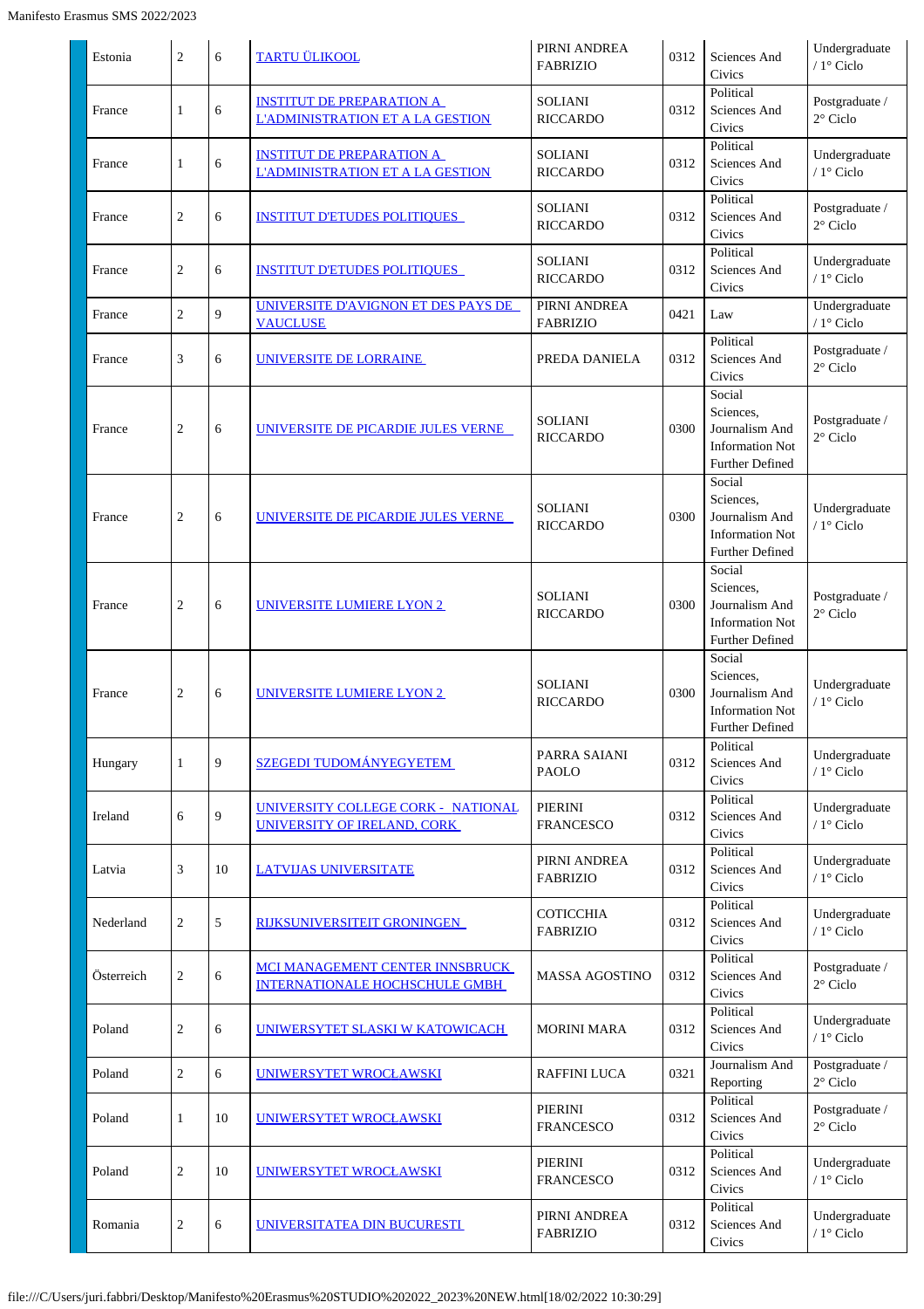| Estonia | 2 | 6 | TARTU ÜLIKOOL | PIRNI ANDREA FABRIZIO | 0312 | Sciences And Civics | Undergraduate / 1° Ciclo |
|---|---|---|---|---|---|---|---|
| France | 1 | 6 | INSTITUT DE PREPARATION A L'ADMINISTRATION ET A LA GESTION | SOLIANI RICCARDO | 0312 | Political Sciences And Civics | Postgraduate / 2° Ciclo |
| France | 1 | 6 | INSTITUT DE PREPARATION A L'ADMINISTRATION ET A LA GESTION | SOLIANI RICCARDO | 0312 | Political Sciences And Civics | Undergraduate / 1° Ciclo |
| France | 2 | 6 | INSTITUT D'ETUDES POLITIQUES | SOLIANI RICCARDO | 0312 | Political Sciences And Civics | Postgraduate / 2° Ciclo |
| France | 2 | 6 | INSTITUT D'ETUDES POLITIQUES | SOLIANI RICCARDO | 0312 | Political Sciences And Civics | Undergraduate / 1° Ciclo |
| France | 2 | 9 | UNIVERSITE D'AVIGNON ET DES PAYS DE VAUCLUSE | PIRNI ANDREA FABRIZIO | 0421 | Law | Undergraduate / 1° Ciclo |
| France | 3 | 6 | UNIVERSITE DE LORRAINE | PREDA DANIELA | 0312 | Political Sciences And Civics | Postgraduate / 2° Ciclo |
| France | 2 | 6 | UNIVERSITE DE PICARDIE JULES VERNE | SOLIANI RICCARDO | 0300 | Social Sciences, Journalism And Information Not Further Defined | Postgraduate / 2° Ciclo |
| France | 2 | 6 | UNIVERSITE DE PICARDIE JULES VERNE | SOLIANI RICCARDO | 0300 | Social Sciences, Journalism And Information Not Further Defined | Undergraduate / 1° Ciclo |
| France | 2 | 6 | UNIVERSITE LUMIERE LYON 2 | SOLIANI RICCARDO | 0300 | Social Sciences, Journalism And Information Not Further Defined | Postgraduate / 2° Ciclo |
| France | 2 | 6 | UNIVERSITE LUMIERE LYON 2 | SOLIANI RICCARDO | 0300 | Social Sciences, Journalism And Information Not Further Defined | Undergraduate / 1° Ciclo |
| Hungary | 1 | 9 | SZEGEDI TUDOMÁNYEGYETEM | PARRA SAIANI PAOLO | 0312 | Political Sciences And Civics | Undergraduate / 1° Ciclo |
| Ireland | 6 | 9 | UNIVERSITY COLLEGE CORK - NATIONAL UNIVERSITY OF IRELAND, CORK | PIERINI FRANCESCO | 0312 | Political Sciences And Civics | Undergraduate / 1° Ciclo |
| Latvia | 3 | 10 | LATVIJAS UNIVERSITATE | PIRNI ANDREA FABRIZIO | 0312 | Political Sciences And Civics | Undergraduate / 1° Ciclo |
| Nederland | 2 | 5 | RIJKSUNIVERSITEIT GRONINGEN | COTICCHIA FABRIZIO | 0312 | Political Sciences And Civics | Undergraduate / 1° Ciclo |
| Österreich | 2 | 6 | MCI MANAGEMENT CENTER INNSBRUCK INTERNATIONALE HOCHSCHULE GMBH | MASSA AGOSTINO | 0312 | Political Sciences And Civics | Postgraduate / 2° Ciclo |
| Poland | 2 | 6 | UNIWERSYTET SLASKI W KATOWICACH | MORINI MARA | 0312 | Political Sciences And Civics | Undergraduate / 1° Ciclo |
| Poland | 2 | 6 | UNIWERSYTET WROCŁAWSKI | RAFFINI LUCA | 0321 | Journalism And Reporting | Postgraduate / 2° Ciclo |
| Poland | 1 | 10 | UNIWERSYTET WROCŁAWSKI | PIERINI FRANCESCO | 0312 | Political Sciences And Civics | Postgraduate / 2° Ciclo |
| Poland | 2 | 10 | UNIWERSYTET WROCŁAWSKI | PIERINI FRANCESCO | 0312 | Political Sciences And Civics | Undergraduate / 1° Ciclo |
| Romania | 2 | 6 | UNIVERSITATEA DIN BUCURESTI | PIRNI ANDREA FABRIZIO | 0312 | Political Sciences And Civics | Undergraduate / 1° Ciclo |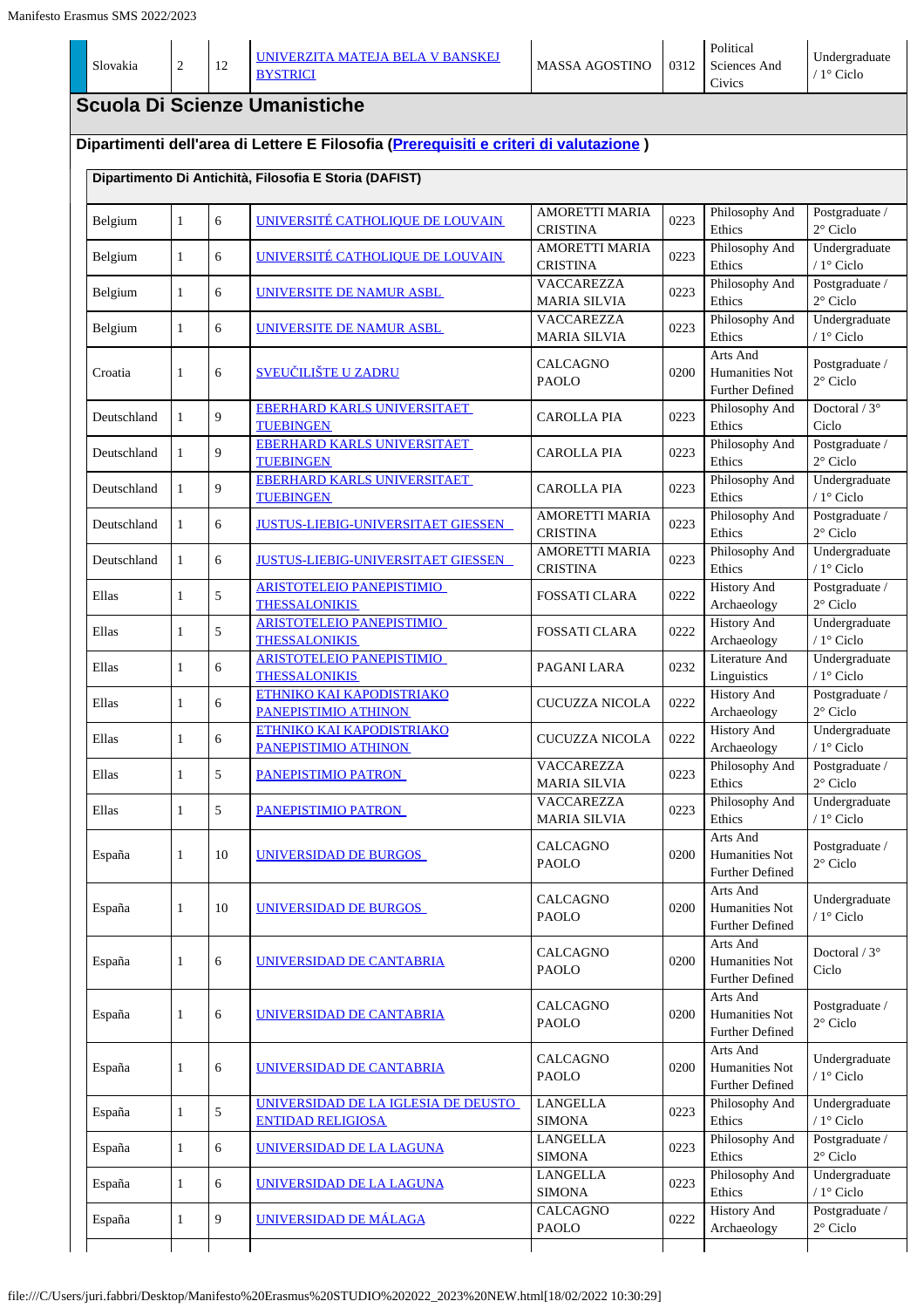| Slovakia | 2 | 12 | UNIVERZITA MATEJA BELA V BANSKEJ BYSTRICI | MASSA AGOSTINO | 0312 | Political Sciences And Civics | Undergraduate / 1° Ciclo |
|---|---|---|---|---|---|---|---|

## Scuola Di Scienze Umanistiche

### Dipartimenti dell'area di Lettere E Filosofia (Prerequisiti e criteri di valutazione )

#### Dipartimento Di Antichità, Filosofia E Storia (DAFIST)

| | | | | | | | |
|---|---|---|---|---|---|---|---|
| Belgium | 1 | 6 | UNIVERSITÉ CATHOLIQUE DE LOUVAIN | AMORETTI MARIA CRISTINA | 0223 | Philosophy And Ethics | Postgraduate / 2° Ciclo |
| Belgium | 1 | 6 | UNIVERSITÉ CATHOLIQUE DE LOUVAIN | AMORETTI MARIA CRISTINA | 0223 | Philosophy And Ethics | Undergraduate / 1° Ciclo |
| Belgium | 1 | 6 | UNIVERSITE DE NAMUR ASBL | VACCAREZZA MARIA SILVIA | 0223 | Philosophy And Ethics | Postgraduate / 2° Ciclo |
| Belgium | 1 | 6 | UNIVERSITE DE NAMUR ASBL | VACCAREZZA MARIA SILVIA | 0223 | Philosophy And Ethics | Undergraduate / 1° Ciclo |
| Croatia | 1 | 6 | SVEUČILIŠTE U ZADRU | CALCAGNO PAOLO | 0200 | Arts And Humanities Not Further Defined | Postgraduate / 2° Ciclo |
| Deutschland | 1 | 9 | EBERHARD KARLS UNIVERSITAET TUEBINGEN | CAROLLA PIA | 0223 | Philosophy And Ethics | Doctoral / 3° Ciclo |
| Deutschland | 1 | 9 | EBERHARD KARLS UNIVERSITAET TUEBINGEN | CAROLLA PIA | 0223 | Philosophy And Ethics | Postgraduate / 2° Ciclo |
| Deutschland | 1 | 9 | EBERHARD KARLS UNIVERSITAET TUEBINGEN | CAROLLA PIA | 0223 | Philosophy And Ethics | Undergraduate / 1° Ciclo |
| Deutschland | 1 | 6 | JUSTUS-LIEBIG-UNIVERSITAET GIESSEN | AMORETTI MARIA CRISTINA | 0223 | Philosophy And Ethics | Postgraduate / 2° Ciclo |
| Deutschland | 1 | 6 | JUSTUS-LIEBIG-UNIVERSITAET GIESSEN | AMORETTI MARIA CRISTINA | 0223 | Philosophy And Ethics | Undergraduate / 1° Ciclo |
| Ellas | 1 | 5 | ARISTOTELEIO PANEPISTIMIO THESSALONIKIS | FOSSATI CLARA | 0222 | History And Archaeology | Postgraduate / 2° Ciclo |
| Ellas | 1 | 5 | ARISTOTELEIO PANEPISTIMIO THESSALONIKIS | FOSSATI CLARA | 0222 | History And Archaeology | Undergraduate / 1° Ciclo |
| Ellas | 1 | 6 | ARISTOTELEIO PANEPISTIMIO THESSALONIKIS | PAGANI LARA | 0232 | Literature And Linguistics | Undergraduate / 1° Ciclo |
| Ellas | 1 | 6 | ETHNIKO KAI KAPODISTRIAKO PANEPISTIMIO ATHINON | CUCUZZA NICOLA | 0222 | History And Archaeology | Postgraduate / 2° Ciclo |
| Ellas | 1 | 6 | ETHNIKO KAI KAPODISTRIAKO PANEPISTIMIO ATHINON | CUCUZZA NICOLA | 0222 | History And Archaeology | Undergraduate / 1° Ciclo |
| Ellas | 1 | 5 | PANEPISTIMIO PATRON | VACCAREZZA MARIA SILVIA | 0223 | Philosophy And Ethics | Postgraduate / 2° Ciclo |
| Ellas | 1 | 5 | PANEPISTIMIO PATRON | VACCAREZZA MARIA SILVIA | 0223 | Philosophy And Ethics | Undergraduate / 1° Ciclo |
| España | 1 | 10 | UNIVERSIDAD DE BURGOS | CALCAGNO PAOLO | 0200 | Arts And Humanities Not Further Defined | Postgraduate / 2° Ciclo |
| España | 1 | 10 | UNIVERSIDAD DE BURGOS | CALCAGNO PAOLO | 0200 | Arts And Humanities Not Further Defined | Undergraduate / 1° Ciclo |
| España | 1 | 6 | UNIVERSIDAD DE CANTABRIA | CALCAGNO PAOLO | 0200 | Arts And Humanities Not Further Defined | Doctoral / 3° Ciclo |
| España | 1 | 6 | UNIVERSIDAD DE CANTABRIA | CALCAGNO PAOLO | 0200 | Arts And Humanities Not Further Defined | Postgraduate / 2° Ciclo |
| España | 1 | 6 | UNIVERSIDAD DE CANTABRIA | CALCAGNO PAOLO | 0200 | Arts And Humanities Not Further Defined | Undergraduate / 1° Ciclo |
| España | 1 | 5 | UNIVERSIDAD DE LA IGLESIA DE DEUSTO ENTIDAD RELIGIOSA | LANGELLA SIMONA | 0223 | Philosophy And Ethics | Undergraduate / 1° Ciclo |
| España | 1 | 6 | UNIVERSIDAD DE LA LAGUNA | LANGELLA SIMONA | 0223 | Philosophy And Ethics | Postgraduate / 2° Ciclo |
| España | 1 | 6 | UNIVERSIDAD DE LA LAGUNA | LANGELLA SIMONA | 0223 | Philosophy And Ethics | Undergraduate / 1° Ciclo |
| España | 1 | 9 | UNIVERSIDAD DE MÁLAGA | CALCAGNO PAOLO | 0222 | History And Archaeology | Postgraduate / 2° Ciclo |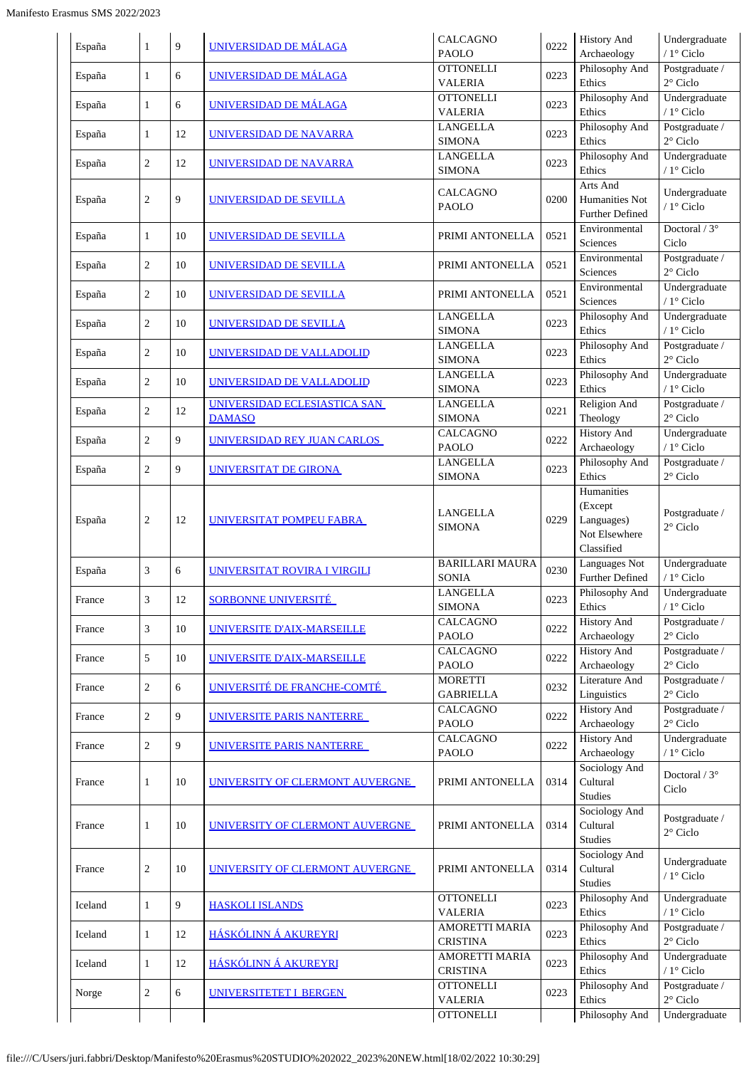| España | 1 | 9 | UNIVERSIDAD DE MÁLAGA | CALCAGNO PAOLO | 0222 | History And Archaeology | Undergraduate / 1° Ciclo |
|---|---|---|---|---|---|---|---|
| España | 1 | 6 | UNIVERSIDAD DE MÁLAGA | OTTONELLI VALERIA | 0223 | Philosophy And Ethics | Postgraduate / 2° Ciclo |
| España | 1 | 6 | UNIVERSIDAD DE MÁLAGA | OTTONELLI VALERIA | 0223 | Philosophy And Ethics | Undergraduate / 1° Ciclo |
| España | 1 | 12 | UNIVERSIDAD DE NAVARRA | LANGELLA SIMONA | 0223 | Philosophy And Ethics | Postgraduate / 2° Ciclo |
| España | 2 | 12 | UNIVERSIDAD DE NAVARRA | LANGELLA SIMONA | 0223 | Philosophy And Ethics | Undergraduate / 1° Ciclo |
| España | 2 | 9 | UNIVERSIDAD DE SEVILLA | CALCAGNO PAOLO | 0200 | Arts And Humanities Not Further Defined | Undergraduate / 1° Ciclo |
| España | 1 | 10 | UNIVERSIDAD DE SEVILLA | PRIMI ANTONELLA | 0521 | Environmental Sciences | Doctoral / 3° Ciclo |
| España | 2 | 10 | UNIVERSIDAD DE SEVILLA | PRIMI ANTONELLA | 0521 | Environmental Sciences | Postgraduate / 2° Ciclo |
| España | 2 | 10 | UNIVERSIDAD DE SEVILLA | PRIMI ANTONELLA | 0521 | Environmental Sciences | Undergraduate / 1° Ciclo |
| España | 2 | 10 | UNIVERSIDAD DE SEVILLA | LANGELLA SIMONA | 0223 | Philosophy And Ethics | Undergraduate / 1° Ciclo |
| España | 2 | 10 | UNIVERSIDAD DE VALLADOLID | LANGELLA SIMONA | 0223 | Philosophy And Ethics | Postgraduate / 2° Ciclo |
| España | 2 | 10 | UNIVERSIDAD DE VALLADOLID | LANGELLA SIMONA | 0223 | Philosophy And Ethics | Undergraduate / 1° Ciclo |
| España | 2 | 12 | UNIVERSIDAD ECLESIASTICA SAN DAMASO | LANGELLA SIMONA | 0221 | Religion And Theology | Postgraduate / 2° Ciclo |
| España | 2 | 9 | UNIVERSIDAD REY JUAN CARLOS | CALCAGNO PAOLO | 0222 | History And Archaeology | Undergraduate / 1° Ciclo |
| España | 2 | 9 | UNIVERSITAT DE GIRONA | LANGELLA SIMONA | 0223 | Philosophy And Ethics | Postgraduate / 2° Ciclo |
| España | 2 | 12 | UNIVERSITAT POMPEU FABRA | LANGELLA SIMONA | 0229 | Humanities (Except Languages) Not Elsewhere Classified | Postgraduate / 2° Ciclo |
| España | 3 | 6 | UNIVERSITAT ROVIRA I VIRGILI | BARILLARI MAURA SONIA | 0230 | Languages Not Further Defined | Undergraduate / 1° Ciclo |
| France | 3 | 12 | SORBONNE UNIVERSITÉ | LANGELLA SIMONA | 0223 | Philosophy And Ethics | Undergraduate / 1° Ciclo |
| France | 3 | 10 | UNIVERSITE D'AIX-MARSEILLE | CALCAGNO PAOLO | 0222 | History And Archaeology | Postgraduate / 2° Ciclo |
| France | 5 | 10 | UNIVERSITE D'AIX-MARSEILLE | CALCAGNO PAOLO | 0222 | History And Archaeology | Postgraduate / 2° Ciclo |
| France | 2 | 6 | UNIVERSITÉ DE FRANCHE-COMTÉ | MORETTI GABRIELLA | 0232 | Literature And Linguistics | Postgraduate / 2° Ciclo |
| France | 2 | 9 | UNIVERSITE PARIS NANTERRE | CALCAGNO PAOLO | 0222 | History And Archaeology | Postgraduate / 2° Ciclo |
| France | 2 | 9 | UNIVERSITE PARIS NANTERRE | CALCAGNO PAOLO | 0222 | History And Archaeology | Undergraduate / 1° Ciclo |
| France | 1 | 10 | UNIVERSITY OF CLERMONT AUVERGNE | PRIMI ANTONELLA | 0314 | Sociology And Cultural Studies | Doctoral / 3° Ciclo |
| France | 1 | 10 | UNIVERSITY OF CLERMONT AUVERGNE | PRIMI ANTONELLA | 0314 | Sociology And Cultural Studies | Postgraduate / 2° Ciclo |
| France | 2 | 10 | UNIVERSITY OF CLERMONT AUVERGNE | PRIMI ANTONELLA | 0314 | Sociology And Cultural Studies | Undergraduate / 1° Ciclo |
| Iceland | 1 | 9 | HASKOLI ISLANDS | OTTONELLI VALERIA | 0223 | Philosophy And Ethics | Undergraduate / 1° Ciclo |
| Iceland | 1 | 12 | HÁSKÓLINN Á AKUREYRI | AMORETTI MARIA CRISTINA | 0223 | Philosophy And Ethics | Postgraduate / 2° Ciclo |
| Iceland | 1 | 12 | HÁSKÓLINN Á AKUREYRI | AMORETTI MARIA CRISTINA | 0223 | Philosophy And Ethics | Undergraduate / 1° Ciclo |
| Norge | 2 | 6 | UNIVERSITETET I BERGEN | OTTONELLI VALERIA | 0223 | Philosophy And Ethics | Postgraduate / 2° Ciclo |
| | | | | OTTONELLI | | Philosophy And | Undergraduate |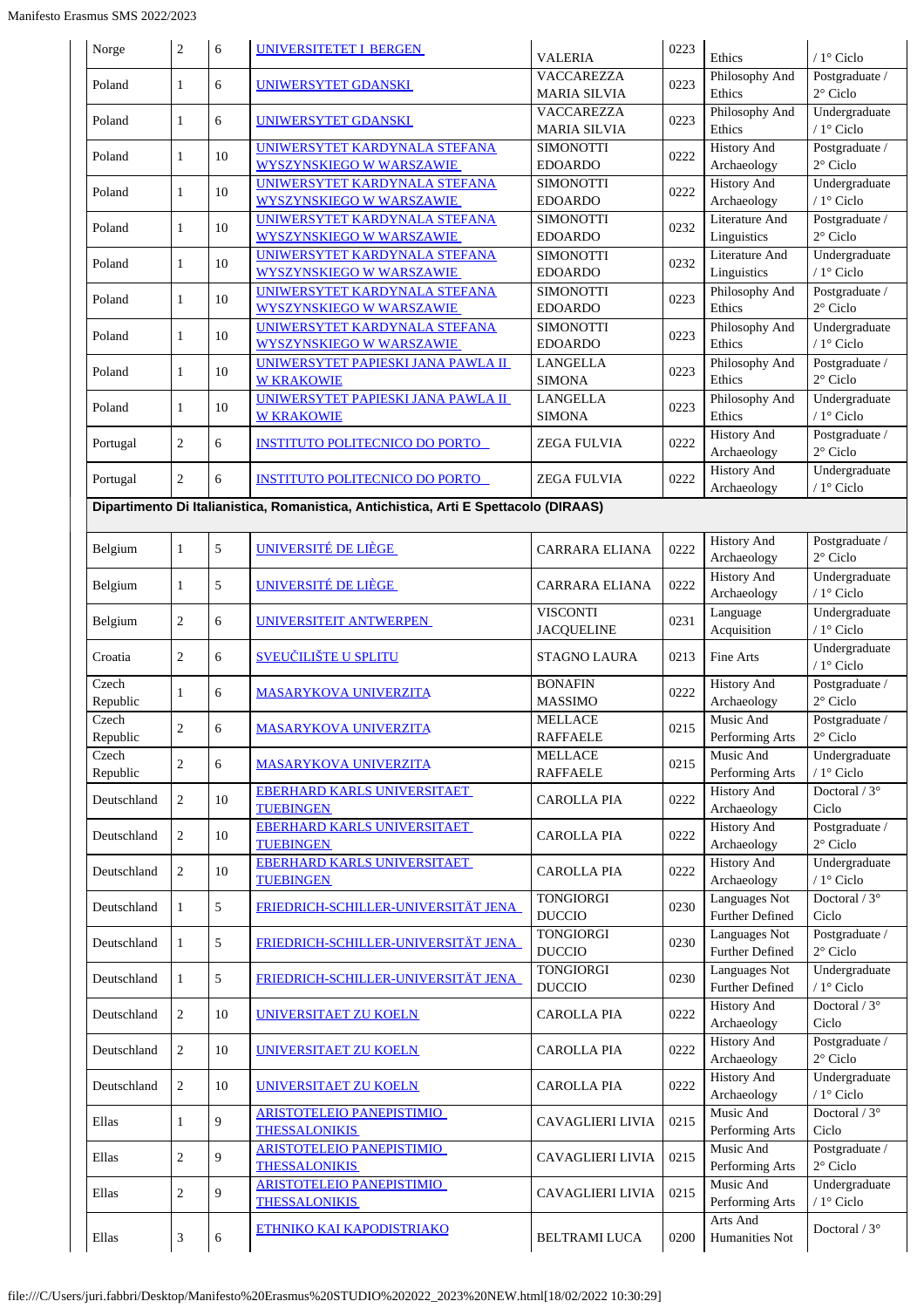| | | | | | | | |
|---|---|---|---|---|---|---|---|
| Norge | 2 | 6 | UNIVERSITETET I BERGEN | VALERIA | 0223 | Ethics | / 1° Ciclo |
| Poland | 1 | 6 | UNIWERSYTET GDANSKI | VACCAREZZA MARIA SILVIA | 0223 | Philosophy And Ethics | Postgraduate / 2° Ciclo |
| Poland | 1 | 6 | UNIWERSYTET GDANSKI | VACCAREZZA MARIA SILVIA | 0223 | Philosophy And Ethics | Undergraduate / 1° Ciclo |
| Poland | 1 | 10 | UNIWERSYTET KARDYNALA STEFANA WYSZYNSKIEGO W WARSZAWIE | SIMONOTTI EDOARDO | 0222 | History And Archaeology | Postgraduate / 2° Ciclo |
| Poland | 1 | 10 | UNIWERSYTET KARDYNALA STEFANA WYSZYNSKIEGO W WARSZAWIE | SIMONOTTI EDOARDO | 0222 | History And Archaeology | Undergraduate / 1° Ciclo |
| Poland | 1 | 10 | UNIWERSYTET KARDYNALA STEFANA WYSZYNSKIEGO W WARSZAWIE | SIMONOTTI EDOARDO | 0232 | Literature And Linguistics | Postgraduate / 2° Ciclo |
| Poland | 1 | 10 | UNIWERSYTET KARDYNALA STEFANA WYSZYNSKIEGO W WARSZAWIE | SIMONOTTI EDOARDO | 0232 | Literature And Linguistics | Undergraduate / 1° Ciclo |
| Poland | 1 | 10 | UNIWERSYTET KARDYNALA STEFANA WYSZYNSKIEGO W WARSZAWIE | SIMONOTTI EDOARDO | 0223 | Philosophy And Ethics | Postgraduate / 2° Ciclo |
| Poland | 1 | 10 | UNIWERSYTET KARDYNALA STEFANA WYSZYNSKIEGO W WARSZAWIE | SIMONOTTI EDOARDO | 0223 | Philosophy And Ethics | Undergraduate / 1° Ciclo |
| Poland | 1 | 10 | UNIWERSYTET PAPIESKI JANA PAWLA II W KRAKOWIE | LANGELLA SIMONA | 0223 | Philosophy And Ethics | Postgraduate / 2° Ciclo |
| Poland | 1 | 10 | UNIWERSYTET PAPIESKI JANA PAWLA II W KRAKOWIE | LANGELLA SIMONA | 0223 | Philosophy And Ethics | Undergraduate / 1° Ciclo |
| Portugal | 2 | 6 | INSTITUTO POLITECNICO DO PORTO | ZEGA FULVIA | 0222 | History And Archaeology | Postgraduate / 2° Ciclo |
| Portugal | 2 | 6 | INSTITUTO POLITECNICO DO PORTO | ZEGA FULVIA | 0222 | History And Archaeology | Undergraduate / 1° Ciclo |
| **Dipartimento Di Italianistica, Romanistica, Antichistica, Arti E Spettacolo (DIRAAS)** | | | | | | | |
| Belgium | 1 | 5 | UNIVERSITÉ DE LIÈGE | CARRARA ELIANA | 0222 | History And Archaeology | Postgraduate / 2° Ciclo |
| Belgium | 1 | 5 | UNIVERSITÉ DE LIÈGE | CARRARA ELIANA | 0222 | History And Archaeology | Undergraduate / 1° Ciclo |
| Belgium | 2 | 6 | UNIVERSITEIT ANTWERPEN | VISCONTI JACQUELINE | 0231 | Language Acquisition | Undergraduate / 1° Ciclo |
| Croatia | 2 | 6 | SVEUČILIŠTE U SPLITU | STAGNO LAURA | 0213 | Fine Arts | Undergraduate / 1° Ciclo |
| Czech Republic | 1 | 6 | MASARYKOVA UNIVERZITA | BONAFIN MASSIMO | 0222 | History And Archaeology | Postgraduate / 2° Ciclo |
| Czech Republic | 2 | 6 | MASARYKOVA UNIVERZITA | MELLACE RAFFAELE | 0215 | Music And Performing Arts | Postgraduate / 2° Ciclo |
| Czech Republic | 2 | 6 | MASARYKOVA UNIVERZITA | MELLACE RAFFAELE | 0215 | Music And Performing Arts | Undergraduate / 1° Ciclo |
| Deutschland | 2 | 10 | EBERHARD KARLS UNIVERSITAET TUEBINGEN | CAROLLA PIA | 0222 | History And Archaeology | Doctoral / 3° Ciclo |
| Deutschland | 2 | 10 | EBERHARD KARLS UNIVERSITAET TUEBINGEN | CAROLLA PIA | 0222 | History And Archaeology | Postgraduate / 2° Ciclo |
| Deutschland | 2 | 10 | EBERHARD KARLS UNIVERSITAET TUEBINGEN | CAROLLA PIA | 0222 | History And Archaeology | Undergraduate / 1° Ciclo |
| Deutschland | 1 | 5 | FRIEDRICH-SCHILLER-UNIVERSITÄT JENA | TONGIORGI DUCCIO | 0230 | Languages Not Further Defined | Doctoral / 3° Ciclo |
| Deutschland | 1 | 5 | FRIEDRICH-SCHILLER-UNIVERSITÄT JENA | TONGIORGI DUCCIO | 0230 | Languages Not Further Defined | Postgraduate / 2° Ciclo |
| Deutschland | 1 | 5 | FRIEDRICH-SCHILLER-UNIVERSITÄT JENA | TONGIORGI DUCCIO | 0230 | Languages Not Further Defined | Undergraduate / 1° Ciclo |
| Deutschland | 2 | 10 | UNIVERSITAET ZU KOELN | CAROLLA PIA | 0222 | History And Archaeology | Doctoral / 3° Ciclo |
| Deutschland | 2 | 10 | UNIVERSITAET ZU KOELN | CAROLLA PIA | 0222 | History And Archaeology | Postgraduate / 2° Ciclo |
| Deutschland | 2 | 10 | UNIVERSITAET ZU KOELN | CAROLLA PIA | 0222 | History And Archaeology | Undergraduate / 1° Ciclo |
| Ellas | 1 | 9 | ARISTOTELEIO PANEPISTIMIO THESSALONIKIS | CAVAGLIERI LIVIA | 0215 | Music And Performing Arts | Doctoral / 3° Ciclo |
| Ellas | 2 | 9 | ARISTOTELEIO PANEPISTIMIO THESSALONIKIS | CAVAGLIERI LIVIA | 0215 | Music And Performing Arts | Postgraduate / 2° Ciclo |
| Ellas | 2 | 9 | ARISTOTELEIO PANEPISTIMIO THESSALONIKIS | CAVAGLIERI LIVIA | 0215 | Music And Performing Arts | Undergraduate / 1° Ciclo |
| Ellas | 3 | 6 | ETHNIKO KAI KAPODISTRIAKO | BELTRAMI LUCA | 0200 | Arts And Humanities Not | Doctoral / 3° |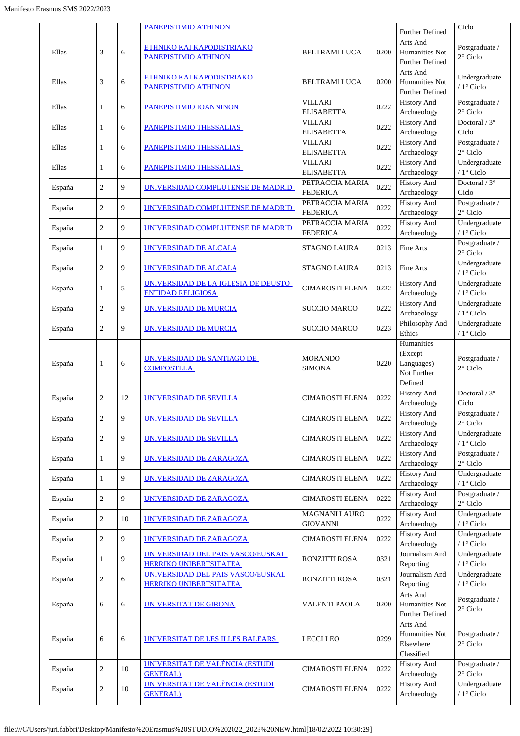| | | | PANEPISTIMIO ATHINON | | | Further Defined | Ciclo |
|---|---|---|---|---|---|---|---|
| Ellas | 3 | 6 | ETHNIKO KAI KAPODISTRIAKO PANEPISTIMIO ATHINON | BELTRAMI LUCA | 0200 | Arts And Humanities Not Further Defined | Postgraduate / 2° Ciclo |
| Ellas | 3 | 6 | ETHNIKO KAI KAPODISTRIAKO PANEPISTIMIO ATHINON | BELTRAMI LUCA | 0200 | Arts And Humanities Not Further Defined | Undergraduate / 1° Ciclo |
| Ellas | 1 | 6 | PANEPISTIMIO IOANNINON | VILLARI ELISABETTA | 0222 | History And Archaeology | Postgraduate / 2° Ciclo |
| Ellas | 1 | 6 | PANEPISTIMIO THESSALIAS | VILLARI ELISABETTA | 0222 | History And Archaeology | Doctoral / 3° Ciclo |
| Ellas | 1 | 6 | PANEPISTIMIO THESSALIAS | VILLARI ELISABETTA | 0222 | History And Archaeology | Postgraduate / 2° Ciclo |
| Ellas | 1 | 6 | PANEPISTIMIO THESSALIAS | VILLARI ELISABETTA | 0222 | History And Archaeology | Undergraduate / 1° Ciclo |
| España | 2 | 9 | UNIVERSIDAD COMPLUTENSE DE MADRID | PETRACCIA MARIA FEDERICA | 0222 | History And Archaeology | Doctoral / 3° Ciclo |
| España | 2 | 9 | UNIVERSIDAD COMPLUTENSE DE MADRID | PETRACCIA MARIA FEDERICA | 0222 | History And Archaeology | Postgraduate / 2° Ciclo |
| España | 2 | 9 | UNIVERSIDAD COMPLUTENSE DE MADRID | PETRACCIA MARIA FEDERICA | 0222 | History And Archaeology | Undergraduate / 1° Ciclo |
| España | 1 | 9 | UNIVERSIDAD DE ALCALA | STAGNO LAURA | 0213 | Fine Arts | Postgraduate / 2° Ciclo |
| España | 2 | 9 | UNIVERSIDAD DE ALCALA | STAGNO LAURA | 0213 | Fine Arts | Undergraduate / 1° Ciclo |
| España | 1 | 5 | UNIVERSIDAD DE LA IGLESIA DE DEUSTO ENTIDAD RELIGIOSA | CIMAROSTI ELENA | 0222 | History And Archaeology | Undergraduate / 1° Ciclo |
| España | 2 | 9 | UNIVERSIDAD DE MURCIA | SUCCIO MARCO | 0222 | History And Archaeology | Undergraduate / 1° Ciclo |
| España | 2 | 9 | UNIVERSIDAD DE MURCIA | SUCCIO MARCO | 0223 | Philosophy And Ethics | Undergraduate / 1° Ciclo |
| España | 1 | 6 | UNIVERSIDAD DE SANTIAGO DE COMPOSTELA | MORANDO SIMONA | 0220 | Humanities (Except Languages) Not Further Defined | Postgraduate / 2° Ciclo |
| España | 2 | 12 | UNIVERSIDAD DE SEVILLA | CIMAROSTI ELENA | 0222 | History And Archaeology | Doctoral / 3° Ciclo |
| España | 2 | 9 | UNIVERSIDAD DE SEVILLA | CIMAROSTI ELENA | 0222 | History And Archaeology | Postgraduate / 2° Ciclo |
| España | 2 | 9 | UNIVERSIDAD DE SEVILLA | CIMAROSTI ELENA | 0222 | History And Archaeology | Undergraduate / 1° Ciclo |
| España | 1 | 9 | UNIVERSIDAD DE ZARAGOZA | CIMAROSTI ELENA | 0222 | History And Archaeology | Postgraduate / 2° Ciclo |
| España | 1 | 9 | UNIVERSIDAD DE ZARAGOZA | CIMAROSTI ELENA | 0222 | History And Archaeology | Undergraduate / 1° Ciclo |
| España | 2 | 9 | UNIVERSIDAD DE ZARAGOZA | CIMAROSTI ELENA | 0222 | History And Archaeology | Postgraduate / 2° Ciclo |
| España | 2 | 10 | UNIVERSIDAD DE ZARAGOZA | MAGNANI LAURO GIOVANNI | 0222 | History And Archaeology | Undergraduate / 1° Ciclo |
| España | 2 | 9 | UNIVERSIDAD DE ZARAGOZA | CIMAROSTI ELENA | 0222 | History And Archaeology | Undergraduate / 1° Ciclo |
| España | 1 | 9 | UNIVERSIDAD DEL PAIS VASCO/EUSKAL HERRIKO UNIBERTSITATEA | RONZITTI ROSA | 0321 | Journalism And Reporting | Undergraduate / 1° Ciclo |
| España | 2 | 6 | UNIVERSIDAD DEL PAIS VASCO/EUSKAL HERRIKO UNIBERTSITATEA | RONZITTI ROSA | 0321 | Journalism And Reporting | Undergraduate / 1° Ciclo |
| España | 6 | 6 | UNIVERSITAT DE GIRONA | VALENTI PAOLA | 0200 | Arts And Humanities Not Further Defined | Postgraduate / 2° Ciclo |
| España | 6 | 6 | UNIVERSITAT DE LES ILLES BALEARS | LECCI LEO | 0299 | Arts And Humanities Not Elsewhere Classified | Postgraduate / 2° Ciclo |
| España | 2 | 10 | UNIVERSITAT DE VALÈNCIA (ESTUDI GENERAL) | CIMAROSTI ELENA | 0222 | History And Archaeology | Postgraduate / 2° Ciclo |
| España | 2 | 10 | UNIVERSITAT DE VALÈNCIA (ESTUDI GENERAL) | CIMAROSTI ELENA | 0222 | History And Archaeology | Undergraduate / 1° Ciclo |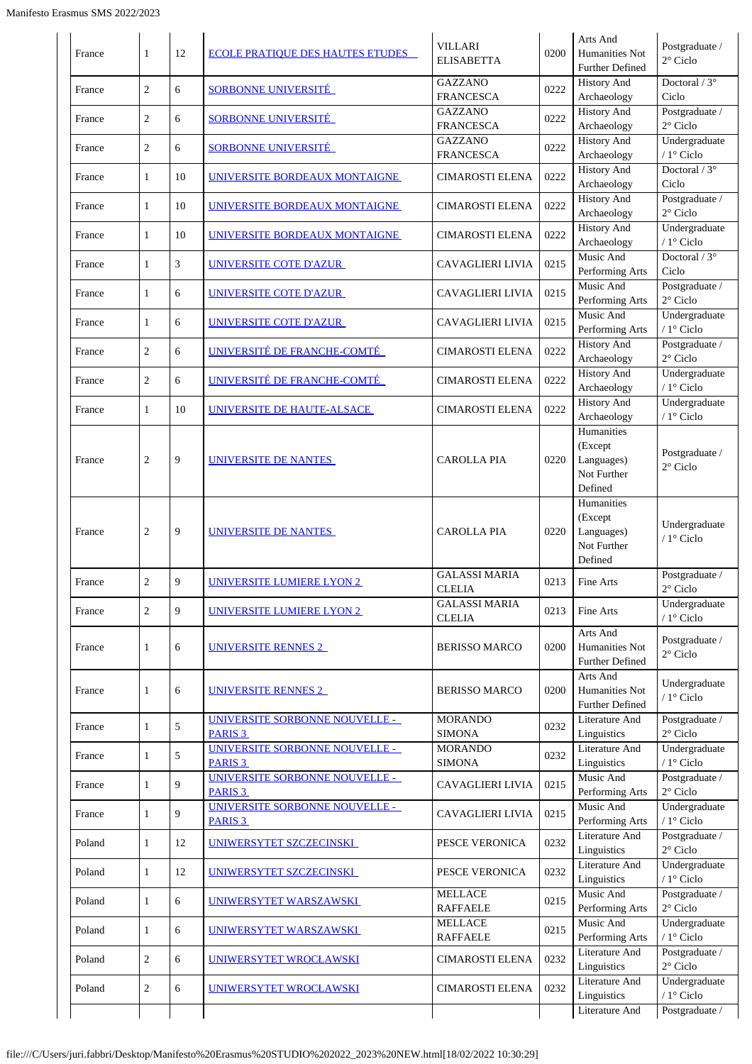| | | | | | | |
|---|---|---|---|---|---|---|
| France | 1 | 12 | ECOLE PRATIQUE DES HAUTES ETUDES | VILLARI ELISABETTA | 0200 | Arts And Humanities Not Further Defined | Postgraduate / 2° Ciclo |
| France | 2 | 6 | SORBONNE UNIVERSITÉ | GAZZANO FRANCESCA | 0222 | History And Archaeology | Doctoral / 3° Ciclo |
| France | 2 | 6 | SORBONNE UNIVERSITÉ | GAZZANO FRANCESCA | 0222 | History And Archaeology | Postgraduate / 2° Ciclo |
| France | 2 | 6 | SORBONNE UNIVERSITÉ | GAZZANO FRANCESCA | 0222 | History And Archaeology | Undergraduate / 1° Ciclo |
| France | 1 | 10 | UNIVERSITE BORDEAUX MONTAIGNE | CIMAROSTI ELENA | 0222 | History And Archaeology | Doctoral / 3° Ciclo |
| France | 1 | 10 | UNIVERSITE BORDEAUX MONTAIGNE | CIMAROSTI ELENA | 0222 | History And Archaeology | Postgraduate / 2° Ciclo |
| France | 1 | 10 | UNIVERSITE BORDEAUX MONTAIGNE | CIMAROSTI ELENA | 0222 | History And Archaeology | Undergraduate / 1° Ciclo |
| France | 1 | 3 | UNIVERSITE COTE D'AZUR | CAVAGLIERI LIVIA | 0215 | Music And Performing Arts | Doctoral / 3° Ciclo |
| France | 1 | 6 | UNIVERSITE COTE D'AZUR | CAVAGLIERI LIVIA | 0215 | Music And Performing Arts | Postgraduate / 2° Ciclo |
| France | 1 | 6 | UNIVERSITE COTE D'AZUR | CAVAGLIERI LIVIA | 0215 | Music And Performing Arts | Undergraduate / 1° Ciclo |
| France | 2 | 6 | UNIVERSITÉ DE FRANCHE-COMTÉ | CIMAROSTI ELENA | 0222 | History And Archaeology | Postgraduate / 2° Ciclo |
| France | 2 | 6 | UNIVERSITÉ DE FRANCHE-COMTÉ | CIMAROSTI ELENA | 0222 | History And Archaeology | Undergraduate / 1° Ciclo |
| France | 1 | 10 | UNIVERSITE DE HAUTE-ALSACE | CIMAROSTI ELENA | 0222 | History And Archaeology | Undergraduate / 1° Ciclo |
| France | 2 | 9 | UNIVERSITE DE NANTES | CAROLLA PIA | 0220 | Humanities (Except Languages) Not Further Defined | Postgraduate / 2° Ciclo |
| France | 2 | 9 | UNIVERSITE DE NANTES | CAROLLA PIA | 0220 | Humanities (Except Languages) Not Further Defined | Undergraduate / 1° Ciclo |
| France | 2 | 9 | UNIVERSITE LUMIERE LYON 2 | GALASSI MARIA CLELIA | 0213 | Fine Arts | Postgraduate / 2° Ciclo |
| France | 2 | 9 | UNIVERSITE LUMIERE LYON 2 | GALASSI MARIA CLELIA | 0213 | Fine Arts | Undergraduate / 1° Ciclo |
| France | 1 | 6 | UNIVERSITE RENNES 2 | BERISSO MARCO | 0200 | Arts And Humanities Not Further Defined | Postgraduate / 2° Ciclo |
| France | 1 | 6 | UNIVERSITE RENNES 2 | BERISSO MARCO | 0200 | Arts And Humanities Not Further Defined | Undergraduate / 1° Ciclo |
| France | 1 | 5 | UNIVERSITE SORBONNE NOUVELLE - PARIS 3 | MORANDO SIMONA | 0232 | Literature And Linguistics | Postgraduate / 2° Ciclo |
| France | 1 | 5 | UNIVERSITE SORBONNE NOUVELLE - PARIS 3 | MORANDO SIMONA | 0232 | Literature And Linguistics | Undergraduate / 1° Ciclo |
| France | 1 | 9 | UNIVERSITE SORBONNE NOUVELLE - PARIS 3 | CAVAGLIERI LIVIA | 0215 | Music And Performing Arts | Postgraduate / 2° Ciclo |
| France | 1 | 9 | UNIVERSITE SORBONNE NOUVELLE - PARIS 3 | CAVAGLIERI LIVIA | 0215 | Music And Performing Arts | Undergraduate / 1° Ciclo |
| Poland | 1 | 12 | UNIWERSYTET SZCZECINSKI | PESCE VERONICA | 0232 | Literature And Linguistics | Postgraduate / 2° Ciclo |
| Poland | 1 | 12 | UNIWERSYTET SZCZECINSKI | PESCE VERONICA | 0232 | Literature And Linguistics | Undergraduate / 1° Ciclo |
| Poland | 1 | 6 | UNIWERSYTET WARSZAWSKI | MELLACE RAFFAELE | 0215 | Music And Performing Arts | Postgraduate / 2° Ciclo |
| Poland | 1 | 6 | UNIWERSYTET WARSZAWSKI | MELLACE RAFFAELE | 0215 | Music And Performing Arts | Undergraduate / 1° Ciclo |
| Poland | 2 | 6 | UNIWERSYTET WROCŁAWSKI | CIMAROSTI ELENA | 0232 | Literature And Linguistics | Postgraduate / 2° Ciclo |
| Poland | 2 | 6 | UNIWERSYTET WROCŁAWSKI | CIMAROSTI ELENA | 0232 | Literature And Linguistics | Undergraduate / 1° Ciclo |
| | | | | | | Literature And | Postgraduate / |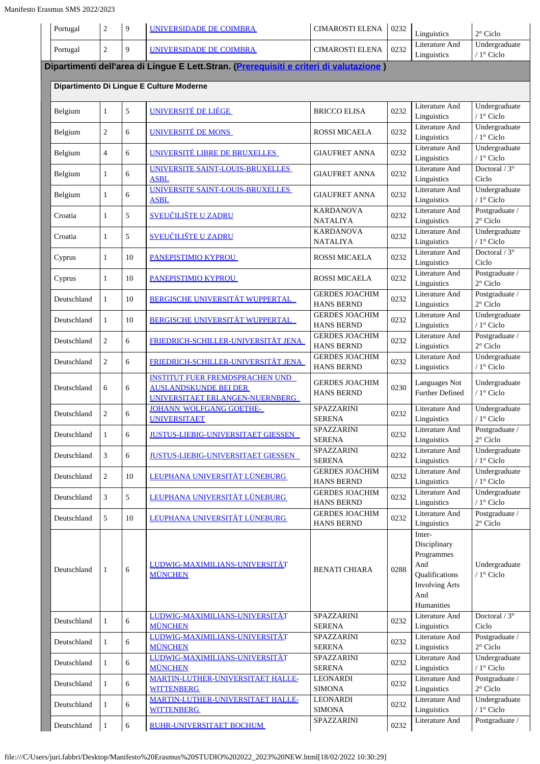| Portugal | 2 | 9 | UNIVERSIDADE DE COIMBRA | CIMAROSTI ELENA | 0232 | Linguistics | 2° Ciclo |
|---|---|---|---|---|---|---|---|
| Portugal | 2 | 9 | UNIVERSIDADE DE COIMBRA | CIMAROSTI ELENA | 0232 | Literature And Linguistics | Undergraduate / 1° Ciclo |

**Dipartimenti dell'area di Lingue E Lett.Stran. (Prerequisiti e criteri di valutazione )**

**Dipartimento Di Lingue E Culture Moderne**

| Belgium | 1 | 5 | UNIVERSITÉ DE LIÈGE | BRICCO ELISA | 0232 | Literature And Linguistics | Undergraduate / 1° Ciclo |
|---|---|---|---|---|---|---|---|
| Belgium | 2 | 6 | UNIVERSITÉ DE MONS | ROSSI MICAELA | 0232 | Literature And Linguistics | Undergraduate / 1° Ciclo |
| Belgium | 4 | 6 | UNIVERSITÉ LIBRE DE BRUXELLES | GIAUFRET ANNA | 0232 | Literature And Linguistics | Undergraduate / 1° Ciclo |
| Belgium | 1 | 6 | UNIVERSITE SAINT-LOUIS-BRUXELLES ASBL | GIAUFRET ANNA | 0232 | Literature And Linguistics | Doctoral / 3° Ciclo |
| Belgium | 1 | 6 | UNIVERSITE SAINT-LOUIS-BRUXELLES ASBL | GIAUFRET ANNA | 0232 | Literature And Linguistics | Undergraduate / 1° Ciclo |
| Croatia | 1 | 5 | SVEUČILIŠTE U ZADRU | KARDANOVA NATALIYA | 0232 | Literature And Linguistics | Postgraduate / 2° Ciclo |
| Croatia | 1 | 5 | SVEUČILIŠTE U ZADRU | KARDANOVA NATALIYA | 0232 | Literature And Linguistics | Undergraduate / 1° Ciclo |
| Cyprus | 1 | 10 | PANEPISTIMIO KYPROU | ROSSI MICAELA | 0232 | Literature And Linguistics | Doctoral / 3° Ciclo |
| Cyprus | 1 | 10 | PANEPISTIMIO KYPROU | ROSSI MICAELA | 0232 | Literature And Linguistics | Postgraduate / 2° Ciclo |
| Deutschland | 1 | 10 | BERGISCHE UNIVERSITÄT WUPPERTAL | GERDES JOACHIM HANS BERND | 0232 | Literature And Linguistics | Postgraduate / 2° Ciclo |
| Deutschland | 1 | 10 | BERGISCHE UNIVERSITÄT WUPPERTAL | GERDES JOACHIM HANS BERND | 0232 | Literature And Linguistics | Undergraduate / 1° Ciclo |
| Deutschland | 2 | 6 | FRIEDRICH-SCHILLER-UNIVERSITÄT JENA | GERDES JOACHIM HANS BERND | 0232 | Literature And Linguistics | Postgraduate / 2° Ciclo |
| Deutschland | 2 | 6 | FRIEDRICH-SCHILLER-UNIVERSITÄT JENA | GERDES JOACHIM HANS BERND | 0232 | Literature And Linguistics | Undergraduate / 1° Ciclo |
| Deutschland | 6 | 6 | INSTITUT FUER FREMDSPRACHEN UND AUSLANDSKUNDE BEI DER UNIVERSITAET ERLANGEN-NUERNBERG | GERDES JOACHIM HANS BERND | 0230 | Languages Not Further Defined | Undergraduate / 1° Ciclo |
| Deutschland | 2 | 6 | JOHANN WOLFGANG GOETHE-UNIVERSITAET | SPAZZARINI SERENA | 0232 | Literature And Linguistics | Undergraduate / 1° Ciclo |
| Deutschland | 1 | 6 | JUSTUS-LIEBIG-UNIVERSITAET GIESSEN | SPAZZARINI SERENA | 0232 | Literature And Linguistics | Postgraduate / 2° Ciclo |
| Deutschland | 3 | 6 | JUSTUS-LIEBIG-UNIVERSITAET GIESSEN | SPAZZARINI SERENA | 0232 | Literature And Linguistics | Undergraduate / 1° Ciclo |
| Deutschland | 2 | 10 | LEUPHANA UNIVERSITÄT LÜNEBURG | GERDES JOACHIM HANS BERND | 0232 | Literature And Linguistics | Undergraduate / 1° Ciclo |
| Deutschland | 3 | 5 | LEUPHANA UNIVERSITÄT LÜNEBURG | GERDES JOACHIM HANS BERND | 0232 | Literature And Linguistics | Undergraduate / 1° Ciclo |
| Deutschland | 5 | 10 | LEUPHANA UNIVERSITÄT LÜNEBURG | GERDES JOACHIM HANS BERND | 0232 | Literature And Linguistics | Postgraduate / 2° Ciclo |
| Deutschland | 1 | 6 | LUDWIG-MAXIMILIANS-UNIVERSITÄT MÜNCHEN | BENATI CHIARA | 0288 | Inter-Disciplinary Programmes And Qualifications Involving Arts And Humanities | Undergraduate / 1° Ciclo |
| Deutschland | 1 | 6 | LUDWIG-MAXIMILIANS-UNIVERSITÄT MÜNCHEN | SPAZZARINI SERENA | 0232 | Literature And Linguistics | Doctoral / 3° Ciclo |
| Deutschland | 1 | 6 | LUDWIG-MAXIMILIANS-UNIVERSITÄT MÜNCHEN | SPAZZARINI SERENA | 0232 | Literature And Linguistics | Postgraduate / 2° Ciclo |
| Deutschland | 1 | 6 | LUDWIG-MAXIMILIANS-UNIVERSITÄT MÜNCHEN | SPAZZARINI SERENA | 0232 | Literature And Linguistics | Undergraduate / 1° Ciclo |
| Deutschland | 1 | 6 | MARTIN-LUTHER-UNIVERSITAET HALLE-WITTENBERG | LEONARDI SIMONA | 0232 | Literature And Linguistics | Postgraduate / 2° Ciclo |
| Deutschland | 1 | 6 | MARTIN-LUTHER-UNIVERSITAET HALLE-WITTENBERG | LEONARDI SIMONA | 0232 | Literature And Linguistics | Undergraduate / 1° Ciclo |
| Deutschland | 1 | 6 | RUHR-UNIVERSITAET BOCHUM | SPAZZARINI | 0232 | Literature And | Postgraduate / |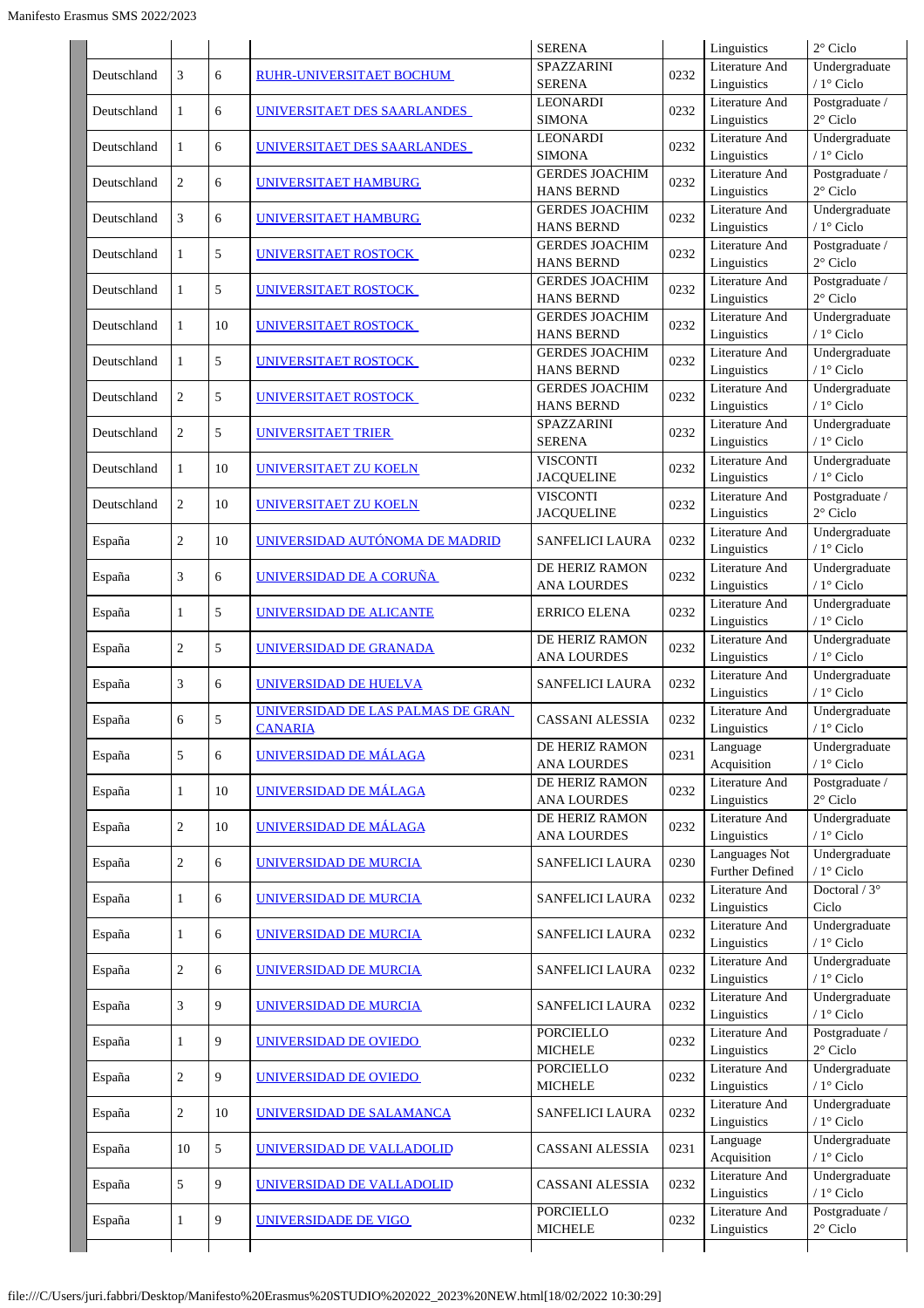| | | | | SERENA | | Linguistics | 2° Ciclo |
|---|---|---|---|---|---|---|---|
| Deutschland | 3 | 6 | RUHR-UNIVERSITAET BOCHUM | SPAZZARINI SERENA | 0232 | Literature And Linguistics | Undergraduate / 1° Ciclo |
| Deutschland | 1 | 6 | UNIVERSITAET DES SAARLANDES | LEONARDI SIMONA | 0232 | Literature And Linguistics | Postgraduate / 2° Ciclo |
| Deutschland | 1 | 6 | UNIVERSITAET DES SAARLANDES | LEONARDI SIMONA | 0232 | Literature And Linguistics | Undergraduate / 1° Ciclo |
| Deutschland | 2 | 6 | UNIVERSITAET HAMBURG | GERDES JOACHIM HANS BERND | 0232 | Literature And Linguistics | Postgraduate / 2° Ciclo |
| Deutschland | 3 | 6 | UNIVERSITAET HAMBURG | GERDES JOACHIM HANS BERND | 0232 | Literature And Linguistics | Undergraduate / 1° Ciclo |
| Deutschland | 1 | 5 | UNIVERSITAET ROSTOCK | GERDES JOACHIM HANS BERND | 0232 | Literature And Linguistics | Postgraduate / 2° Ciclo |
| Deutschland | 1 | 5 | UNIVERSITAET ROSTOCK | GERDES JOACHIM HANS BERND | 0232 | Literature And Linguistics | Postgraduate / 2° Ciclo |
| Deutschland | 1 | 10 | UNIVERSITAET ROSTOCK | GERDES JOACHIM HANS BERND | 0232 | Literature And Linguistics | Undergraduate / 1° Ciclo |
| Deutschland | 1 | 5 | UNIVERSITAET ROSTOCK | GERDES JOACHIM HANS BERND | 0232 | Literature And Linguistics | Undergraduate / 1° Ciclo |
| Deutschland | 2 | 5 | UNIVERSITAET ROSTOCK | GERDES JOACHIM HANS BERND | 0232 | Literature And Linguistics | Undergraduate / 1° Ciclo |
| Deutschland | 2 | 5 | UNIVERSITAET TRIER | SPAZZARINI SERENA | 0232 | Literature And Linguistics | Undergraduate / 1° Ciclo |
| Deutschland | 1 | 10 | UNIVERSITAET ZU KOELN | VISCONTI JACQUELINE | 0232 | Literature And Linguistics | Undergraduate / 1° Ciclo |
| Deutschland | 2 | 10 | UNIVERSITAET ZU KOELN | VISCONTI JACQUELINE | 0232 | Literature And Linguistics | Postgraduate / 2° Ciclo |
| España | 2 | 10 | UNIVERSIDAD AUTÓNOMA DE MADRID | SANFELICI LAURA | 0232 | Literature And Linguistics | Undergraduate / 1° Ciclo |
| España | 3 | 6 | UNIVERSIDAD DE A CORUÑA | DE HERIZ RAMON ANA LOURDES | 0232 | Literature And Linguistics | Undergraduate / 1° Ciclo |
| España | 1 | 5 | UNIVERSIDAD DE ALICANTE | ERRICO ELENA | 0232 | Literature And Linguistics | Undergraduate / 1° Ciclo |
| España | 2 | 5 | UNIVERSIDAD DE GRANADA | DE HERIZ RAMON ANA LOURDES | 0232 | Literature And Linguistics | Undergraduate / 1° Ciclo |
| España | 3 | 6 | UNIVERSIDAD DE HUELVA | SANFELICI LAURA | 0232 | Literature And Linguistics | Undergraduate / 1° Ciclo |
| España | 6 | 5 | UNIVERSIDAD DE LAS PALMAS DE GRAN CANARIA | CASSANI ALESSIA | 0232 | Literature And Linguistics | Undergraduate / 1° Ciclo |
| España | 5 | 6 | UNIVERSIDAD DE MÁLAGA | DE HERIZ RAMON ANA LOURDES | 0231 | Language Acquisition | Undergraduate / 1° Ciclo |
| España | 1 | 10 | UNIVERSIDAD DE MÁLAGA | DE HERIZ RAMON ANA LOURDES | 0232 | Literature And Linguistics | Postgraduate / 2° Ciclo |
| España | 2 | 10 | UNIVERSIDAD DE MÁLAGA | DE HERIZ RAMON ANA LOURDES | 0232 | Literature And Linguistics | Undergraduate / 1° Ciclo |
| España | 2 | 6 | UNIVERSIDAD DE MURCIA | SANFELICI LAURA | 0230 | Languages Not Further Defined | Undergraduate / 1° Ciclo |
| España | 1 | 6 | UNIVERSIDAD DE MURCIA | SANFELICI LAURA | 0232 | Literature And Linguistics | Doctoral / 3° Ciclo |
| España | 1 | 6 | UNIVERSIDAD DE MURCIA | SANFELICI LAURA | 0232 | Literature And Linguistics | Undergraduate / 1° Ciclo |
| España | 2 | 6 | UNIVERSIDAD DE MURCIA | SANFELICI LAURA | 0232 | Literature And Linguistics | Undergraduate / 1° Ciclo |
| España | 3 | 9 | UNIVERSIDAD DE MURCIA | SANFELICI LAURA | 0232 | Literature And Linguistics | Undergraduate / 1° Ciclo |
| España | 1 | 9 | UNIVERSIDAD DE OVIEDO | PORCIELLO MICHELE | 0232 | Literature And Linguistics | Postgraduate / 2° Ciclo |
| España | 2 | 9 | UNIVERSIDAD DE OVIEDO | PORCIELLO MICHELE | 0232 | Literature And Linguistics | Undergraduate / 1° Ciclo |
| España | 2 | 10 | UNIVERSIDAD DE SALAMANCA | SANFELICI LAURA | 0232 | Literature And Linguistics | Undergraduate / 1° Ciclo |
| España | 10 | 5 | UNIVERSIDAD DE VALLADOLID | CASSANI ALESSIA | 0231 | Language Acquisition | Undergraduate / 1° Ciclo |
| España | 5 | 9 | UNIVERSIDAD DE VALLADOLID | CASSANI ALESSIA | 0232 | Literature And Linguistics | Undergraduate / 1° Ciclo |
| España | 1 | 9 | UNIVERSIDADE DE VIGO | PORCIELLO MICHELE | 0232 | Literature And Linguistics | Postgraduate / 2° Ciclo |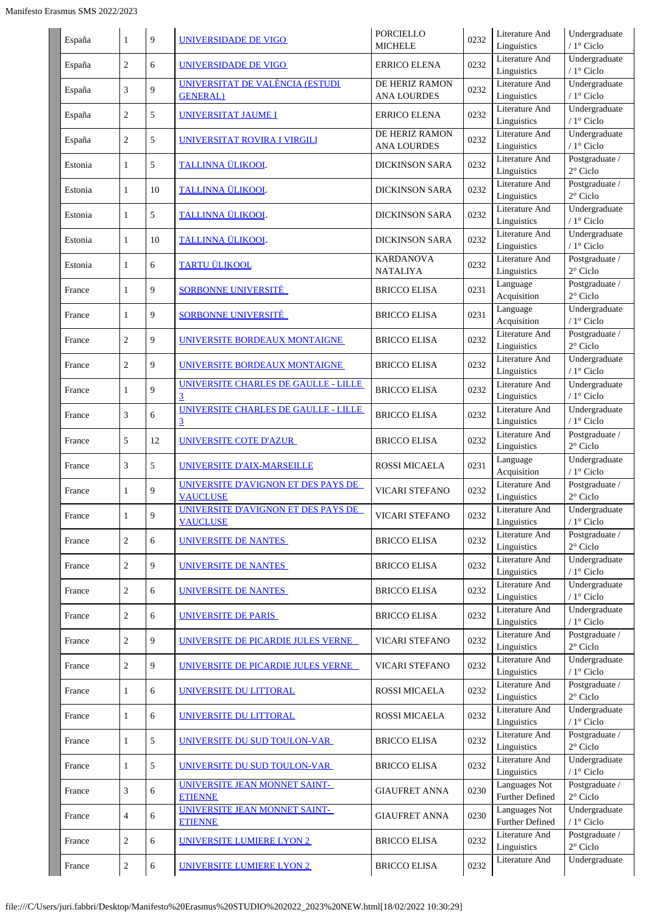| España | 1 | 9 | UNIVERSIDADE DE VIGO | PORCIELLO MICHELE | 0232 | Literature And Linguistics | Undergraduate / 1° Ciclo |
|---|---|---|---|---|---|---|---|
| España | 2 | 6 | UNIVERSIDADE DE VIGO | ERRICO ELENA | 0232 | Literature And Linguistics | Undergraduate / 1° Ciclo |
| España | 3 | 9 | UNIVERSITAT DE VALÈNCIA (ESTUDI GENERAL) | DE HERIZ RAMON ANA LOURDES | 0232 | Literature And Linguistics | Undergraduate / 1° Ciclo |
| España | 2 | 5 | UNIVERSITAT JAUME I | ERRICO ELENA | 0232 | Literature And Linguistics | Undergraduate / 1° Ciclo |
| España | 2 | 5 | UNIVERSITAT ROVIRA I VIRGILI | DE HERIZ RAMON ANA LOURDES | 0232 | Literature And Linguistics | Undergraduate / 1° Ciclo |
| Estonia | 1 | 5 | TALLINNA ÜLIKOOL | DICKINSON SARA | 0232 | Literature And Linguistics | Postgraduate / 2° Ciclo |
| Estonia | 1 | 10 | TALLINNA ÜLIKOOL | DICKINSON SARA | 0232 | Literature And Linguistics | Postgraduate / 2° Ciclo |
| Estonia | 1 | 5 | TALLINNA ÜLIKOOL | DICKINSON SARA | 0232 | Literature And Linguistics | Undergraduate / 1° Ciclo |
| Estonia | 1 | 10 | TALLINNA ÜLIKOOL | DICKINSON SARA | 0232 | Literature And Linguistics | Undergraduate / 1° Ciclo |
| Estonia | 1 | 6 | TARTU ÜLIKOOL | KARDANOVA NATALIYA | 0232 | Literature And Linguistics | Postgraduate / 2° Ciclo |
| France | 1 | 9 | SORBONNE UNIVERSITÉ | BRICCO ELISA | 0231 | Language Acquisition | Postgraduate / 2° Ciclo |
| France | 1 | 9 | SORBONNE UNIVERSITÉ | BRICCO ELISA | 0231 | Language Acquisition | Undergraduate / 1° Ciclo |
| France | 2 | 9 | UNIVERSITE BORDEAUX MONTAIGNE | BRICCO ELISA | 0232 | Literature And Linguistics | Postgraduate / 2° Ciclo |
| France | 2 | 9 | UNIVERSITE BORDEAUX MONTAIGNE | BRICCO ELISA | 0232 | Literature And Linguistics | Undergraduate / 1° Ciclo |
| France | 1 | 9 | UNIVERSITE CHARLES DE GAULLE - LILLE 3 | BRICCO ELISA | 0232 | Literature And Linguistics | Undergraduate / 1° Ciclo |
| France | 3 | 6 | UNIVERSITE CHARLES DE GAULLE - LILLE 3 | BRICCO ELISA | 0232 | Literature And Linguistics | Undergraduate / 1° Ciclo |
| France | 5 | 12 | UNIVERSITE COTE D'AZUR | BRICCO ELISA | 0232 | Literature And Linguistics | Postgraduate / 2° Ciclo |
| France | 3 | 5 | UNIVERSITE D'AIX-MARSEILLE | ROSSI MICAELA | 0231 | Language Acquisition | Undergraduate / 1° Ciclo |
| France | 1 | 9 | UNIVERSITE D'AVIGNON ET DES PAYS DE VAUCLUSE | VICARI STEFANO | 0232 | Literature And Linguistics | Postgraduate / 2° Ciclo |
| France | 1 | 9 | UNIVERSITE D'AVIGNON ET DES PAYS DE VAUCLUSE | VICARI STEFANO | 0232 | Literature And Linguistics | Undergraduate / 1° Ciclo |
| France | 2 | 6 | UNIVERSITE DE NANTES | BRICCO ELISA | 0232 | Literature And Linguistics | Postgraduate / 2° Ciclo |
| France | 2 | 9 | UNIVERSITE DE NANTES | BRICCO ELISA | 0232 | Literature And Linguistics | Undergraduate / 1° Ciclo |
| France | 2 | 6 | UNIVERSITE DE NANTES | BRICCO ELISA | 0232 | Literature And Linguistics | Undergraduate / 1° Ciclo |
| France | 2 | 6 | UNIVERSITE DE PARIS | BRICCO ELISA | 0232 | Literature And Linguistics | Undergraduate / 1° Ciclo |
| France | 2 | 9 | UNIVERSITE DE PICARDIE JULES VERNE | VICARI STEFANO | 0232 | Literature And Linguistics | Postgraduate / 2° Ciclo |
| France | 2 | 9 | UNIVERSITE DE PICARDIE JULES VERNE | VICARI STEFANO | 0232 | Literature And Linguistics | Undergraduate / 1° Ciclo |
| France | 1 | 6 | UNIVERSITE DU LITTORAL | ROSSI MICAELA | 0232 | Literature And Linguistics | Postgraduate / 2° Ciclo |
| France | 1 | 6 | UNIVERSITE DU LITTORAL | ROSSI MICAELA | 0232 | Literature And Linguistics | Undergraduate / 1° Ciclo |
| France | 1 | 5 | UNIVERSITE DU SUD TOULON-VAR | BRICCO ELISA | 0232 | Literature And Linguistics | Postgraduate / 2° Ciclo |
| France | 1 | 5 | UNIVERSITE DU SUD TOULON-VAR | BRICCO ELISA | 0232 | Literature And Linguistics | Undergraduate / 1° Ciclo |
| France | 3 | 6 | UNIVERSITE JEAN MONNET SAINT-ETIENNE | GIAUFRET ANNA | 0230 | Languages Not Further Defined | Postgraduate / 2° Ciclo |
| France | 4 | 6 | UNIVERSITE JEAN MONNET SAINT-ETIENNE | GIAUFRET ANNA | 0230 | Languages Not Further Defined | Undergraduate / 1° Ciclo |
| France | 2 | 6 | UNIVERSITE LUMIERE LYON 2 | BRICCO ELISA | 0232 | Literature And Linguistics | Postgraduate / 2° Ciclo |
| France | 2 | 6 | UNIVERSITE LUMIERE LYON 2 | BRICCO ELISA | 0232 | Literature And | Undergraduate |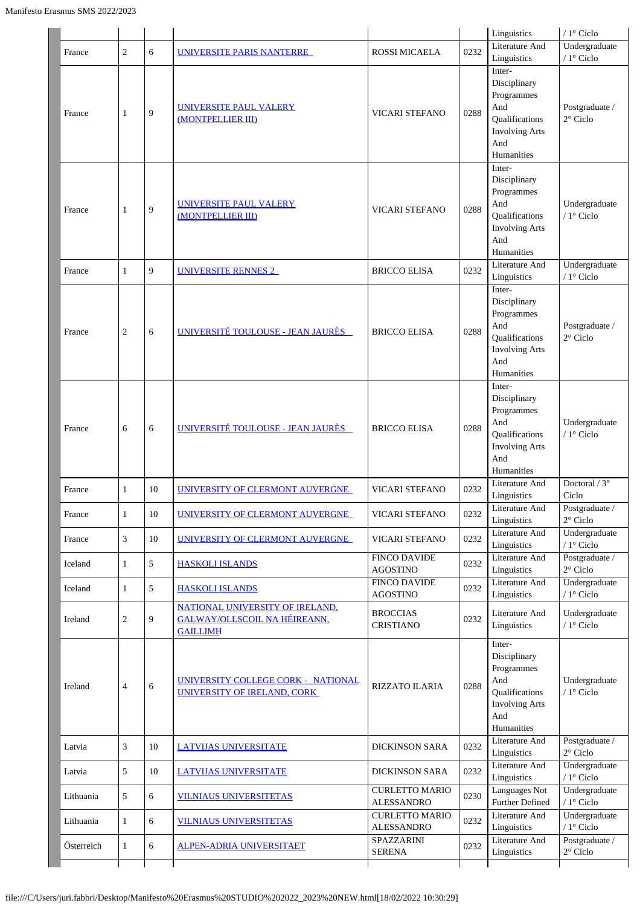| | | | | | | | |
|---|---|---|---|---|---|---|---|
| | | | | | | Linguistics | / 1° Ciclo |
| France | 2 | 6 | UNIVERSITE PARIS NANTERRE | ROSSI MICAELA | 0232 | Literature And Linguistics | Undergraduate / 1° Ciclo |
| France | 1 | 9 | UNIVERSITE PAUL VALERY (MONTPELLIER III) | VICARI STEFANO | 0288 | Inter-Disciplinary Programmes And Qualifications Involving Arts And Humanities | Postgraduate / 2° Ciclo |
| France | 1 | 9 | UNIVERSITE PAUL VALERY (MONTPELLIER III) | VICARI STEFANO | 0288 | Inter-Disciplinary Programmes And Qualifications Involving Arts And Humanities | Undergraduate / 1° Ciclo |
| France | 1 | 9 | UNIVERSITE RENNES 2 | BRICCO ELISA | 0232 | Literature And Linguistics | Undergraduate / 1° Ciclo |
| France | 2 | 6 | UNIVERSITÉ TOULOUSE - JEAN JAURÈS | BRICCO ELISA | 0288 | Inter-Disciplinary Programmes And Qualifications Involving Arts And Humanities | Postgraduate / 2° Ciclo |
| France | 6 | 6 | UNIVERSITÉ TOULOUSE - JEAN JAURÈS | BRICCO ELISA | 0288 | Inter-Disciplinary Programmes And Qualifications Involving Arts And Humanities | Undergraduate / 1° Ciclo |
| France | 1 | 10 | UNIVERSITY OF CLERMONT AUVERGNE | VICARI STEFANO | 0232 | Literature And Linguistics | Doctoral / 3° Ciclo |
| France | 1 | 10 | UNIVERSITY OF CLERMONT AUVERGNE | VICARI STEFANO | 0232 | Literature And Linguistics | Postgraduate / 2° Ciclo |
| France | 3 | 10 | UNIVERSITY OF CLERMONT AUVERGNE | VICARI STEFANO | 0232 | Literature And Linguistics | Undergraduate / 1° Ciclo |
| Iceland | 1 | 5 | HASKOLI ISLANDS | FINCO DAVIDE AGOSTINO | 0232 | Literature And Linguistics | Postgraduate / 2° Ciclo |
| Iceland | 1 | 5 | HASKOLI ISLANDS | FINCO DAVIDE AGOSTINO | 0232 | Literature And Linguistics | Undergraduate / 1° Ciclo |
| Ireland | 2 | 9 | NATIONAL UNIVERSITY OF IRELAND, GALWAY/OLLSCOIL NA HÉIREANN, GAILLIMH | BROCCIAS CRISTIANO | 0232 | Literature And Linguistics | Undergraduate / 1° Ciclo |
| Ireland | 4 | 6 | UNIVERSITY COLLEGE CORK - NATIONAL UNIVERSITY OF IRELAND, CORK | RIZZATO ILARIA | 0288 | Inter-Disciplinary Programmes And Qualifications Involving Arts And Humanities | Undergraduate / 1° Ciclo |
| Latvia | 3 | 10 | LATVIJAS UNIVERSITATE | DICKINSON SARA | 0232 | Literature And Linguistics | Postgraduate / 2° Ciclo |
| Latvia | 5 | 10 | LATVIJAS UNIVERSITATE | DICKINSON SARA | 0232 | Literature And Linguistics | Undergraduate / 1° Ciclo |
| Lithuania | 5 | 6 | VILNIAUS UNIVERSITETAS | CURLETTO MARIO ALESSANDRO | 0230 | Languages Not Further Defined | Undergraduate / 1° Ciclo |
| Lithuania | 1 | 6 | VILNIAUS UNIVERSITETAS | CURLETTO MARIO ALESSANDRO | 0232 | Literature And Linguistics | Undergraduate / 1° Ciclo |
| Österreich | 1 | 6 | ALPEN-ADRIA UNIVERSITAET | SPAZZARINI SERENA | 0232 | Literature And Linguistics | Postgraduate / 2° Ciclo |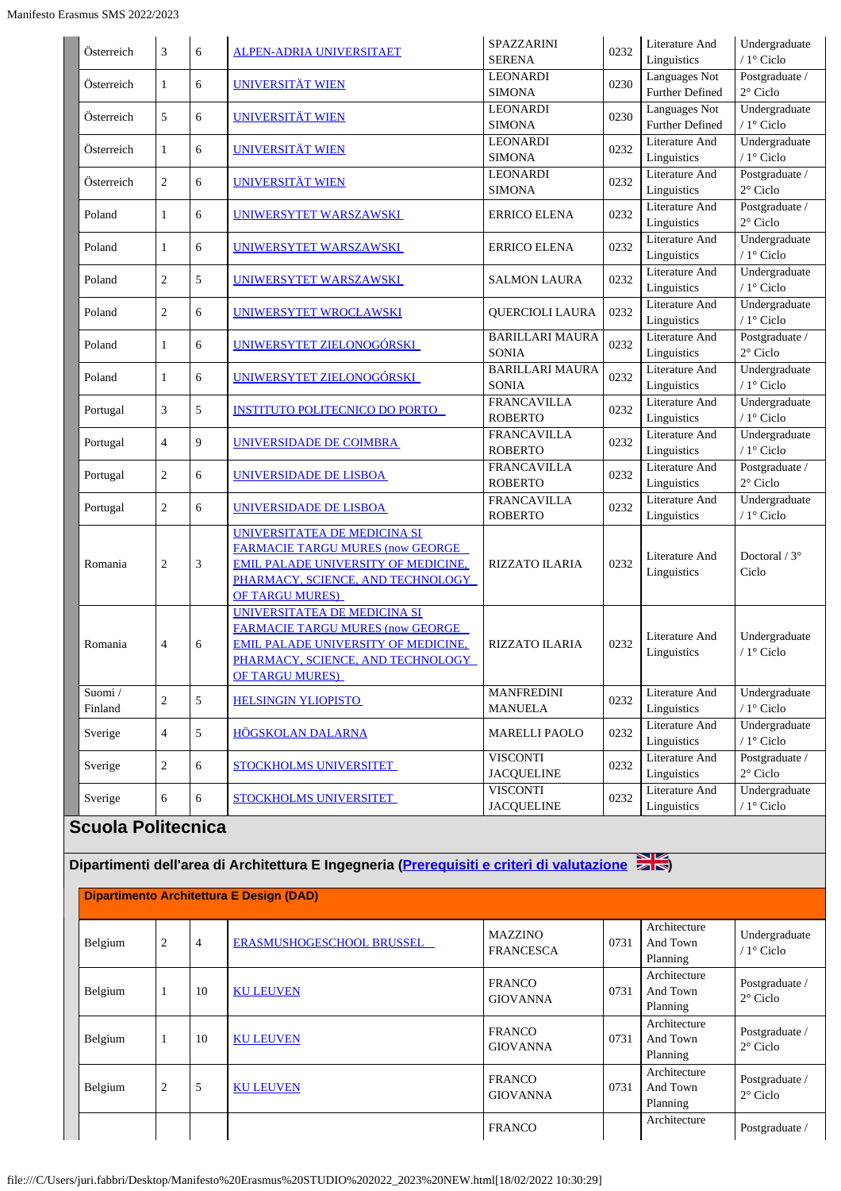| | | | | | | | |
|---|---|---|---|---|---|---|---|
| Österreich | 3 | 6 | ALPEN-ADRIA UNIVERSITAET | SPAZZARINI SERENA | 0232 | Literature And Linguistics | Undergraduate / 1° Ciclo |
| Österreich | 1 | 6 | UNIVERSITÄT WIEN | LEONARDI SIMONA | 0230 | Languages Not Further Defined | Postgraduate / 2° Ciclo |
| Österreich | 5 | 6 | UNIVERSITÄT WIEN | LEONARDI SIMONA | 0230 | Languages Not Further Defined | Undergraduate / 1° Ciclo |
| Österreich | 1 | 6 | UNIVERSITÄT WIEN | LEONARDI SIMONA | 0232 | Literature And Linguistics | Undergraduate / 1° Ciclo |
| Österreich | 2 | 6 | UNIVERSITÄT WIEN | LEONARDI SIMONA | 0232 | Literature And Linguistics | Postgraduate / 2° Ciclo |
| Poland | 1 | 6 | UNIWERSYTET WARSZAWSKI | ERRICO ELENA | 0232 | Literature And Linguistics | Postgraduate / 2° Ciclo |
| Poland | 1 | 6 | UNIWERSYTET WARSZAWSKI | ERRICO ELENA | 0232 | Literature And Linguistics | Undergraduate / 1° Ciclo |
| Poland | 2 | 5 | UNIWERSYTET WARSZAWSKI | SALMON LAURA | 0232 | Literature And Linguistics | Undergraduate / 1° Ciclo |
| Poland | 2 | 6 | UNIWERSYTET WROCŁAWSKI | QUERCIOLI LAURA | 0232 | Literature And Linguistics | Undergraduate / 1° Ciclo |
| Poland | 1 | 6 | UNIWERSYTET ZIELONOGÓRSKI | BARILLARI MAURA SONIA | 0232 | Literature And Linguistics | Postgraduate / 2° Ciclo |
| Poland | 1 | 6 | UNIWERSYTET ZIELONOGÓRSKI | BARILLARI MAURA SONIA | 0232 | Literature And Linguistics | Undergraduate / 1° Ciclo |
| Portugal | 3 | 5 | INSTITUTO POLITECNICO DO PORTO | FRANCAVILLA ROBERTO | 0232 | Literature And Linguistics | Undergraduate / 1° Ciclo |
| Portugal | 4 | 9 | UNIVERSIDADE DE COIMBRA | FRANCAVILLA ROBERTO | 0232 | Literature And Linguistics | Undergraduate / 1° Ciclo |
| Portugal | 2 | 6 | UNIVERSIDADE DE LISBOA | FRANCAVILLA ROBERTO | 0232 | Literature And Linguistics | Postgraduate / 2° Ciclo |
| Portugal | 2 | 6 | UNIVERSIDADE DE LISBOA | FRANCAVILLA ROBERTO | 0232 | Literature And Linguistics | Undergraduate / 1° Ciclo |
| Romania | 2 | 3 | UNIVERSITATEA DE MEDICINA SI FARMACIE TARGU MURES (now GEORGE EMIL PALADE UNIVERSITY OF MEDICINE, PHARMACY, SCIENCE, AND TECHNOLOGY OF TARGU MURES) | RIZZATO ILARIA | 0232 | Literature And Linguistics | Doctoral / 3° Ciclo |
| Romania | 4 | 6 | UNIVERSITATEA DE MEDICINA SI FARMACIE TARGU MURES (now GEORGE EMIL PALADE UNIVERSITY OF MEDICINE, PHARMACY, SCIENCE, AND TECHNOLOGY OF TARGU MURES) | RIZZATO ILARIA | 0232 | Literature And Linguistics | Undergraduate / 1° Ciclo |
| Suomi / Finland | 2 | 5 | HELSINGIN YLIOPISTO | MANFREDINI MANUELA | 0232 | Literature And Linguistics | Undergraduate / 1° Ciclo |
| Sverige | 4 | 5 | HÖGSKOLAN DALARNA | MARELLI PAOLO | 0232 | Literature And Linguistics | Undergraduate / 1° Ciclo |
| Sverige | 2 | 6 | STOCKHOLMS UNIVERSITET | VISCONTI JACQUELINE | 0232 | Literature And Linguistics | Postgraduate / 2° Ciclo |
| Sverige | 6 | 6 | STOCKHOLMS UNIVERSITET | VISCONTI JACQUELINE | 0232 | Literature And Linguistics | Undergraduate / 1° Ciclo |

## Scuola Politecnica

### Dipartimenti dell'area di Architettura E Ingegneria (Prerequisiti e criteri di valutazione)

#### Dipartimento Architettura E Design (DAD)

| | | | | | | | |
|---|---|---|---|---|---|---|---|
| Belgium | 2 | 4 | ERASMUSHOGESCHOOL BRUSSEL | MAZZINO FRANCESCA | 0731 | Architecture And Town Planning | Undergraduate / 1° Ciclo |
| Belgium | 1 | 10 | KU LEUVEN | FRANCO GIOVANNA | 0731 | Architecture And Town Planning | Postgraduate / 2° Ciclo |
| Belgium | 1 | 10 | KU LEUVEN | FRANCO GIOVANNA | 0731 | Architecture And Town Planning | Postgraduate / 2° Ciclo |
| Belgium | 2 | 5 | KU LEUVEN | FRANCO GIOVANNA | 0731 | Architecture And Town Planning | Postgraduate / 2° Ciclo |
| | | | | FRANCO | | Architecture | Postgraduate / |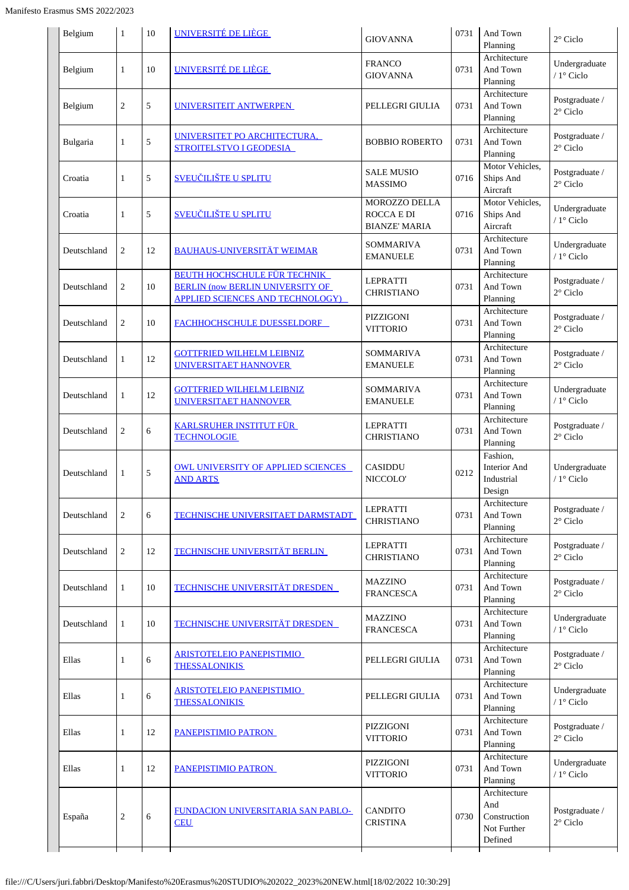| | | | | | | | |
|---|---|---|---|---|---|---|---|
| Belgium | 1 | 10 | UNIVERSITÉ DE LIÈGE | GIOVANNA | 0731 | And Town Planning | 2° Ciclo |
| Belgium | 1 | 10 | UNIVERSITÉ DE LIÈGE | FRANCO GIOVANNA | 0731 | Architecture And Town Planning | Undergraduate / 1° Ciclo |
| Belgium | 2 | 5 | UNIVERSITEIT ANTWERPEN | PELLEGRI GIULIA | 0731 | Architecture And Town Planning | Postgraduate / 2° Ciclo |
| Bulgaria | 1 | 5 | UNIVERSITET PO ARCHITECTURA, STROITELSTVO I GEODESIA | BOBBIO ROBERTO | 0731 | Architecture And Town Planning | Postgraduate / 2° Ciclo |
| Croatia | 1 | 5 | SVEUČILIŠTE U SPLITU | SALE MUSIO MASSIMO | 0716 | Motor Vehicles, Ships And Aircraft | Postgraduate / 2° Ciclo |
| Croatia | 1 | 5 | SVEUČILIŠTE U SPLITU | MOROZZO DELLA ROCCA E DI BIANZE' MARIA | 0716 | Motor Vehicles, Ships And Aircraft | Undergraduate / 1° Ciclo |
| Deutschland | 2 | 12 | BAUHAUS-UNIVERSITÄT WEIMAR | SOMMARIVA EMANUELE | 0731 | Architecture And Town Planning | Undergraduate / 1° Ciclo |
| Deutschland | 2 | 10 | BEUTH HOCHSCHULE FÜR TECHNIK BERLIN (now BERLIN UNIVERSITY OF APPLIED SCIENCES AND TECHNOLOGY) | LEPRATTI CHRISTIANO | 0731 | Architecture And Town Planning | Postgraduate / 2° Ciclo |
| Deutschland | 2 | 10 | FACHHOCHSCHULE DUESSELDORF | PIZZIGONI VITTORIO | 0731 | Architecture And Town Planning | Postgraduate / 2° Ciclo |
| Deutschland | 1 | 12 | GOTTFRIED WILHELM LEIBNIZ UNIVERSITAET HANNOVER | SOMMARIVA EMANUELE | 0731 | Architecture And Town Planning | Postgraduate / 2° Ciclo |
| Deutschland | 1 | 12 | GOTTFRIED WILHELM LEIBNIZ UNIVERSITAET HANNOVER | SOMMARIVA EMANUELE | 0731 | Architecture And Town Planning | Undergraduate / 1° Ciclo |
| Deutschland | 2 | 6 | KARLSRUHER INSTITUT FÜR TECHNOLOGIE | LEPRATTI CHRISTIANO | 0731 | Architecture And Town Planning | Postgraduate / 2° Ciclo |
| Deutschland | 1 | 5 | OWL UNIVERSITY OF APPLIED SCIENCES AND ARTS | CASIDDU NICCOLO' | 0212 | Fashion, Interior And Industrial Design | Undergraduate / 1° Ciclo |
| Deutschland | 2 | 6 | TECHNISCHE UNIVERSITAET DARMSTADT | LEPRATTI CHRISTIANO | 0731 | Architecture And Town Planning | Postgraduate / 2° Ciclo |
| Deutschland | 2 | 12 | TECHNISCHE UNIVERSITÄT BERLIN | LEPRATTI CHRISTIANO | 0731 | Architecture And Town Planning | Postgraduate / 2° Ciclo |
| Deutschland | 1 | 10 | TECHNISCHE UNIVERSITÄT DRESDEN | MAZZINO FRANCESCA | 0731 | Architecture And Town Planning | Postgraduate / 2° Ciclo |
| Deutschland | 1 | 10 | TECHNISCHE UNIVERSITÄT DRESDEN | MAZZINO FRANCESCA | 0731 | Architecture And Town Planning | Undergraduate / 1° Ciclo |
| Ellas | 1 | 6 | ARISTOTELEIO PANEPISTIMIO THESSALONIKIS | PELLEGRI GIULIA | 0731 | Architecture And Town Planning | Postgraduate / 2° Ciclo |
| Ellas | 1 | 6 | ARISTOTELEIO PANEPISTIMIO THESSALONIKIS | PELLEGRI GIULIA | 0731 | Architecture And Town Planning | Undergraduate / 1° Ciclo |
| Ellas | 1 | 12 | PANEPISTIMIO PATRON | PIZZIGONI VITTORIO | 0731 | Architecture And Town Planning | Postgraduate / 2° Ciclo |
| Ellas | 1 | 12 | PANEPISTIMIO PATRON | PIZZIGONI VITTORIO | 0731 | Architecture And Town Planning | Undergraduate / 1° Ciclo |
| España | 2 | 6 | FUNDACION UNIVERSITARIA SAN PABLO-CEU | CANDITO CRISTINA | 0730 | Architecture And Construction Not Further Defined | Postgraduate / 2° Ciclo |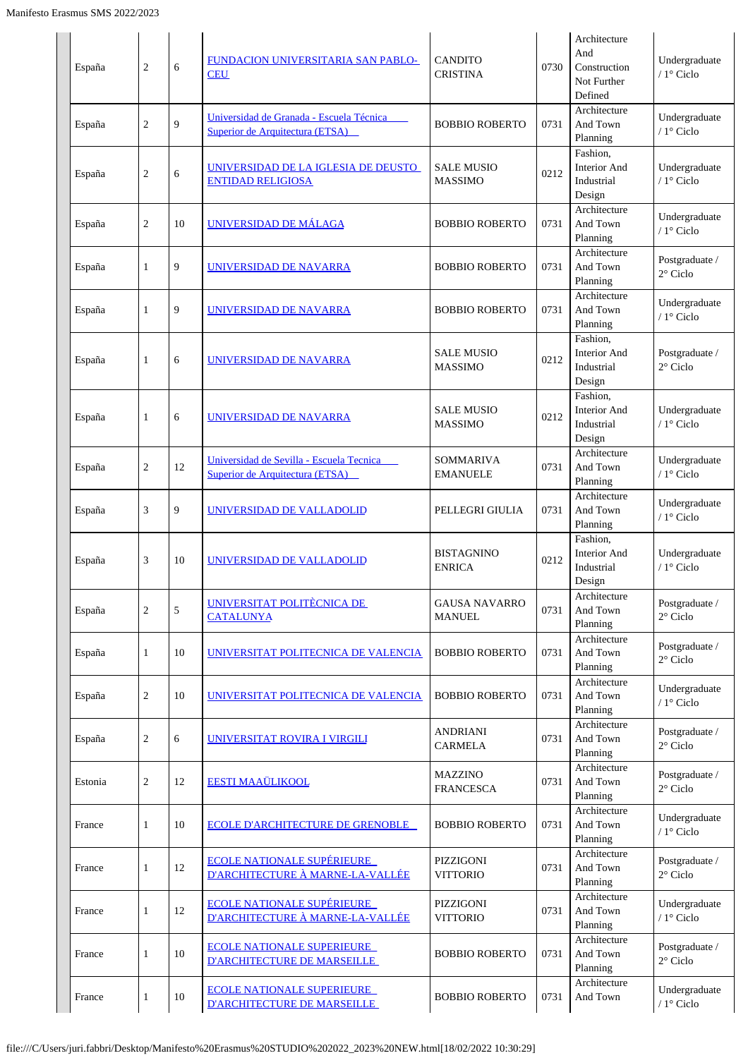| España | 2 | 6 | FUNDACION UNIVERSITARIA SAN PABLO-CEU | CANDITO CRISTINA | 0730 | Architecture And Construction Not Further Defined | Undergraduate / 1° Ciclo |
|---|---|---|---|---|---|---|---|
| España | 2 | 9 | Universidad de Granada - Escuela Técnica Superior de Arquitectura (ETSA) | BOBBIO ROBERTO | 0731 | Architecture And Town Planning | Undergraduate / 1° Ciclo |
| España | 2 | 6 | UNIVERSIDAD DE LA IGLESIA DE DEUSTO ENTIDAD RELIGIOSA | SALE MUSIO MASSIMO | 0212 | Fashion, Interior And Industrial Design | Undergraduate / 1° Ciclo |
| España | 2 | 10 | UNIVERSIDAD DE MÁLAGA | BOBBIO ROBERTO | 0731 | Architecture And Town Planning | Undergraduate / 1° Ciclo |
| España | 1 | 9 | UNIVERSIDAD DE NAVARRA | BOBBIO ROBERTO | 0731 | Architecture And Town Planning | Postgraduate / 2° Ciclo |
| España | 1 | 9 | UNIVERSIDAD DE NAVARRA | BOBBIO ROBERTO | 0731 | Architecture And Town Planning | Undergraduate / 1° Ciclo |
| España | 1 | 6 | UNIVERSIDAD DE NAVARRA | SALE MUSIO MASSIMO | 0212 | Fashion, Interior And Industrial Design | Postgraduate / 2° Ciclo |
| España | 1 | 6 | UNIVERSIDAD DE NAVARRA | SALE MUSIO MASSIMO | 0212 | Fashion, Interior And Industrial Design | Undergraduate / 1° Ciclo |
| España | 2 | 12 | Universidad de Sevilla - Escuela Tecnica Superior de Arquitectura (ETSA) | SOMMARIVA EMANUELE | 0731 | Architecture And Town Planning | Undergraduate / 1° Ciclo |
| España | 3 | 9 | UNIVERSIDAD DE VALLADOLID | PELLEGRI GIULIA | 0731 | Architecture And Town Planning | Undergraduate / 1° Ciclo |
| España | 3 | 10 | UNIVERSIDAD DE VALLADOLID | BISTAGNINO ENRICA | 0212 | Fashion, Interior And Industrial Design | Undergraduate / 1° Ciclo |
| España | 2 | 5 | UNIVERSITAT POLITÈCNICA DE CATALUNYA | GAUSA NAVARRO MANUEL | 0731 | Architecture And Town Planning | Postgraduate / 2° Ciclo |
| España | 1 | 10 | UNIVERSITAT POLITECNICA DE VALENCIA | BOBBIO ROBERTO | 0731 | Architecture And Town Planning | Postgraduate / 2° Ciclo |
| España | 2 | 10 | UNIVERSITAT POLITECNICA DE VALENCIA | BOBBIO ROBERTO | 0731 | Architecture And Town Planning | Undergraduate / 1° Ciclo |
| España | 2 | 6 | UNIVERSITAT ROVIRA I VIRGILI | ANDRIANI CARMELA | 0731 | Architecture And Town Planning | Postgraduate / 2° Ciclo |
| Estonia | 2 | 12 | EESTI MAAÜLIKOOL | MAZZINO FRANCESCA | 0731 | Architecture And Town Planning | Postgraduate / 2° Ciclo |
| France | 1 | 10 | ECOLE D'ARCHITECTURE DE GRENOBLE | BOBBIO ROBERTO | 0731 | Architecture And Town Planning | Undergraduate / 1° Ciclo |
| France | 1 | 12 | ECOLE NATIONALE SUPÉRIEURE D'ARCHITECTURE À MARNE-LA-VALLÉE | PIZZIGONI VITTORIO | 0731 | Architecture And Town Planning | Postgraduate / 2° Ciclo |
| France | 1 | 12 | ECOLE NATIONALE SUPÉRIEURE D'ARCHITECTURE À MARNE-LA-VALLÉE | PIZZIGONI VITTORIO | 0731 | Architecture And Town Planning | Undergraduate / 1° Ciclo |
| France | 1 | 10 | ECOLE NATIONALE SUPERIEURE D'ARCHITECTURE DE MARSEILLE | BOBBIO ROBERTO | 0731 | Architecture And Town Planning | Postgraduate / 2° Ciclo |
| France | 1 | 10 | ECOLE NATIONALE SUPERIEURE D'ARCHITECTURE DE MARSEILLE | BOBBIO ROBERTO | 0731 | Architecture And Town | Undergraduate / 1° Ciclo |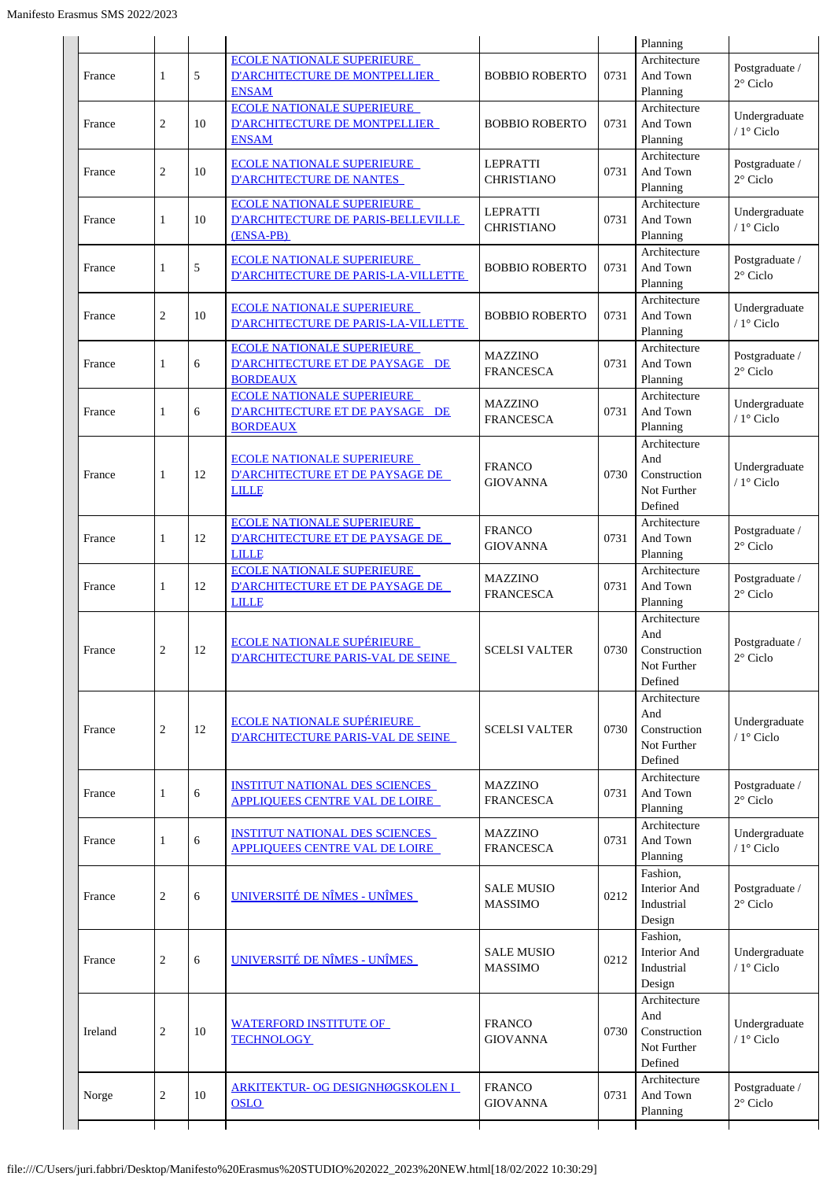| | | | | | | Planning | |
|---|---|---|---|---|---|---|---|
| | France | 1 | 5 | ECOLE NATIONALE SUPERIEURE D'ARCHITECTURE DE MONTPELLIER ENSAM | BOBBIO ROBERTO | 0731 | Architecture And Town Planning | Postgraduate / 2° Ciclo |
| | France | 2 | 10 | ECOLE NATIONALE SUPERIEURE D'ARCHITECTURE DE MONTPELLIER ENSAM | BOBBIO ROBERTO | 0731 | Architecture And Town Planning | Undergraduate / 1° Ciclo |
| | France | 2 | 10 | ECOLE NATIONALE SUPERIEURE D'ARCHITECTURE DE NANTES | LEPRATTI CHRISTIANO | 0731 | Architecture And Town Planning | Postgraduate / 2° Ciclo |
| | France | 1 | 10 | ECOLE NATIONALE SUPERIEURE D'ARCHITECTURE DE PARIS-BELLEVILLE (ENSA-PB) | LEPRATTI CHRISTIANO | 0731 | Architecture And Town Planning | Undergraduate / 1° Ciclo |
| | France | 1 | 5 | ECOLE NATIONALE SUPERIEURE D'ARCHITECTURE DE PARIS-LA-VILLETTE | BOBBIO ROBERTO | 0731 | Architecture And Town Planning | Postgraduate / 2° Ciclo |
| | France | 2 | 10 | ECOLE NATIONALE SUPERIEURE D'ARCHITECTURE DE PARIS-LA-VILLETTE | BOBBIO ROBERTO | 0731 | Architecture And Town Planning | Undergraduate / 1° Ciclo |
| | France | 1 | 6 | ECOLE NATIONALE SUPERIEURE D'ARCHITECTURE ET DE PAYSAGE DE BORDEAUX | MAZZINO FRANCESCA | 0731 | Architecture And Town Planning | Postgraduate / 2° Ciclo |
| | France | 1 | 6 | ECOLE NATIONALE SUPERIEURE D'ARCHITECTURE ET DE PAYSAGE DE BORDEAUX | MAZZINO FRANCESCA | 0731 | Architecture And Town Planning | Undergraduate / 1° Ciclo |
| | France | 1 | 12 | ECOLE NATIONALE SUPERIEURE D'ARCHITECTURE ET DE PAYSAGE DE LILLE | FRANCO GIOVANNA | 0730 | Architecture And Construction Not Further Defined | Undergraduate / 1° Ciclo |
| | France | 1 | 12 | ECOLE NATIONALE SUPERIEURE D'ARCHITECTURE ET DE PAYSAGE DE LILLE | FRANCO GIOVANNA | 0731 | Architecture And Town Planning | Postgraduate / 2° Ciclo |
| | France | 1 | 12 | ECOLE NATIONALE SUPERIEURE D'ARCHITECTURE ET DE PAYSAGE DE LILLE | MAZZINO FRANCESCA | 0731 | Architecture And Town Planning | Postgraduate / 2° Ciclo |
| | France | 2 | 12 | ECOLE NATIONALE SUPÉRIEURE D'ARCHITECTURE PARIS-VAL DE SEINE | SCELSI VALTER | 0730 | Architecture And Construction Not Further Defined | Postgraduate / 2° Ciclo |
| | France | 2 | 12 | ECOLE NATIONALE SUPÉRIEURE D'ARCHITECTURE PARIS-VAL DE SEINE | SCELSI VALTER | 0730 | Architecture And Construction Not Further Defined | Undergraduate / 1° Ciclo |
| | France | 1 | 6 | INSTITUT NATIONAL DES SCIENCES APPLIQUEES CENTRE VAL DE LOIRE | MAZZINO FRANCESCA | 0731 | Architecture And Town Planning | Postgraduate / 2° Ciclo |
| | France | 1 | 6 | INSTITUT NATIONAL DES SCIENCES APPLIQUEES CENTRE VAL DE LOIRE | MAZZINO FRANCESCA | 0731 | Architecture And Town Planning | Undergraduate / 1° Ciclo |
| | France | 2 | 6 | UNIVERSITÉ DE NÎMES - UNÎMES | SALE MUSIO MASSIMO | 0212 | Fashion, Interior And Industrial Design | Postgraduate / 2° Ciclo |
| | France | 2 | 6 | UNIVERSITÉ DE NÎMES - UNÎMES | SALE MUSIO MASSIMO | 0212 | Fashion, Interior And Industrial Design | Undergraduate / 1° Ciclo |
| | Ireland | 2 | 10 | WATERFORD INSTITUTE OF TECHNOLOGY | FRANCO GIOVANNA | 0730 | Architecture And Construction Not Further Defined | Undergraduate / 1° Ciclo |
| | Norge | 2 | 10 | ARKITEKTUR- OG DESIGNHØGSKOLEN I OSLO | FRANCO GIOVANNA | 0731 | Architecture And Town Planning | Postgraduate / 2° Ciclo |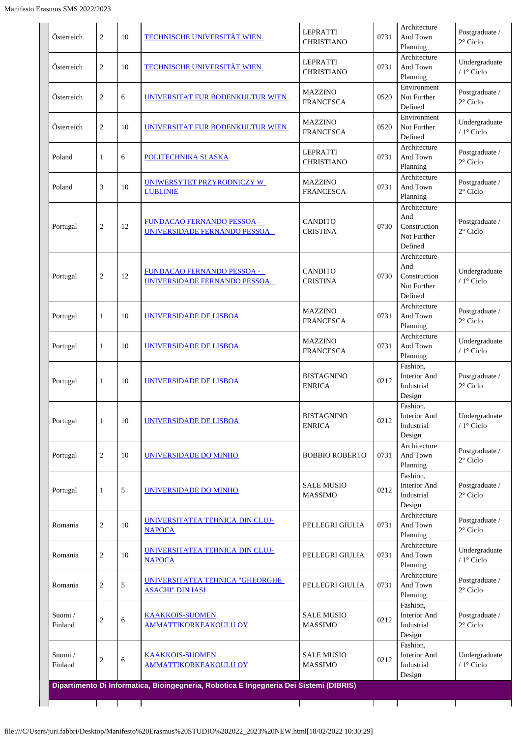| | | | | | | | |
|---|---|---|---|---|---|---|---|
| Österreich | 2 | 10 | TECHNISCHE UNIVERSITÄT WIEN | LEPRATTI CHRISTIANO | 0731 | Architecture And Town Planning | Postgraduate / 2° Ciclo |
| Österreich | 2 | 10 | TECHNISCHE UNIVERSITÄT WIEN | LEPRATTI CHRISTIANO | 0731 | Architecture And Town Planning | Undergraduate / 1° Ciclo |
| Österreich | 2 | 6 | UNIVERSITAT FUR BODENKULTUR WIEN | MAZZINO FRANCESCA | 0520 | Environment Not Further Defined | Postgraduate / 2° Ciclo |
| Österreich | 2 | 10 | UNIVERSITAT FUR BODENKULTUR WIEN | MAZZINO FRANCESCA | 0520 | Environment Not Further Defined | Undergraduate / 1° Ciclo |
| Poland | 1 | 6 | POLITECHNIKA SLASKA | LEPRATTI CHRISTIANO | 0731 | Architecture And Town Planning | Postgraduate / 2° Ciclo |
| Poland | 3 | 10 | UNIWERSYTET PRZYRODNICZY W LUBLINIE | MAZZINO FRANCESCA | 0731 | Architecture And Town Planning | Postgraduate / 2° Ciclo |
| Portugal | 2 | 12 | FUNDACAO FERNANDO PESSOA - UNIVERSIDADE FERNANDO PESSOA | CANDITO CRISTINA | 0730 | Architecture And Construction Not Further Defined | Postgraduate / 2° Ciclo |
| Portugal | 2 | 12 | FUNDACAO FERNANDO PESSOA - UNIVERSIDADE FERNANDO PESSOA | CANDITO CRISTINA | 0730 | Architecture And Construction Not Further Defined | Undergraduate / 1° Ciclo |
| Portugal | 1 | 10 | UNIVERSIDADE DE LISBOA | MAZZINO FRANCESCA | 0731 | Architecture And Town Planning | Postgraduate / 2° Ciclo |
| Portugal | 1 | 10 | UNIVERSIDADE DE LISBOA | MAZZINO FRANCESCA | 0731 | Architecture And Town Planning | Undergraduate / 1° Ciclo |
| Portugal | 1 | 10 | UNIVERSIDADE DE LISBOA | BISTAGNINO ENRICA | 0212 | Fashion, Interior And Industrial Design | Postgraduate / 2° Ciclo |
| Portugal | 1 | 10 | UNIVERSIDADE DE LISBOA | BISTAGNINO ENRICA | 0212 | Fashion, Interior And Industrial Design | Undergraduate / 1° Ciclo |
| Portugal | 2 | 10 | UNIVERSIDADE DO MINHO | BOBBIO ROBERTO | 0731 | Architecture And Town Planning | Postgraduate / 2° Ciclo |
| Portugal | 1 | 5 | UNIVERSIDADE DO MINHO | SALE MUSIO MASSIMO | 0212 | Fashion, Interior And Industrial Design | Postgraduate / 2° Ciclo |
| Romania | 2 | 10 | UNIVERSITATEA TEHNICA DIN CLUJ-NAPOCA | PELLEGRI GIULIA | 0731 | Architecture And Town Planning | Postgraduate / 2° Ciclo |
| Romania | 2 | 10 | UNIVERSITATEA TEHNICA DIN CLUJ-NAPOCA | PELLEGRI GIULIA | 0731 | Architecture And Town Planning | Undergraduate / 1° Ciclo |
| Romania | 2 | 5 | UNIVERSITATEA TEHNICA "GHEORGHE ASACHI" DIN IASI | PELLEGRI GIULIA | 0731 | Architecture And Town Planning | Postgraduate / 2° Ciclo |
| Suomi / Finland | 2 | 6 | KAAKKOIS-SUOMEN AMMATTIKORKEAKOULU OY | SALE MUSIO MASSIMO | 0212 | Fashion, Interior And Industrial Design | Postgraduate / 2° Ciclo |
| Suomi / Finland | 2 | 6 | KAAKKOIS-SUOMEN AMMATTIKORKEAKOULU OY | SALE MUSIO MASSIMO | 0212 | Fashion, Interior And Industrial Design | Undergraduate / 1° Ciclo |

**Dipartimento Di Informatica, Bioingegneria, Robotica E Ingegneria Dei Sistemi (DIBRIS)**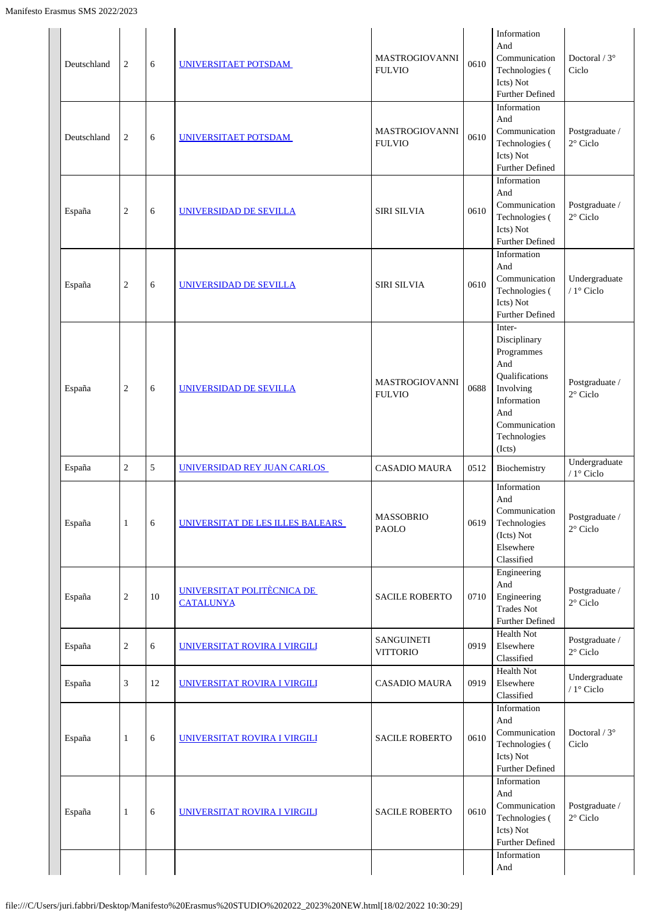| | | | | | | | |
|---|---|---|---|---|---|---|---|
| Deutschland | 2 | 6 | UNIVERSITAET POTSDAM | MASTROGIOVANNI FULVIO | 0610 | Information And Communication Technologies ( Icts) Not Further Defined | Doctoral / 3° Ciclo |
| Deutschland | 2 | 6 | UNIVERSITAET POTSDAM | MASTROGIOVANNI FULVIO | 0610 | Information And Communication Technologies ( Icts) Not Further Defined | Postgraduate / 2° Ciclo |
| España | 2 | 6 | UNIVERSIDAD DE SEVILLA | SIRI SILVIA | 0610 | Information And Communication Technologies ( Icts) Not Further Defined | Postgraduate / 2° Ciclo |
| España | 2 | 6 | UNIVERSIDAD DE SEVILLA | SIRI SILVIA | 0610 | Information And Communication Technologies ( Icts) Not Further Defined | Undergraduate / 1° Ciclo |
| España | 2 | 6 | UNIVERSIDAD DE SEVILLA | MASTROGIOVANNI FULVIO | 0688 | Inter-Disciplinary Programmes And Qualifications Involving Information And Communication Technologies (Icts) | Postgraduate / 2° Ciclo |
| España | 2 | 5 | UNIVERSIDAD REY JUAN CARLOS | CASADIO MAURA | 0512 | Biochemistry | Undergraduate / 1° Ciclo |
| España | 1 | 6 | UNIVERSITAT DE LES ILLES BALEARS | MASSOBRIO PAOLO | 0619 | Information And Communication Technologies (Icts) Not Elsewhere Classified | Postgraduate / 2° Ciclo |
| España | 2 | 10 | UNIVERSITAT POLITÈCNICA DE CATALUNYA | SACILE ROBERTO | 0710 | Engineering And Engineering Trades Not Further Defined | Postgraduate / 2° Ciclo |
| España | 2 | 6 | UNIVERSITAT ROVIRA I VIRGILI | SANGUINETI VITTORIO | 0919 | Health Not Elsewhere Classified | Postgraduate / 2° Ciclo |
| España | 3 | 12 | UNIVERSITAT ROVIRA I VIRGILI | CASADIO MAURA | 0919 | Health Not Elsewhere Classified | Undergraduate / 1° Ciclo |
| España | 1 | 6 | UNIVERSITAT ROVIRA I VIRGILI | SACILE ROBERTO | 0610 | Information And Communication Technologies ( Icts) Not Further Defined | Doctoral / 3° Ciclo |
| España | 1 | 6 | UNIVERSITAT ROVIRA I VIRGILI | SACILE ROBERTO | 0610 | Information And Communication Technologies ( Icts) Not Further Defined | Postgraduate / 2° Ciclo |
| | | | | | | Information And | |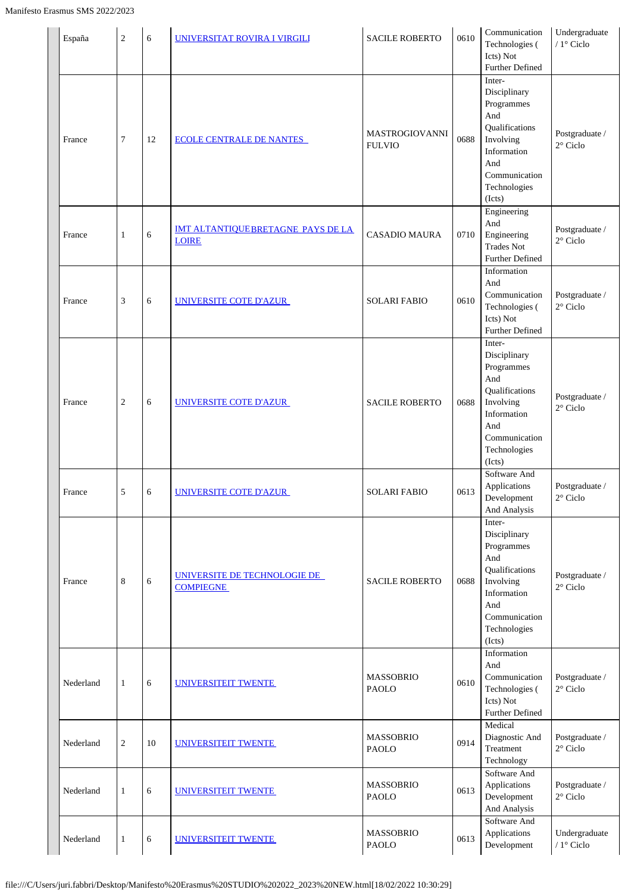| | | | | | | | |
|---|---|---|---|---|---|---|---|
| España | 2 | 6 | UNIVERSITAT ROVIRA I VIRGILI | SACILE ROBERTO | 0610 | Communication Technologies ( Icts) Not Further Defined | Undergraduate / 1° Ciclo |
| France | 7 | 12 | ECOLE CENTRALE DE NANTES | MASTROGIOVANNI FULVIO | 0688 | Inter-Disciplinary Programmes And Qualifications Involving Information And Communication Technologies (Icts) | Postgraduate / 2° Ciclo |
| France | 1 | 6 | IMT ALTANTIQUE BRETAGNE PAYS DE LA LOIRE | CASADIO MAURA | 0710 | Engineering And Engineering Trades Not Further Defined | Postgraduate / 2° Ciclo |
| France | 3 | 6 | UNIVERSITE COTE D'AZUR | SOLARI FABIO | 0610 | Information And Communication Technologies ( Icts) Not Further Defined | Postgraduate / 2° Ciclo |
| France | 2 | 6 | UNIVERSITE COTE D'AZUR | SACILE ROBERTO | 0688 | Inter-Disciplinary Programmes And Qualifications Involving Information And Communication Technologies (Icts) | Postgraduate / 2° Ciclo |
| France | 5 | 6 | UNIVERSITE COTE D'AZUR | SOLARI FABIO | 0613 | Software And Applications Development And Analysis | Postgraduate / 2° Ciclo |
| France | 8 | 6 | UNIVERSITE DE TECHNOLOGIE DE COMPIEGNE | SACILE ROBERTO | 0688 | Inter-Disciplinary Programmes And Qualifications Involving Information And Communication Technologies (Icts) | Postgraduate / 2° Ciclo |
| Nederland | 1 | 6 | UNIVERSITEIT TWENTE | MASSOBRIO PAOLO | 0610 | Information And Communication Technologies ( Icts) Not Further Defined | Postgraduate / 2° Ciclo |
| Nederland | 2 | 10 | UNIVERSITEIT TWENTE | MASSOBRIO PAOLO | 0914 | Medical Diagnostic And Treatment Technology | Postgraduate / 2° Ciclo |
| Nederland | 1 | 6 | UNIVERSITEIT TWENTE | MASSOBRIO PAOLO | 0613 | Software And Applications Development And Analysis | Postgraduate / 2° Ciclo |
| Nederland | 1 | 6 | UNIVERSITEIT TWENTE | MASSOBRIO PAOLO | 0613 | Software And Applications Development | Undergraduate / 1° Ciclo |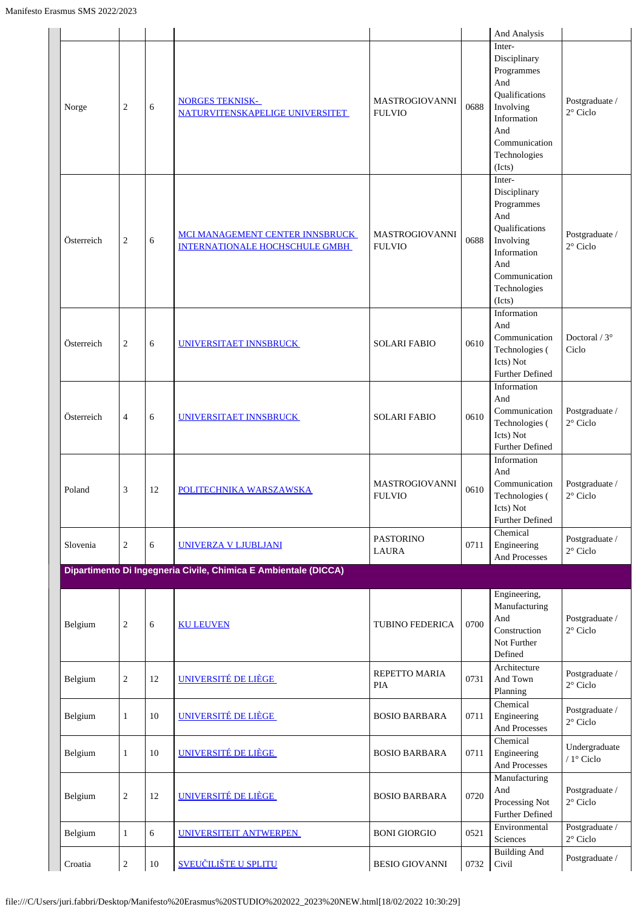| | | | | | | | |
|---|---|---|---|---|---|---|---|
| | | | | | | And Analysis | |
| Norge | 2 | 6 | NORGES TEKNISK-NATURVITENSKAPELIGE UNIVERSITET | MASTROGIOVANNI FULVIO | 0688 | Inter-Disciplinary Programmes And Qualifications Involving Information And Communication Technologies (Icts) | Postgraduate / 2° Ciclo |
| Österreich | 2 | 6 | MCI MANAGEMENT CENTER INNSBRUCK INTERNATIONALE HOCHSCHULE GMBH | MASTROGIOVANNI FULVIO | 0688 | Inter-Disciplinary Programmes And Qualifications Involving Information And Communication Technologies (Icts) | Postgraduate / 2° Ciclo |
| Österreich | 2 | 6 | UNIVERSITAET INNSBRUCK | SOLARI FABIO | 0610 | Information And Communication Technologies ( Icts) Not Further Defined | Doctoral / 3° Ciclo |
| Österreich | 4 | 6 | UNIVERSITAET INNSBRUCK | SOLARI FABIO | 0610 | Information And Communication Technologies ( Icts) Not Further Defined | Postgraduate / 2° Ciclo |
| Poland | 3 | 12 | POLITECHNIKA WARSZAWSKA | MASTROGIOVANNI FULVIO | 0610 | Information And Communication Technologies ( Icts) Not Further Defined | Postgraduate / 2° Ciclo |
| Slovenia | 2 | 6 | UNIVERZA V LJUBLJANI | PASTORINO LAURA | 0711 | Chemical Engineering And Processes | Postgraduate / 2° Ciclo |
| **Dipartimento Di Ingegneria Civile, Chimica E Ambientale (DICCA)** | | | | | | | |
| Belgium | 2 | 6 | KU LEUVEN | TUBINO FEDERICA | 0700 | Engineering, Manufacturing And Construction Not Further Defined | Postgraduate / 2° Ciclo |
| Belgium | 2 | 12 | UNIVERSITÉ DE LIÈGE | REPETTO MARIA PIA | 0731 | Architecture And Town Planning | Postgraduate / 2° Ciclo |
| Belgium | 1 | 10 | UNIVERSITÉ DE LIÈGE | BOSIO BARBARA | 0711 | Chemical Engineering And Processes | Postgraduate / 2° Ciclo |
| Belgium | 1 | 10 | UNIVERSITÉ DE LIÈGE | BOSIO BARBARA | 0711 | Chemical Engineering And Processes | Undergraduate / 1° Ciclo |
| Belgium | 2 | 12 | UNIVERSITÉ DE LIÈGE | BOSIO BARBARA | 0720 | Manufacturing And Processing Not Further Defined | Postgraduate / 2° Ciclo |
| Belgium | 1 | 6 | UNIVERSITEIT ANTWERPEN | BONI GIORGIO | 0521 | Environmental Sciences | Postgraduate / 2° Ciclo |
| Croatia | 2 | 10 | SVEUČILIŠTE U SPLITU | BESIO GIOVANNI | 0732 | Building And Civil | Postgraduate / |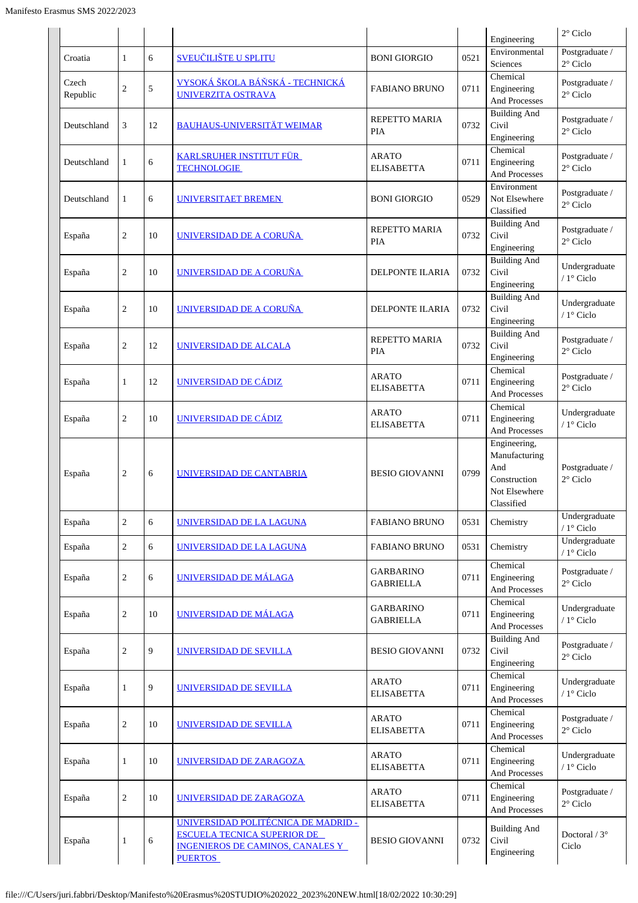| | | | | | | | |
|---|---|---|---|---|---|---|---|
| | | | | | | Engineering | 2° Ciclo |
| Croatia | 1 | 6 | SVEUČILIŠTE U SPLITU | BONI GIORGIO | 0521 | Environmental Sciences | Postgraduate / 2° Ciclo |
| Czech Republic | 2 | 5 | VYSOKÁ ŠKOLA BÁŇSKÁ - TECHNICKÁ UNIVERZITA OSTRAVA | FABIANO BRUNO | 0711 | Chemical Engineering And Processes | Postgraduate / 2° Ciclo |
| Deutschland | 3 | 12 | BAUHAUS-UNIVERSITÄT WEIMAR | REPETTO MARIA PIA | 0732 | Building And Civil Engineering | Postgraduate / 2° Ciclo |
| Deutschland | 1 | 6 | KARLSRUHER INSTITUT FÜR TECHNOLOGIE | ARATO ELISABETTA | 0711 | Chemical Engineering And Processes | Postgraduate / 2° Ciclo |
| Deutschland | 1 | 6 | UNIVERSITAET BREMEN | BONI GIORGIO | 0529 | Environment Not Elsewhere Classified | Postgraduate / 2° Ciclo |
| España | 2 | 10 | UNIVERSIDAD DE A CORUÑA | REPETTO MARIA PIA | 0732 | Building And Civil Engineering | Postgraduate / 2° Ciclo |
| España | 2 | 10 | UNIVERSIDAD DE A CORUÑA | DELPONTE ILARIA | 0732 | Building And Civil Engineering | Undergraduate / 1° Ciclo |
| España | 2 | 10 | UNIVERSIDAD DE A CORUÑA | DELPONTE ILARIA | 0732 | Building And Civil Engineering | Undergraduate / 1° Ciclo |
| España | 2 | 12 | UNIVERSIDAD DE ALCALA | REPETTO MARIA PIA | 0732 | Building And Civil Engineering | Postgraduate / 2° Ciclo |
| España | 1 | 12 | UNIVERSIDAD DE CÁDIZ | ARATO ELISABETTA | 0711 | Chemical Engineering And Processes | Postgraduate / 2° Ciclo |
| España | 2 | 10 | UNIVERSIDAD DE CÁDIZ | ARATO ELISABETTA | 0711 | Chemical Engineering And Processes | Undergraduate / 1° Ciclo |
| España | 2 | 6 | UNIVERSIDAD DE CANTABRIA | BESIO GIOVANNI | 0799 | Engineering, Manufacturing And Construction Not Elsewhere Classified | Postgraduate / 2° Ciclo |
| España | 2 | 6 | UNIVERSIDAD DE LA LAGUNA | FABIANO BRUNO | 0531 | Chemistry | Undergraduate / 1° Ciclo |
| España | 2 | 6 | UNIVERSIDAD DE LA LAGUNA | FABIANO BRUNO | 0531 | Chemistry | Undergraduate / 1° Ciclo |
| España | 2 | 6 | UNIVERSIDAD DE MÁLAGA | GARBARINO GABRIELLA | 0711 | Chemical Engineering And Processes | Postgraduate / 2° Ciclo |
| España | 2 | 10 | UNIVERSIDAD DE MÁLAGA | GARBARINO GABRIELLA | 0711 | Chemical Engineering And Processes | Undergraduate / 1° Ciclo |
| España | 2 | 9 | UNIVERSIDAD DE SEVILLA | BESIO GIOVANNI | 0732 | Building And Civil Engineering | Postgraduate / 2° Ciclo |
| España | 1 | 9 | UNIVERSIDAD DE SEVILLA | ARATO ELISABETTA | 0711 | Chemical Engineering And Processes | Undergraduate / 1° Ciclo |
| España | 2 | 10 | UNIVERSIDAD DE SEVILLA | ARATO ELISABETTA | 0711 | Chemical Engineering And Processes | Postgraduate / 2° Ciclo |
| España | 1 | 10 | UNIVERSIDAD DE ZARAGOZA | ARATO ELISABETTA | 0711 | Chemical Engineering And Processes | Undergraduate / 1° Ciclo |
| España | 2 | 10 | UNIVERSIDAD DE ZARAGOZA | ARATO ELISABETTA | 0711 | Chemical Engineering And Processes | Postgraduate / 2° Ciclo |
| España | 1 | 6 | UNIVERSIDAD POLITÉCNICA DE MADRID - ESCUELA TECNICA SUPERIOR DE INGENIEROS DE CAMINOS, CANALES Y PUERTOS | BESIO GIOVANNI | 0732 | Building And Civil Engineering | Doctoral / 3° Ciclo |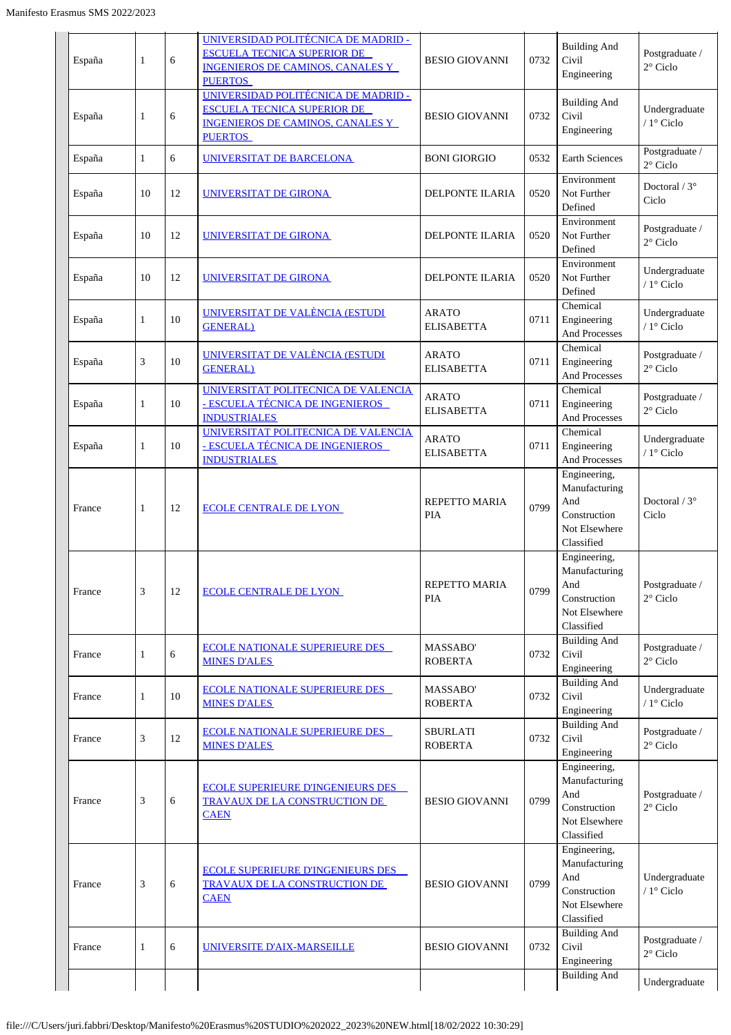| España | 1 | 6 | UNIVERSIDAD POLITÉCNICA DE MADRID - ESCUELA TECNICA SUPERIOR DE INGENIEROS DE CAMINOS, CANALES Y PUERTOS | BESIO GIOVANNI | 0732 | Building And Civil Engineering | Postgraduate / 2° Ciclo |
|---|---|---|---|---|---|---|---|
| España | 1 | 6 | UNIVERSIDAD POLITÉCNICA DE MADRID - ESCUELA TECNICA SUPERIOR DE INGENIEROS DE CAMINOS, CANALES Y PUERTOS | BESIO GIOVANNI | 0732 | Building And Civil Engineering | Undergraduate / 1° Ciclo |
| España | 1 | 6 | UNIVERSITAT DE BARCELONA | BONI GIORGIO | 0532 | Earth Sciences | Postgraduate / 2° Ciclo |
| España | 10 | 12 | UNIVERSITAT DE GIRONA | DELPONTE ILARIA | 0520 | Environment Not Further Defined | Doctoral / 3° Ciclo |
| España | 10 | 12 | UNIVERSITAT DE GIRONA | DELPONTE ILARIA | 0520 | Environment Not Further Defined | Postgraduate / 2° Ciclo |
| España | 10 | 12 | UNIVERSITAT DE GIRONA | DELPONTE ILARIA | 0520 | Environment Not Further Defined | Undergraduate / 1° Ciclo |
| España | 1 | 10 | UNIVERSITAT DE VALÈNCIA (ESTUDI GENERAL) | ARATO ELISABETTA | 0711 | Chemical Engineering And Processes | Undergraduate / 1° Ciclo |
| España | 3 | 10 | UNIVERSITAT DE VALÈNCIA (ESTUDI GENERAL) | ARATO ELISABETTA | 0711 | Chemical Engineering And Processes | Postgraduate / 2° Ciclo |
| España | 1 | 10 | UNIVERSITAT POLITECNICA DE VALENCIA - ESCUELA TÉCNICA DE INGENIEROS INDUSTRIALES | ARATO ELISABETTA | 0711 | Chemical Engineering And Processes | Postgraduate / 2° Ciclo |
| España | 1 | 10 | UNIVERSITAT POLITECNICA DE VALENCIA - ESCUELA TÉCNICA DE INGENIEROS INDUSTRIALES | ARATO ELISABETTA | 0711 | Chemical Engineering And Processes | Undergraduate / 1° Ciclo |
| France | 1 | 12 | ECOLE CENTRALE DE LYON | REPETTO MARIA PIA | 0799 | Engineering, Manufacturing And Construction Not Elsewhere Classified | Doctoral / 3° Ciclo |
| France | 3 | 12 | ECOLE CENTRALE DE LYON | REPETTO MARIA PIA | 0799 | Engineering, Manufacturing And Construction Not Elsewhere Classified | Postgraduate / 2° Ciclo |
| France | 1 | 6 | ECOLE NATIONALE SUPERIEURE DES MINES D'ALES | MASSABO' ROBERTA | 0732 | Building And Civil Engineering | Postgraduate / 2° Ciclo |
| France | 1 | 10 | ECOLE NATIONALE SUPERIEURE DES MINES D'ALES | MASSABO' ROBERTA | 0732 | Building And Civil Engineering | Undergraduate / 1° Ciclo |
| France | 3 | 12 | ECOLE NATIONALE SUPERIEURE DES MINES D'ALES | SBURLATI ROBERTA | 0732 | Building And Civil Engineering | Postgraduate / 2° Ciclo |
| France | 3 | 6 | ECOLE SUPERIEURE D'INGENIEURS DES TRAVAUX DE LA CONSTRUCTION DE CAEN | BESIO GIOVANNI | 0799 | Engineering, Manufacturing And Construction Not Elsewhere Classified | Postgraduate / 2° Ciclo |
| France | 3 | 6 | ECOLE SUPERIEURE D'INGENIEURS DES TRAVAUX DE LA CONSTRUCTION DE CAEN | BESIO GIOVANNI | 0799 | Engineering, Manufacturing And Construction Not Elsewhere Classified | Undergraduate / 1° Ciclo |
| France | 1 | 6 | UNIVERSITE D'AIX-MARSEILLE | BESIO GIOVANNI | 0732 | Building And Civil Engineering | Postgraduate / 2° Ciclo |
| | | | | | | Building And | Undergraduate |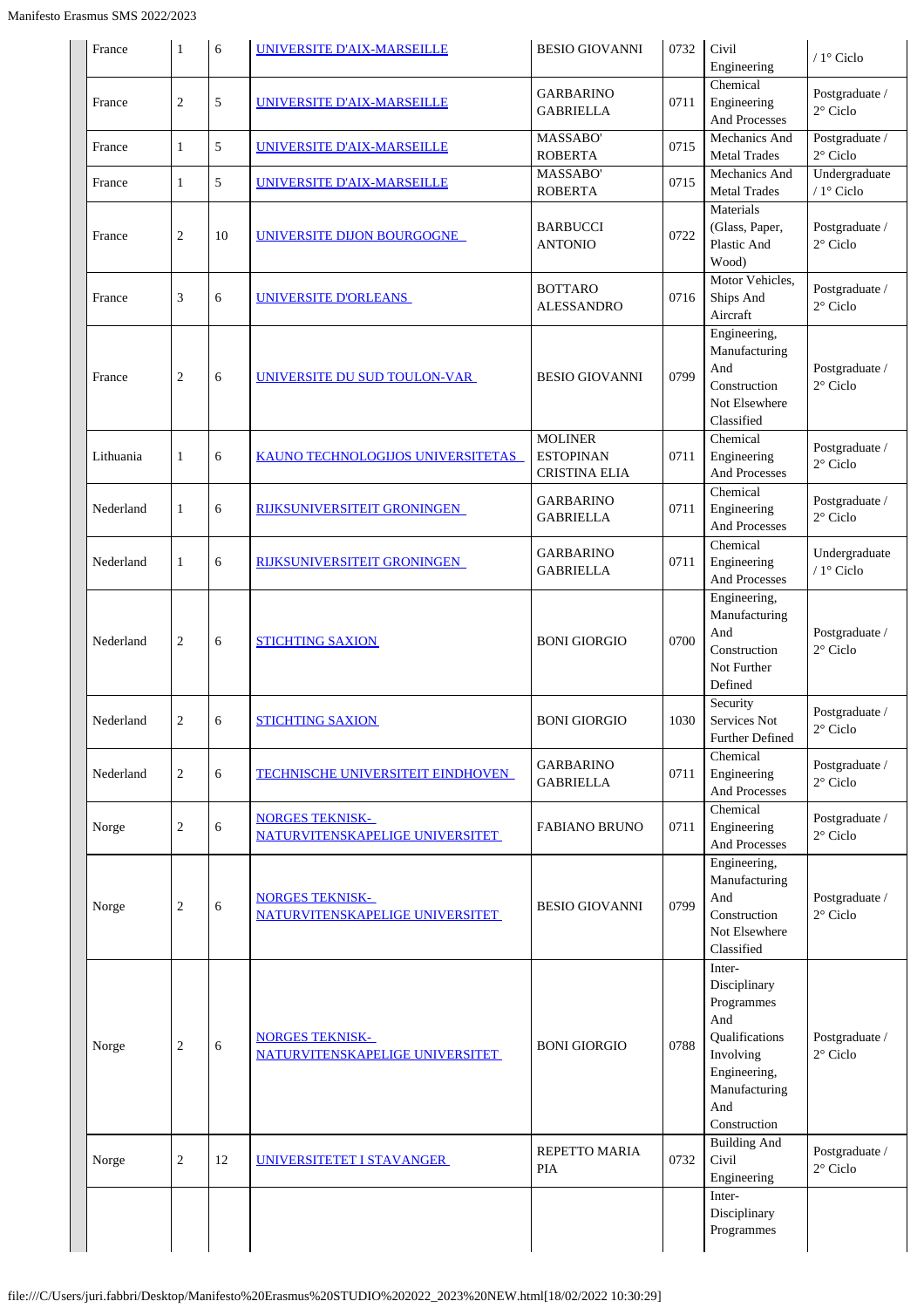| | | | | | | | |
|---|---|---|---|---|---|---|---|
| France | 1 | 6 | UNIVERSITE D'AIX-MARSEILLE | BESIO GIOVANNI | 0732 | Civil Engineering | / 1° Ciclo |
| France | 2 | 5 | UNIVERSITE D'AIX-MARSEILLE | GARBARINO GABRIELLA | 0711 | Chemical Engineering And Processes | Postgraduate / 2° Ciclo |
| France | 1 | 5 | UNIVERSITE D'AIX-MARSEILLE | MASSABO' ROBERTA | 0715 | Mechanics And Metal Trades | Postgraduate / 2° Ciclo |
| France | 1 | 5 | UNIVERSITE D'AIX-MARSEILLE | MASSABO' ROBERTA | 0715 | Mechanics And Metal Trades | Undergraduate / 1° Ciclo |
| France | 2 | 10 | UNIVERSITE DIJON BOURGOGNE | BARBUCCI ANTONIO | 0722 | Materials (Glass, Paper, Plastic And Wood) | Postgraduate / 2° Ciclo |
| France | 3 | 6 | UNIVERSITE D'ORLEANS | BOTTARO ALESSANDRO | 0716 | Motor Vehicles, Ships And Aircraft | Postgraduate / 2° Ciclo |
| France | 2 | 6 | UNIVERSITE DU SUD TOULON-VAR | BESIO GIOVANNI | 0799 | Engineering, Manufacturing And Construction Not Elsewhere Classified | Postgraduate / 2° Ciclo |
| Lithuania | 1 | 6 | KAUNO TECHNOLOGIJOS UNIVERSITETAS | MOLINER ESTOPINAN CRISTINA ELIA | 0711 | Chemical Engineering And Processes | Postgraduate / 2° Ciclo |
| Nederland | 1 | 6 | RIJKSUNIVERSITEIT GRONINGEN | GARBARINO GABRIELLA | 0711 | Chemical Engineering And Processes | Postgraduate / 2° Ciclo |
| Nederland | 1 | 6 | RIJKSUNIVERSITEIT GRONINGEN | GARBARINO GABRIELLA | 0711 | Chemical Engineering And Processes | Undergraduate / 1° Ciclo |
| Nederland | 2 | 6 | STICHTING SAXION | BONI GIORGIO | 0700 | Engineering, Manufacturing And Construction Not Further Defined | Postgraduate / 2° Ciclo |
| Nederland | 2 | 6 | STICHTING SAXION | BONI GIORGIO | 1030 | Security Services Not Further Defined | Postgraduate / 2° Ciclo |
| Nederland | 2 | 6 | TECHNISCHE UNIVERSITEIT EINDHOVEN | GARBARINO GABRIELLA | 0711 | Chemical Engineering And Processes | Postgraduate / 2° Ciclo |
| Norge | 2 | 6 | NORGES TEKNISK-NATURVITENSKAPELIGE UNIVERSITET | FABIANO BRUNO | 0711 | Chemical Engineering And Processes | Postgraduate / 2° Ciclo |
| Norge | 2 | 6 | NORGES TEKNISK-NATURVITENSKAPELIGE UNIVERSITET | BESIO GIOVANNI | 0799 | Engineering, Manufacturing And Construction Not Elsewhere Classified | Postgraduate / 2° Ciclo |
| Norge | 2 | 6 | NORGES TEKNISK-NATURVITENSKAPELIGE UNIVERSITET | BONI GIORGIO | 0788 | Inter-Disciplinary Programmes And Qualifications Involving Engineering, Manufacturing And Construction | Postgraduate / 2° Ciclo |
| Norge | 2 | 12 | UNIVERSITETET I STAVANGER | REPETTO MARIA PIA | 0732 | Building And Civil Engineering | Postgraduate / 2° Ciclo |
| | | | | | | Inter-Disciplinary Programmes | |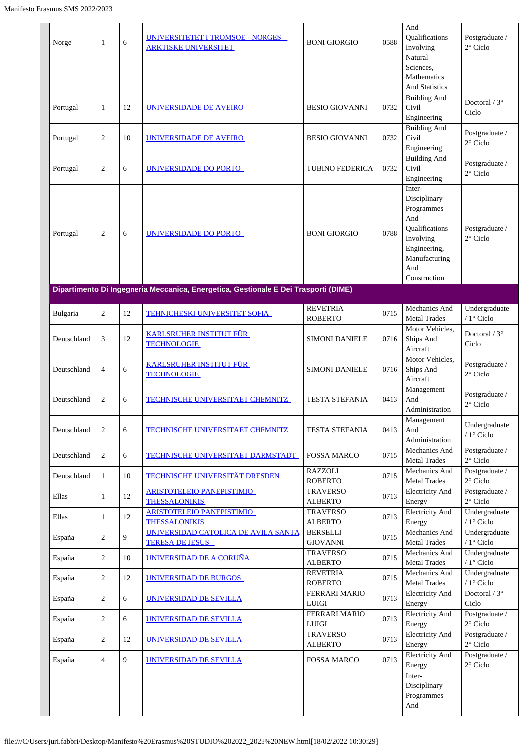| | | | | | | | |
|---|---|---|---|---|---|---|---|
| Norge | 1 | 6 | UNIVERSITETET I TROMSOE - NORGES ARKTISKE UNIVERSITET | BONI GIORGIO | 0588 | And Qualifications Involving Natural Sciences, Mathematics And Statistics | Postgraduate / 2° Ciclo |
| Portugal | 1 | 12 | UNIVERSIDADE DE AVEIRO | BESIO GIOVANNI | 0732 | Building And Civil Engineering | Doctoral / 3° Ciclo |
| Portugal | 2 | 10 | UNIVERSIDADE DE AVEIRO | BESIO GIOVANNI | 0732 | Building And Civil Engineering | Postgraduate / 2° Ciclo |
| Portugal | 2 | 6 | UNIVERSIDADE DO PORTO | TUBINO FEDERICA | 0732 | Building And Civil Engineering | Postgraduate / 2° Ciclo |
| Portugal | 2 | 6 | UNIVERSIDADE DO PORTO | BONI GIORGIO | 0788 | Inter-Disciplinary Programmes And Qualifications Involving Engineering, Manufacturing And Construction | Postgraduate / 2° Ciclo |
| **Dipartimento Di Ingegneria Meccanica, Energetica, Gestionale E Dei Trasporti (DIME)** | | | | | | | |
| Bulgaria | 2 | 12 | TEHNICHESKI UNIVERSITET SOFIA | REVETRIA ROBERTO | 0715 | Mechanics And Metal Trades | Undergraduate / 1° Ciclo |
| Deutschland | 3 | 12 | KARLSRUHER INSTITUT FÜR TECHNOLOGIE | SIMONI DANIELE | 0716 | Motor Vehicles, Ships And Aircraft | Doctoral / 3° Ciclo |
| Deutschland | 4 | 6 | KARLSRUHER INSTITUT FÜR TECHNOLOGIE | SIMONI DANIELE | 0716 | Motor Vehicles, Ships And Aircraft | Postgraduate / 2° Ciclo |
| Deutschland | 2 | 6 | TECHNISCHE UNIVERSITAET CHEMNITZ | TESTA STEFANIA | 0413 | Management And Administration | Postgraduate / 2° Ciclo |
| Deutschland | 2 | 6 | TECHNISCHE UNIVERSITAET CHEMNITZ | TESTA STEFANIA | 0413 | Management And Administration | Undergraduate / 1° Ciclo |
| Deutschland | 2 | 6 | TECHNISCHE UNIVERSITAET DARMSTADT | FOSSA MARCO | 0715 | Mechanics And Metal Trades | Postgraduate / 2° Ciclo |
| Deutschland | 1 | 10 | TECHNISCHE UNIVERSITÄT DRESDEN | RAZZOLI ROBERTO | 0715 | Mechanics And Metal Trades | Postgraduate / 2° Ciclo |
| Ellas | 1 | 12 | ARISTOTELEIO PANEPISTIMIO THESSALONIKIS | TRAVERSO ALBERTO | 0713 | Electricity And Energy | Postgraduate / 2° Ciclo |
| Ellas | 1 | 12 | ARISTOTELEIO PANEPISTIMIO THESSALONIKIS | TRAVERSO ALBERTO | 0713 | Electricity And Energy | Undergraduate / 1° Ciclo |
| España | 2 | 9 | UNIVERSIDAD CATOLICA DE AVILA SANTA TERESA DE JESUS | BERSELLI GIOVANNI | 0715 | Mechanics And Metal Trades | Undergraduate / 1° Ciclo |
| España | 2 | 10 | UNIVERSIDAD DE A CORUÑA | TRAVERSO ALBERTO | 0715 | Mechanics And Metal Trades | Undergraduate / 1° Ciclo |
| España | 2 | 12 | UNIVERSIDAD DE BURGOS | REVETRIA ROBERTO | 0715 | Mechanics And Metal Trades | Undergraduate / 1° Ciclo |
| España | 2 | 6 | UNIVERSIDAD DE SEVILLA | FERRARI MARIO LUIGI | 0713 | Electricity And Energy | Doctoral / 3° Ciclo |
| España | 2 | 6 | UNIVERSIDAD DE SEVILLA | FERRARI MARIO LUIGI | 0713 | Electricity And Energy | Postgraduate / 2° Ciclo |
| España | 2 | 12 | UNIVERSIDAD DE SEVILLA | TRAVERSO ALBERTO | 0713 | Electricity And Energy | Postgraduate / 2° Ciclo |
| España | 4 | 9 | UNIVERSIDAD DE SEVILLA | FOSSA MARCO | 0713 | Electricity And Energy | Postgraduate / 2° Ciclo |
| | | | | | | Inter-Disciplinary Programmes And | |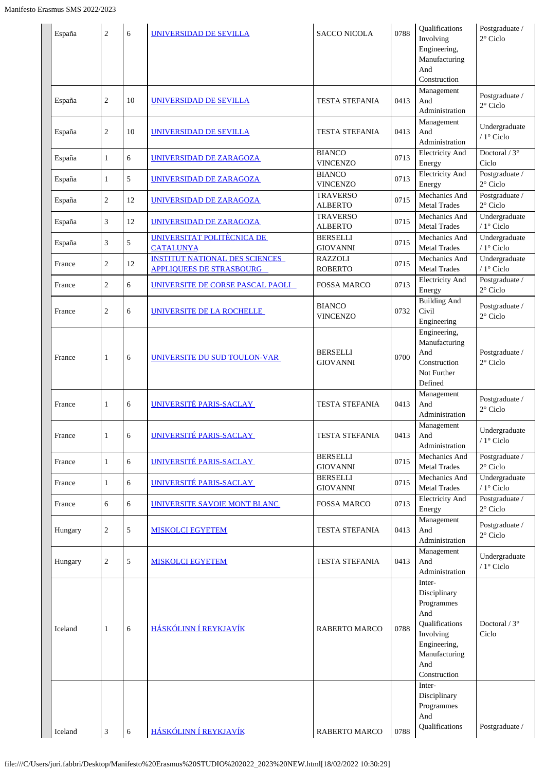| España | 2 | 6 | UNIVERSIDAD DE SEVILLA | SACCO NICOLA | 0788 | Qualifications Involving Engineering, Manufacturing And Construction | Postgraduate / 2° Ciclo |
|---|---|---|---|---|---|---|---|
| España | 2 | 10 | UNIVERSIDAD DE SEVILLA | TESTA STEFANIA | 0413 | Management And Administration | Postgraduate / 2° Ciclo |
| España | 2 | 10 | UNIVERSIDAD DE SEVILLA | TESTA STEFANIA | 0413 | Management And Administration | Undergraduate / 1° Ciclo |
| España | 1 | 6 | UNIVERSIDAD DE ZARAGOZA | BIANCO VINCENZO | 0713 | Electricity And Energy | Doctoral / 3° Ciclo |
| España | 1 | 5 | UNIVERSIDAD DE ZARAGOZA | BIANCO VINCENZO | 0713 | Electricity And Energy | Postgraduate / 2° Ciclo |
| España | 2 | 12 | UNIVERSIDAD DE ZARAGOZA | TRAVERSO ALBERTO | 0715 | Mechanics And Metal Trades | Postgraduate / 2° Ciclo |
| España | 3 | 12 | UNIVERSIDAD DE ZARAGOZA | TRAVERSO ALBERTO | 0715 | Mechanics And Metal Trades | Undergraduate / 1° Ciclo |
| España | 3 | 5 | UNIVERSITAT POLITÈCNICA DE CATALUNYA | BERSELLI GIOVANNI | 0715 | Mechanics And Metal Trades | Undergraduate / 1° Ciclo |
| France | 2 | 12 | INSTITUT NATIONAL DES SCIENCES APPLIQUEES DE STRASBOURG | RAZZOLI ROBERTO | 0715 | Mechanics And Metal Trades | Undergraduate / 1° Ciclo |
| France | 2 | 6 | UNIVERSITE DE CORSE PASCAL PAOLI | FOSSA MARCO | 0713 | Electricity And Energy | Postgraduate / 2° Ciclo |
| France | 2 | 6 | UNIVERSITE DE LA ROCHELLE | BIANCO VINCENZO | 0732 | Building And Civil Engineering | Postgraduate / 2° Ciclo |
| France | 1 | 6 | UNIVERSITE DU SUD TOULON-VAR | BERSELLI GIOVANNI | 0700 | Engineering, Manufacturing And Construction Not Further Defined | Postgraduate / 2° Ciclo |
| France | 1 | 6 | UNIVERSITÉ PARIS-SACLAY | TESTA STEFANIA | 0413 | Management And Administration | Postgraduate / 2° Ciclo |
| France | 1 | 6 | UNIVERSITÉ PARIS-SACLAY | TESTA STEFANIA | 0413 | Management And Administration | Undergraduate / 1° Ciclo |
| France | 1 | 6 | UNIVERSITÉ PARIS-SACLAY | BERSELLI GIOVANNI | 0715 | Mechanics And Metal Trades | Postgraduate / 2° Ciclo |
| France | 1 | 6 | UNIVERSITÉ PARIS-SACLAY | BERSELLI GIOVANNI | 0715 | Mechanics And Metal Trades | Undergraduate / 1° Ciclo |
| France | 6 | 6 | UNIVERSITE SAVOIE MONT BLANC | FOSSA MARCO | 0713 | Electricity And Energy | Postgraduate / 2° Ciclo |
| Hungary | 2 | 5 | MISKOLCI EGYETEM | TESTA STEFANIA | 0413 | Management And Administration | Postgraduate / 2° Ciclo |
| Hungary | 2 | 5 | MISKOLCI EGYETEM | TESTA STEFANIA | 0413 | Management And Administration | Undergraduate / 1° Ciclo |
| Iceland | 1 | 6 | HÁSKÓLINN Í REYKJAVÍK | RABERTO MARCO | 0788 | Inter-Disciplinary Programmes And Qualifications Involving Engineering, Manufacturing And Construction | Doctoral / 3° Ciclo |
| Iceland | 3 | 6 | HÁSKÓLINN Í REYKJAVÍK | RABERTO MARCO | 0788 | Inter-Disciplinary Programmes And Qualifications | Postgraduate / |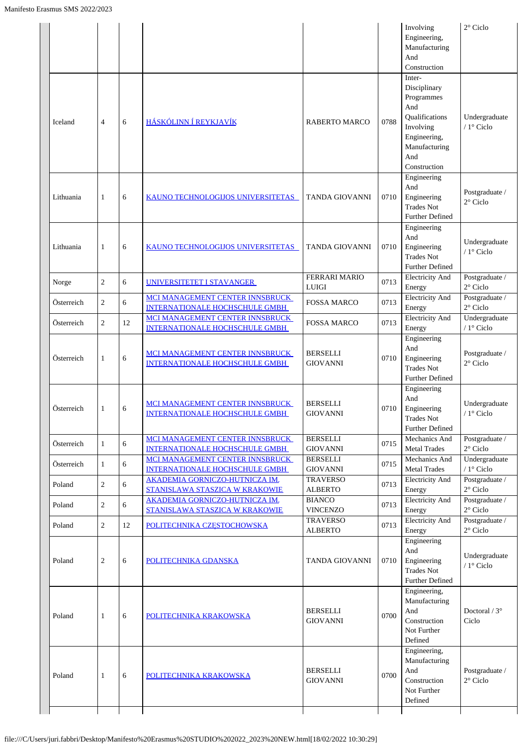| | | | | | | | |
|---|---|---|---|---|---|---|---|
| | | | | | | Involving Engineering, Manufacturing And Construction | 2° Ciclo |
| Iceland | 4 | 6 | HÁSKÓLINN Í REYKJAVÍK | RABERTO MARCO | 0788 | Inter-Disciplinary Programmes And Qualifications Involving Engineering, Manufacturing And Construction | Undergraduate / 1° Ciclo |
| Lithuania | 1 | 6 | KAUNO TECHNOLOGIJOS UNIVERSITETAS | TANDA GIOVANNI | 0710 | Engineering And Engineering Trades Not Further Defined | Postgraduate / 2° Ciclo |
| Lithuania | 1 | 6 | KAUNO TECHNOLOGIJOS UNIVERSITETAS | TANDA GIOVANNI | 0710 | Engineering And Engineering Trades Not Further Defined | Undergraduate / 1° Ciclo |
| Norge | 2 | 6 | UNIVERSITETET I STAVANGER | FERRARI MARIO LUIGI | 0713 | Electricity And Energy | Postgraduate / 2° Ciclo |
| Österreich | 2 | 6 | MCI MANAGEMENT CENTER INNSBRUCK INTERNATIONALE HOCHSCHULE GMBH | FOSSA MARCO | 0713 | Electricity And Energy | Postgraduate / 2° Ciclo |
| Österreich | 2 | 12 | MCI MANAGEMENT CENTER INNSBRUCK INTERNATIONALE HOCHSCHULE GMBH | FOSSA MARCO | 0713 | Electricity And Energy | Undergraduate / 1° Ciclo |
| Österreich | 1 | 6 | MCI MANAGEMENT CENTER INNSBRUCK INTERNATIONALE HOCHSCHULE GMBH | BERSELLI GIOVANNI | 0710 | Engineering And Engineering Trades Not Further Defined | Postgraduate / 2° Ciclo |
| Österreich | 1 | 6 | MCI MANAGEMENT CENTER INNSBRUCK INTERNATIONALE HOCHSCHULE GMBH | BERSELLI GIOVANNI | 0710 | Engineering And Engineering Trades Not Further Defined | Undergraduate / 1° Ciclo |
| Österreich | 1 | 6 | MCI MANAGEMENT CENTER INNSBRUCK INTERNATIONALE HOCHSCHULE GMBH | BERSELLI GIOVANNI | 0715 | Mechanics And Metal Trades | Postgraduate / 2° Ciclo |
| Österreich | 1 | 6 | MCI MANAGEMENT CENTER INNSBRUCK INTERNATIONALE HOCHSCHULE GMBH | BERSELLI GIOVANNI | 0715 | Mechanics And Metal Trades | Undergraduate / 1° Ciclo |
| Poland | 2 | 6 | AKADEMIA GORNICZO-HUTNICZA IM. STANISLAWA STASZICA W KRAKOWIE | TRAVERSO ALBERTO | 0713 | Electricity And Energy | Postgraduate / 2° Ciclo |
| Poland | 2 | 6 | AKADEMIA GORNICZO-HUTNICZA IM. STANISLAWA STASZICA W KRAKOWIE | BIANCO VINCENZO | 0713 | Electricity And Energy | Postgraduate / 2° Ciclo |
| Poland | 2 | 12 | POLITECHNIKA CZĘSTOCHOWSKA | TRAVERSO ALBERTO | 0713 | Electricity And Energy | Postgraduate / 2° Ciclo |
| Poland | 2 | 6 | POLITECHNIKA GDANSKA | TANDA GIOVANNI | 0710 | Engineering And Engineering Trades Not Further Defined | Undergraduate / 1° Ciclo |
| Poland | 1 | 6 | POLITECHNIKA KRAKOWSKA | BERSELLI GIOVANNI | 0700 | Engineering, Manufacturing And Construction Not Further Defined | Doctoral / 3° Ciclo |
| Poland | 1 | 6 | POLITECHNIKA KRAKOWSKA | BERSELLI GIOVANNI | 0700 | Engineering, Manufacturing And Construction Not Further Defined | Postgraduate / 2° Ciclo |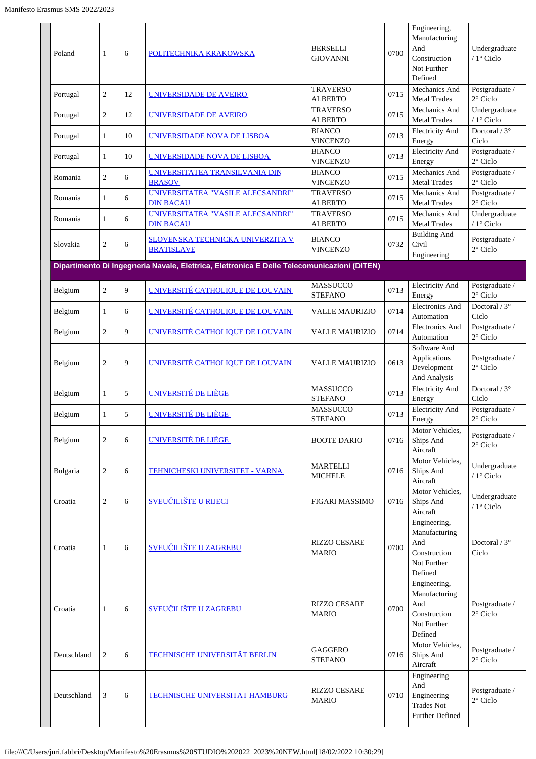| | | | | | | | |
|---|---|---|---|---|---|---|---|
| Poland | 1 | 6 | POLITECHNIKA KRAKOWSKA | BERSELLI GIOVANNI | 0700 | Engineering, Manufacturing And Construction Not Further Defined | Undergraduate / 1° Ciclo |
| Portugal | 2 | 12 | UNIVERSIDADE DE AVEIRO | TRAVERSO ALBERTO | 0715 | Mechanics And Metal Trades | Postgraduate / 2° Ciclo |
| Portugal | 2 | 12 | UNIVERSIDADE DE AVEIRO | TRAVERSO ALBERTO | 0715 | Mechanics And Metal Trades | Undergraduate / 1° Ciclo |
| Portugal | 1 | 10 | UNIVERSIDADE NOVA DE LISBOA | BIANCO VINCENZO | 0713 | Electricity And Energy | Doctoral / 3° Ciclo |
| Portugal | 1 | 10 | UNIVERSIDADE NOVA DE LISBOA | BIANCO VINCENZO | 0713 | Electricity And Energy | Postgraduate / 2° Ciclo |
| Romania | 2 | 6 | UNIVERSITATEA TRANSILVANIA DIN BRASOV | BIANCO VINCENZO | 0715 | Mechanics And Metal Trades | Postgraduate / 2° Ciclo |
| Romania | 1 | 6 | UNIVERSITATEA "VASILE ALECSANDRI" DIN BACAU | TRAVERSO ALBERTO | 0715 | Mechanics And Metal Trades | Postgraduate / 2° Ciclo |
| Romania | 1 | 6 | UNIVERSITATEA "VASILE ALECSANDRI" DIN BACAU | TRAVERSO ALBERTO | 0715 | Mechanics And Metal Trades | Undergraduate / 1° Ciclo |
| Slovakia | 2 | 6 | SLOVENSKA TECHNICKA UNIVERZITA V BRATISLAVE | BIANCO VINCENZO | 0732 | Building And Civil Engineering | Postgraduate / 2° Ciclo |
| **Dipartimento Di Ingegneria Navale, Elettrica, Elettronica E Delle Telecomunicazioni (DITEN)** | | | | | | | |
| Belgium | 2 | 9 | UNIVERSITÉ CATHOLIQUE DE LOUVAIN | MASSUCCO STEFANO | 0713 | Electricity And Energy | Postgraduate / 2° Ciclo |
| Belgium | 1 | 6 | UNIVERSITÉ CATHOLIQUE DE LOUVAIN | VALLE MAURIZIO | 0714 | Electronics And Automation | Doctoral / 3° Ciclo |
| Belgium | 2 | 9 | UNIVERSITÉ CATHOLIQUE DE LOUVAIN | VALLE MAURIZIO | 0714 | Electronics And Automation | Postgraduate / 2° Ciclo |
| Belgium | 2 | 9 | UNIVERSITÉ CATHOLIQUE DE LOUVAIN | VALLE MAURIZIO | 0613 | Software And Applications Development And Analysis | Postgraduate / 2° Ciclo |
| Belgium | 1 | 5 | UNIVERSITÉ DE LIÈGE | MASSUCCO STEFANO | 0713 | Electricity And Energy | Doctoral / 3° Ciclo |
| Belgium | 1 | 5 | UNIVERSITÉ DE LIÈGE | MASSUCCO STEFANO | 0713 | Electricity And Energy | Postgraduate / 2° Ciclo |
| Belgium | 2 | 6 | UNIVERSITÉ DE LIÈGE | BOOTE DARIO | 0716 | Motor Vehicles, Ships And Aircraft | Postgraduate / 2° Ciclo |
| Bulgaria | 2 | 6 | TEHNICHESKI UNIVERSITET - VARNA | MARTELLI MICHELE | 0716 | Motor Vehicles, Ships And Aircraft | Undergraduate / 1° Ciclo |
| Croatia | 2 | 6 | SVEUČILIŠTE U RIJECI | FIGARI MASSIMO | 0716 | Motor Vehicles, Ships And Aircraft | Undergraduate / 1° Ciclo |
| Croatia | 1 | 6 | SVEUČILIŠTE U ZAGREBU | RIZZO CESARE MARIO | 0700 | Engineering, Manufacturing And Construction Not Further Defined | Doctoral / 3° Ciclo |
| Croatia | 1 | 6 | SVEUČILIŠTE U ZAGREBU | RIZZO CESARE MARIO | 0700 | Engineering, Manufacturing And Construction Not Further Defined | Postgraduate / 2° Ciclo |
| Deutschland | 2 | 6 | TECHNISCHE UNIVERSITÄT BERLIN | GAGGERO STEFANO | 0716 | Motor Vehicles, Ships And Aircraft | Postgraduate / 2° Ciclo |
| Deutschland | 3 | 6 | TECHNISCHE UNIVERSITAT HAMBURG | RIZZO CESARE MARIO | 0710 | Engineering And Engineering Trades Not Further Defined | Postgraduate / 2° Ciclo |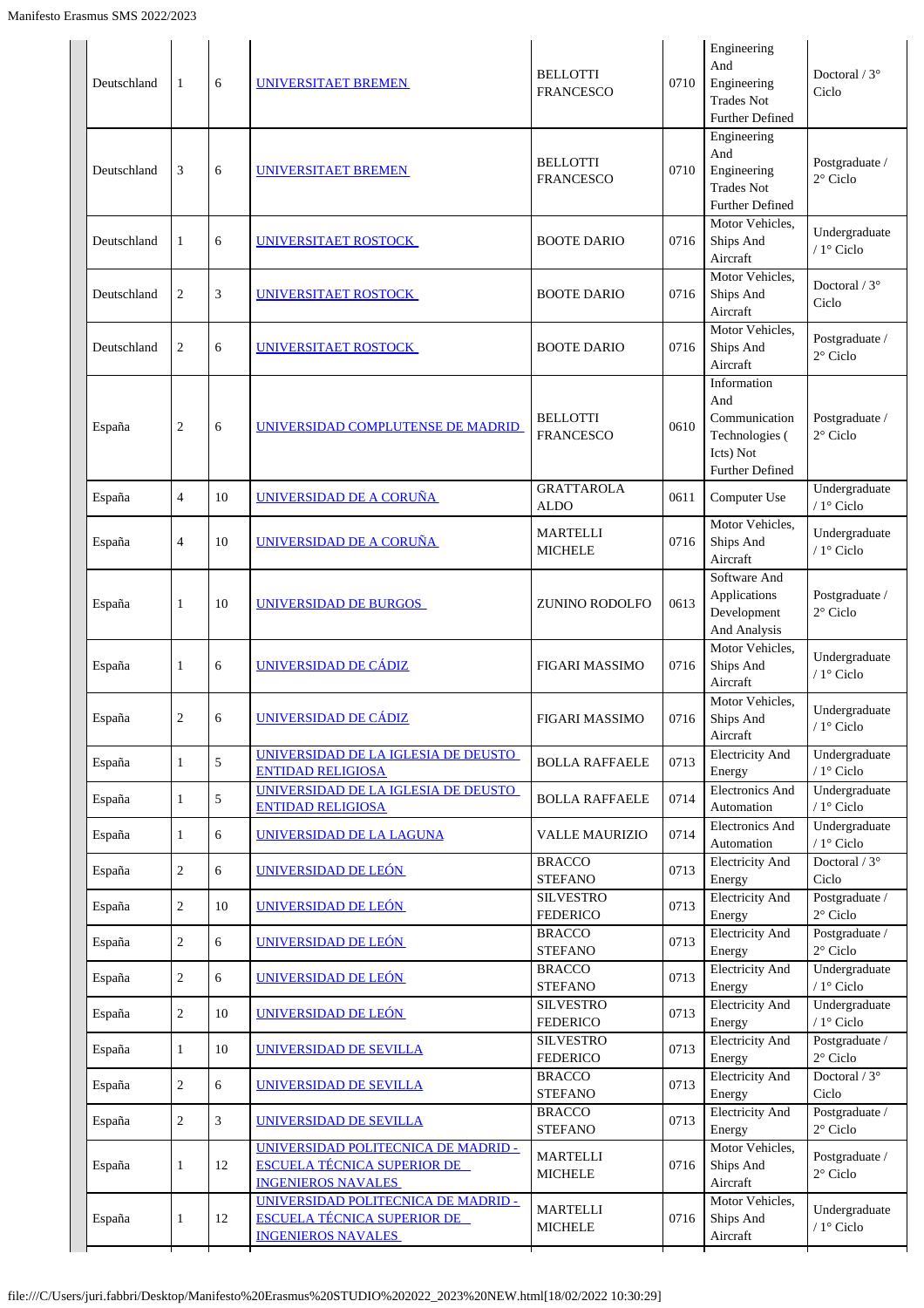| Deutschland | 1 | 6 | UNIVERSITAET BREMEN | BELLOTTI FRANCESCO | 0710 | Engineering And Engineering Trades Not Further Defined | Doctoral / 3° Ciclo |
|---|---|---|---|---|---|---|---|
| Deutschland | 3 | 6 | UNIVERSITAET BREMEN | BELLOTTI FRANCESCO | 0710 | Engineering And Engineering Trades Not Further Defined | Postgraduate / 2° Ciclo |
| Deutschland | 1 | 6 | UNIVERSITAET ROSTOCK | BOOTE DARIO | 0716 | Motor Vehicles, Ships And Aircraft | Undergraduate / 1° Ciclo |
| Deutschland | 2 | 3 | UNIVERSITAET ROSTOCK | BOOTE DARIO | 0716 | Motor Vehicles, Ships And Aircraft | Doctoral / 3° Ciclo |
| Deutschland | 2 | 6 | UNIVERSITAET ROSTOCK | BOOTE DARIO | 0716 | Motor Vehicles, Ships And Aircraft | Postgraduate / 2° Ciclo |
| España | 2 | 6 | UNIVERSIDAD COMPLUTENSE DE MADRID | BELLOTTI FRANCESCO | 0610 | Information And Communication Technologies ( Icts) Not Further Defined | Postgraduate / 2° Ciclo |
| España | 4 | 10 | UNIVERSIDAD DE A CORUÑA | GRATTAROLA ALDO | 0611 | Computer Use | Undergraduate / 1° Ciclo |
| España | 4 | 10 | UNIVERSIDAD DE A CORUÑA | MARTELLI MICHELE | 0716 | Motor Vehicles, Ships And Aircraft | Undergraduate / 1° Ciclo |
| España | 1 | 10 | UNIVERSIDAD DE BURGOS | ZUNINO RODOLFO | 0613 | Software And Applications Development And Analysis | Postgraduate / 2° Ciclo |
| España | 1 | 6 | UNIVERSIDAD DE CÁDIZ | FIGARI MASSIMO | 0716 | Motor Vehicles, Ships And Aircraft | Undergraduate / 1° Ciclo |
| España | 2 | 6 | UNIVERSIDAD DE CÁDIZ | FIGARI MASSIMO | 0716 | Motor Vehicles, Ships And Aircraft | Undergraduate / 1° Ciclo |
| España | 1 | 5 | UNIVERSIDAD DE LA IGLESIA DE DEUSTO ENTIDAD RELIGIOSA | BOLLA RAFFAELE | 0713 | Electricity And Energy | Undergraduate / 1° Ciclo |
| España | 1 | 5 | UNIVERSIDAD DE LA IGLESIA DE DEUSTO ENTIDAD RELIGIOSA | BOLLA RAFFAELE | 0714 | Electronics And Automation | Undergraduate / 1° Ciclo |
| España | 1 | 6 | UNIVERSIDAD DE LA LAGUNA | VALLE MAURIZIO | 0714 | Electronics And Automation | Undergraduate / 1° Ciclo |
| España | 2 | 6 | UNIVERSIDAD DE LEÓN | BRACCO STEFANO | 0713 | Electricity And Energy | Doctoral / 3° Ciclo |
| España | 2 | 10 | UNIVERSIDAD DE LEÓN | SILVESTRO FEDERICO | 0713 | Electricity And Energy | Postgraduate / 2° Ciclo |
| España | 2 | 6 | UNIVERSIDAD DE LEÓN | BRACCO STEFANO | 0713 | Electricity And Energy | Postgraduate / 2° Ciclo |
| España | 2 | 6 | UNIVERSIDAD DE LEÓN | BRACCO STEFANO | 0713 | Electricity And Energy | Undergraduate / 1° Ciclo |
| España | 2 | 10 | UNIVERSIDAD DE LEÓN | SILVESTRO FEDERICO | 0713 | Electricity And Energy | Undergraduate / 1° Ciclo |
| España | 1 | 10 | UNIVERSIDAD DE SEVILLA | SILVESTRO FEDERICO | 0713 | Electricity And Energy | Postgraduate / 2° Ciclo |
| España | 2 | 6 | UNIVERSIDAD DE SEVILLA | BRACCO STEFANO | 0713 | Electricity And Energy | Doctoral / 3° Ciclo |
| España | 2 | 3 | UNIVERSIDAD DE SEVILLA | BRACCO STEFANO | 0713 | Electricity And Energy | Postgraduate / 2° Ciclo |
| España | 1 | 12 | UNIVERSIDAD POLITECNICA DE MADRID - ESCUELA TÉCNICA SUPERIOR DE INGENIEROS NAVALES | MARTELLI MICHELE | 0716 | Motor Vehicles, Ships And Aircraft | Postgraduate / 2° Ciclo |
| España | 1 | 12 | UNIVERSIDAD POLITECNICA DE MADRID - ESCUELA TÉCNICA SUPERIOR DE INGENIEROS NAVALES | MARTELLI MICHELE | 0716 | Motor Vehicles, Ships And Aircraft | Undergraduate / 1° Ciclo |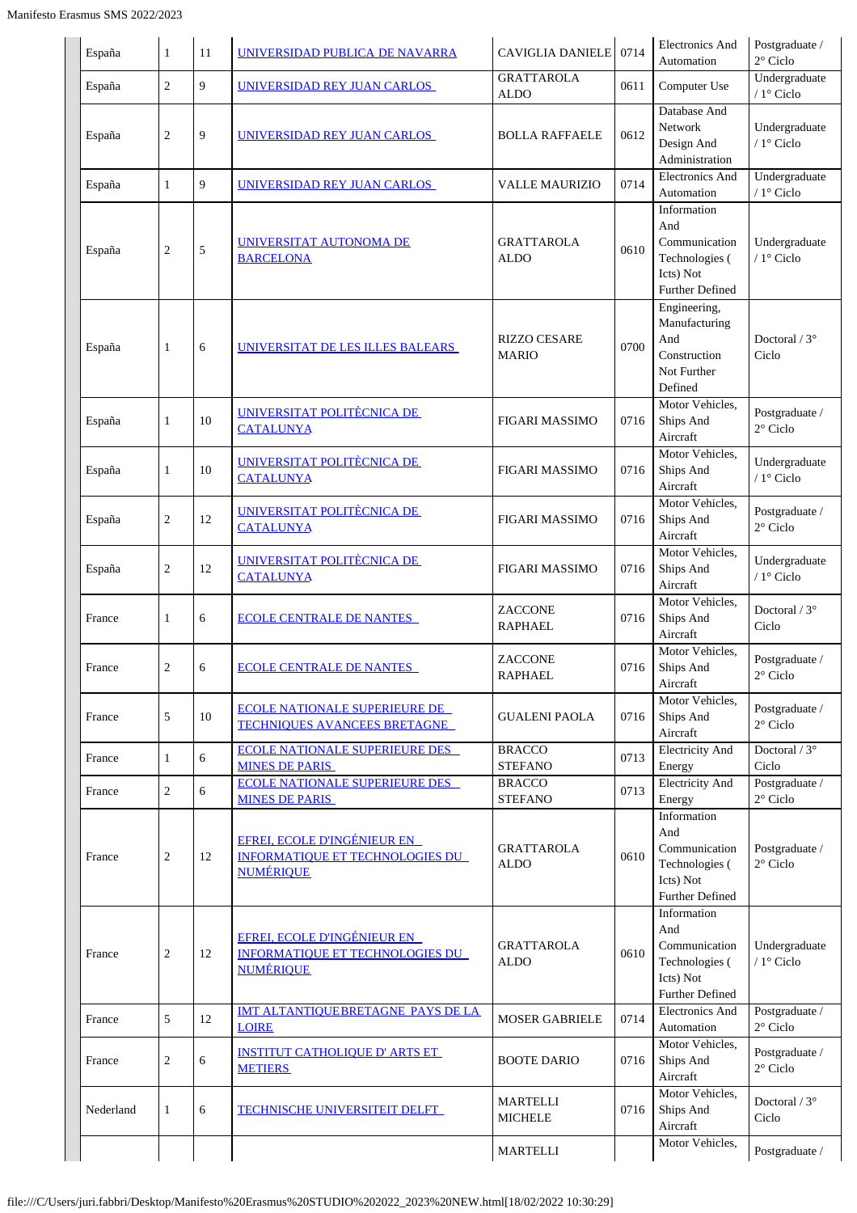| | | | | | | | |
|---|---|---|---|---|---|---|---|
| España | 1 | 11 | UNIVERSIDAD PUBLICA DE NAVARRA | CAVIGLIA DANIELE | 0714 | Electronics And Automation | Postgraduate / 2° Ciclo |
| España | 2 | 9 | UNIVERSIDAD REY JUAN CARLOS | GRATTAROLA ALDO | 0611 | Computer Use | Undergraduate / 1° Ciclo |
| España | 2 | 9 | UNIVERSIDAD REY JUAN CARLOS | BOLLA RAFFAELE | 0612 | Database And Network Design And Administration | Undergraduate / 1° Ciclo |
| España | 1 | 9 | UNIVERSIDAD REY JUAN CARLOS | VALLE MAURIZIO | 0714 | Electronics And Automation | Undergraduate / 1° Ciclo |
| España | 2 | 5 | UNIVERSITAT AUTONOMA DE BARCELONA | GRATTAROLA ALDO | 0610 | Information And Communication Technologies ( Icts) Not Further Defined | Undergraduate / 1° Ciclo |
| España | 1 | 6 | UNIVERSITAT DE LES ILLES BALEARS | RIZZO CESARE MARIO | 0700 | Engineering, Manufacturing And Construction Not Further Defined | Doctoral / 3° Ciclo |
| España | 1 | 10 | UNIVERSITAT POLITÈCNICA DE CATALUNYA | FIGARI MASSIMO | 0716 | Motor Vehicles, Ships And Aircraft | Postgraduate / 2° Ciclo |
| España | 1 | 10 | UNIVERSITAT POLITÈCNICA DE CATALUNYA | FIGARI MASSIMO | 0716 | Motor Vehicles, Ships And Aircraft | Undergraduate / 1° Ciclo |
| España | 2 | 12 | UNIVERSITAT POLITÈCNICA DE CATALUNYA | FIGARI MASSIMO | 0716 | Motor Vehicles, Ships And Aircraft | Postgraduate / 2° Ciclo |
| España | 2 | 12 | UNIVERSITAT POLITÈCNICA DE CATALUNYA | FIGARI MASSIMO | 0716 | Motor Vehicles, Ships And Aircraft | Undergraduate / 1° Ciclo |
| France | 1 | 6 | ECOLE CENTRALE DE NANTES | ZACCONE RAPHAEL | 0716 | Motor Vehicles, Ships And Aircraft | Doctoral / 3° Ciclo |
| France | 2 | 6 | ECOLE CENTRALE DE NANTES | ZACCONE RAPHAEL | 0716 | Motor Vehicles, Ships And Aircraft | Postgraduate / 2° Ciclo |
| France | 5 | 10 | ECOLE NATIONALE SUPERIEURE DE TECHNIQUES AVANCEES BRETAGNE | GUALENI PAOLA | 0716 | Motor Vehicles, Ships And Aircraft | Postgraduate / 2° Ciclo |
| France | 1 | 6 | ECOLE NATIONALE SUPERIEURE DES MINES DE PARIS | BRACCO STEFANO | 0713 | Electricity And Energy | Doctoral / 3° Ciclo |
| France | 2 | 6 | ECOLE NATIONALE SUPERIEURE DES MINES DE PARIS | BRACCO STEFANO | 0713 | Electricity And Energy | Postgraduate / 2° Ciclo |
| France | 2 | 12 | EFREI, ECOLE D'INGÉNIEUR EN INFORMATIQUE ET TECHNOLOGIES DU NUMÉRIQUE | GRATTAROLA ALDO | 0610 | Information And Communication Technologies ( Icts) Not Further Defined | Postgraduate / 2° Ciclo |
| France | 2 | 12 | EFREI, ECOLE D'INGÉNIEUR EN INFORMATIQUE ET TECHNOLOGIES DU NUMÉRIQUE | GRATTAROLA ALDO | 0610 | Information And Communication Technologies ( Icts) Not Further Defined | Undergraduate / 1° Ciclo |
| France | 5 | 12 | IMT ALTANTIQUEBRETAGNE PAYS DE LA LOIRE | MOSER GABRIELE | 0714 | Electronics And Automation | Postgraduate / 2° Ciclo |
| France | 2 | 6 | INSTITUT CATHOLIQUE D' ARTS ET METIERS | BOOTE DARIO | 0716 | Motor Vehicles, Ships And Aircraft | Postgraduate / 2° Ciclo |
| Nederland | 1 | 6 | TECHNISCHE UNIVERSITEIT DELFT | MARTELLI MICHELE | 0716 | Motor Vehicles, Ships And Aircraft | Doctoral / 3° Ciclo |
| | | | | MARTELLI | | Motor Vehicles, | Postgraduate / |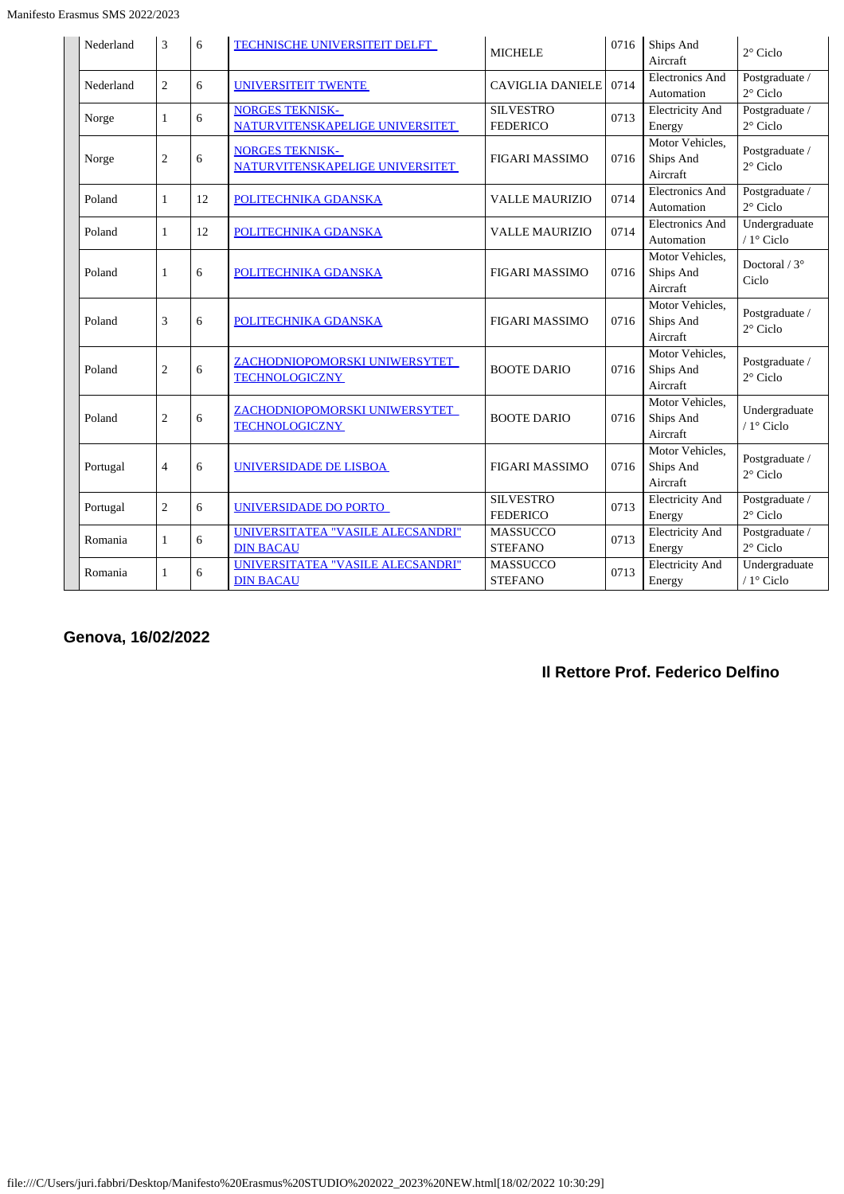| | | | | | | | |
|---|---|---|---|---|---|---|---|
| Nederland | 3 | 6 | TECHNISCHE UNIVERSITEIT DELFT | MICHELE | 0716 | Ships And Aircraft | 2° Ciclo |
| Nederland | 2 | 6 | UNIVERSITEIT TWENTE | CAVIGLIA DANIELE | 0714 | Electronics And Automation | Postgraduate / 2° Ciclo |
| Norge | 1 | 6 | NORGES TEKNISK-NATURVITENSKAPELIGE UNIVERSITET | SILVESTRO FEDERICO | 0713 | Electricity And Energy | Postgraduate / 2° Ciclo |
| Norge | 2 | 6 | NORGES TEKNISK-NATURVITENSKAPELIGE UNIVERSITET | FIGARI MASSIMO | 0716 | Motor Vehicles, Ships And Aircraft | Postgraduate / 2° Ciclo |
| Poland | 1 | 12 | POLITECHNIKA GDANSKA | VALLE MAURIZIO | 0714 | Electronics And Automation | Postgraduate / 2° Ciclo |
| Poland | 1 | 12 | POLITECHNIKA GDANSKA | VALLE MAURIZIO | 0714 | Electronics And Automation | Undergraduate / 1° Ciclo |
| Poland | 1 | 6 | POLITECHNIKA GDANSKA | FIGARI MASSIMO | 0716 | Motor Vehicles, Ships And Aircraft | Doctoral / 3° Ciclo |
| Poland | 3 | 6 | POLITECHNIKA GDANSKA | FIGARI MASSIMO | 0716 | Motor Vehicles, Ships And Aircraft | Postgraduate / 2° Ciclo |
| Poland | 2 | 6 | ZACHODNIOPOMORSKI UNIWERSYTET TECHNOLOGICZNY | BOOTE DARIO | 0716 | Motor Vehicles, Ships And Aircraft | Postgraduate / 2° Ciclo |
| Poland | 2 | 6 | ZACHODNIOPOMORSKI UNIWERSYTET TECHNOLOGICZNY | BOOTE DARIO | 0716 | Motor Vehicles, Ships And Aircraft | Undergraduate / 1° Ciclo |
| Portugal | 4 | 6 | UNIVERSIDADE DE LISBOA | FIGARI MASSIMO | 0716 | Motor Vehicles, Ships And Aircraft | Postgraduate / 2° Ciclo |
| Portugal | 2 | 6 | UNIVERSIDADE DO PORTO | SILVESTRO FEDERICO | 0713 | Electricity And Energy | Postgraduate / 2° Ciclo |
| Romania | 1 | 6 | UNIVERSITATEA "VASILE ALECSANDRI" DIN BACAU | MASSUCCO STEFANO | 0713 | Electricity And Energy | Postgraduate / 2° Ciclo |
| Romania | 1 | 6 | UNIVERSITATEA "VASILE ALECSANDRI" DIN BACAU | MASSUCCO STEFANO | 0713 | Electricity And Energy | Undergraduate / 1° Ciclo |

**Genova, 16/02/2022**

**Il Rettore Prof. Federico Delfino**